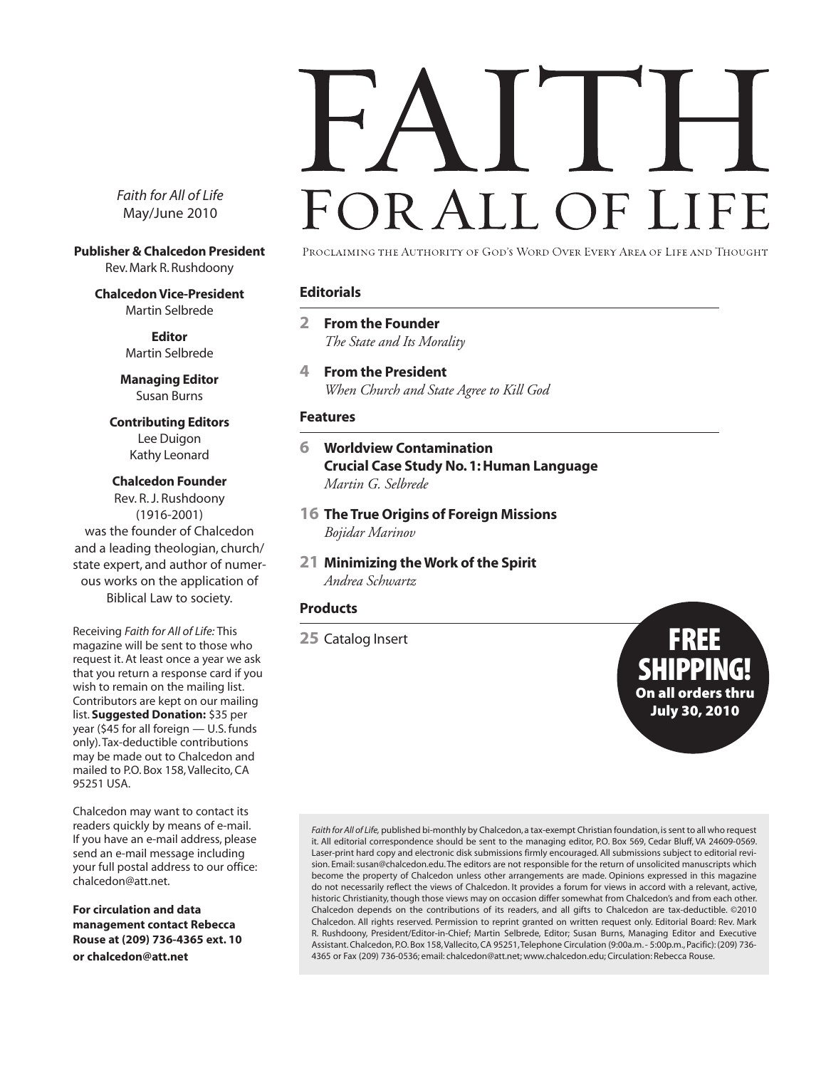# FAITH FOR ALL OF LIFE

PROCLAIMING THE AUTHORITY OF GOD'S WORD OVER EVERY AREA OF LIFE AND THOUGHT

*Faith for All of Life*
May/June 2010

**Publisher & Chalcedon President**
Rev. Mark R. Rushdoony

**Chalcedon Vice-President**
Martin Selbrede

**Editor**
Martin Selbrede

**Managing Editor**
Susan Burns

**Contributing Editors**
Lee Duigon
Kathy Leonard

**Chalcedon Founder**
Rev. R. J. Rushdoony
(1916-2001)
was the founder of Chalcedon and a leading theologian, church/state expert, and author of numerous works on the application of Biblical Law to society.

Receiving *Faith for All of Life:* This magazine will be sent to those who request it. At least once a year we ask that you return a response card if you wish to remain on the mailing list. Contributors are kept on our mailing list. **Suggested Donation:** $35 per year ($45 for all foreign — U.S. funds only). Tax-deductible contributions may be made out to Chalcedon and mailed to P.O. Box 158, Vallecito, CA 95251 USA.

Chalcedon may want to contact its readers quickly by means of e-mail. If you have an e-mail address, please send an e-mail message including your full postal address to our office: chalcedon@att.net.

**For circulation and data management contact Rebecca Rouse at (209) 736-4365 ext. 10 or chalcedon@att.net**

## Editorials

**2 From the Founder**
*The State and Its Morality*

**4 From the President**
*When Church and State Agree to Kill God*

## Features

**6 Worldview Contamination**
**Crucial Case Study No. 1: Human Language**
*Martin G. Selbrede*

**16 The True Origins of Foreign Missions**
*Bojidar Marinov*

**21 Minimizing the Work of the Spirit**
*Andrea Schwartz*

## Products

**25** Catalog Insert

**FREE SHIPPING!**
**On all orders thru July 30, 2010**

*Faith for All of Life,* published bi-monthly by Chalcedon, a tax-exempt Christian foundation, is sent to all who request it. All editorial correspondence should be sent to the managing editor, P.O. Box 569, Cedar Bluff, VA 24609-0569. Laser-print hard copy and electronic disk submissions firmly encouraged. All submissions subject to editorial revision. Email: susan@chalcedon.edu. The editors are not responsible for the return of unsolicited manuscripts which become the property of Chalcedon unless other arrangements are made. Opinions expressed in this magazine do not necessarily reflect the views of Chalcedon. It provides a forum for views in accord with a relevant, active, historic Christianity, though those views may on occasion differ somewhat from Chalcedon's and from each other. Chalcedon depends on the contributions of its readers, and all gifts to Chalcedon are tax-deductible. ©2010 Chalcedon. All rights reserved. Permission to reprint granted on written request only. Editorial Board: Rev. Mark R. Rushdoony, President/Editor-in-Chief; Martin Selbrede, Editor; Susan Burns, Managing Editor and Executive Assistant. Chalcedon, P.O. Box 158, Vallecito, CA 95251, Telephone Circulation (9:00a.m. - 5:00p.m., Pacific): (209) 736-4365 or Fax (209) 736-0536; email: chalcedon@att.net; www.chalcedon.edu; Circulation: Rebecca Rouse.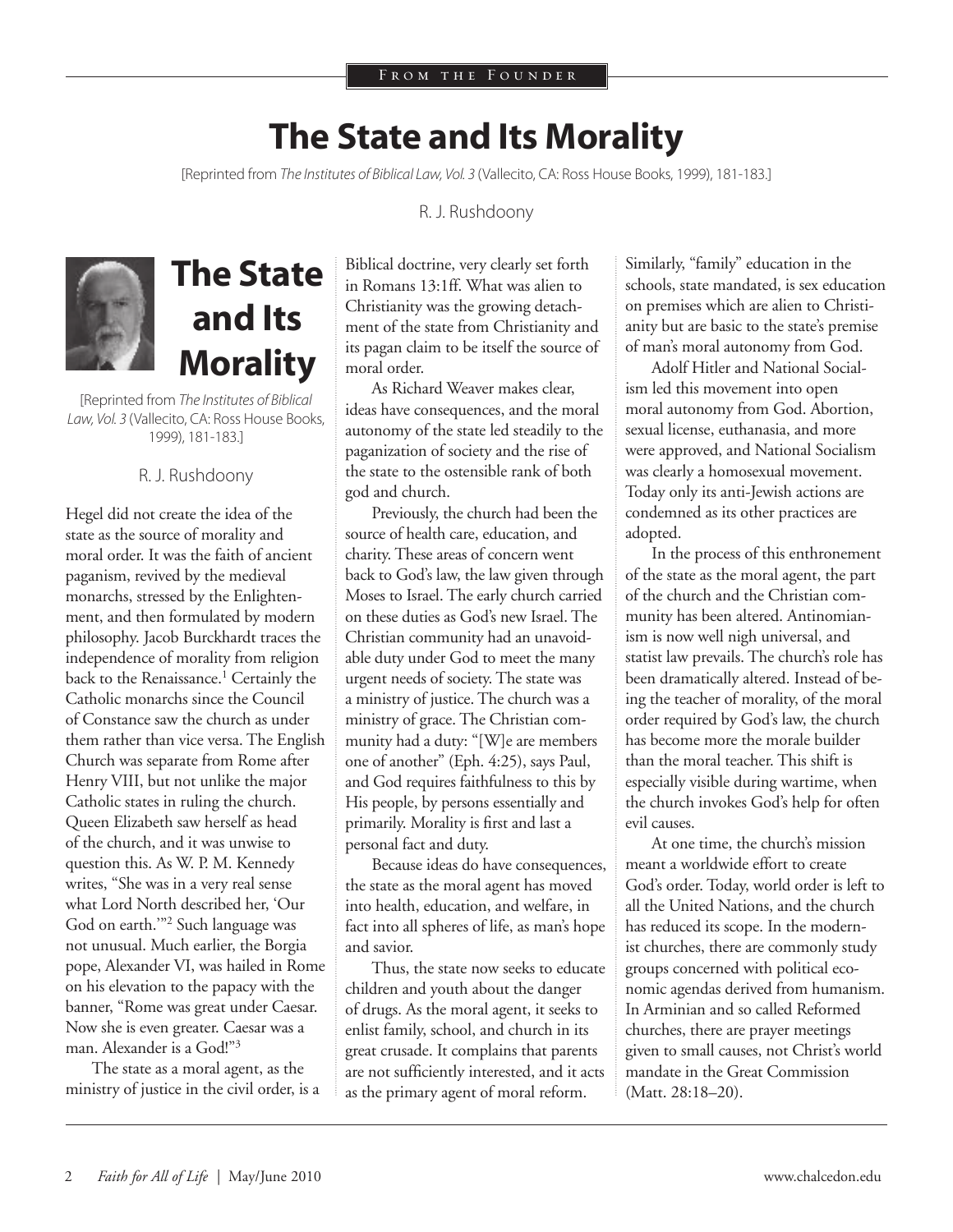From the Founder

# The State and Its Morality

[Reprinted from *The Institutes of Biblical Law, Vol. 3* (Vallecito, CA: Ross House Books, 1999), 181-183.]

R. J. Rushdoony

Hegel did not create the idea of the state as the source of morality and moral order. It was the faith of ancient paganism, revived by the medieval monarchs, stressed by the Enlightenment, and then formulated by modern philosophy. Jacob Burckhardt traces the independence of morality from religion back to the Renaissance.[1] Certainly the Catholic monarchs since the Council of Constance saw the church as under them rather than vice versa. The English Church was separate from Rome after Henry VIII, but not unlike the major Catholic states in ruling the church. Queen Elizabeth saw herself as head of the church, and it was unwise to question this. As W. P. M. Kennedy writes, "She was in a very real sense what Lord North described her, 'Our God on earth.'"[2] Such language was not unusual. Much earlier, the Borgia pope, Alexander VI, was hailed in Rome on his elevation to the papacy with the banner, "Rome was great under Caesar. Now she is even greater. Caesar was a man. Alexander is a God!"[3]

The state as a moral agent, as the ministry of justice in the civil order, is a Biblical doctrine, very clearly set forth in Romans 13:1ff. What was alien to Christianity was the growing detachment of the state from Christianity and its pagan claim to be itself the source of moral order.

As Richard Weaver makes clear, ideas have consequences, and the moral autonomy of the state led steadily to the paganization of society and the rise of the state to the ostensible rank of both god and church.

Previously, the church had been the source of health care, education, and charity. These areas of concern went back to God's law, the law given through Moses to Israel. The early church carried on these duties as God's new Israel. The Christian community had an unavoidable duty under God to meet the many urgent needs of society. The state was a ministry of justice. The church was a ministry of grace. The Christian community had a duty: "[W]e are members one of another" (Eph. 4:25), says Paul, and God requires faithfulness to this by His people, by persons essentially and primarily. Morality is first and last a personal fact and duty.

Because ideas do have consequences, the state as the moral agent has moved into health, education, and welfare, in fact into all spheres of life, as man's hope and savior.

Thus, the state now seeks to educate children and youth about the danger of drugs. As the moral agent, it seeks to enlist family, school, and church in its great crusade. It complains that parents are not sufficiently interested, and it acts as the primary agent of moral reform. Similarly, "family" education in the schools, state mandated, is sex education on premises which are alien to Christianity but are basic to the state's premise of man's moral autonomy from God.

Adolf Hitler and National Socialism led this movement into open moral autonomy from God. Abortion, sexual license, euthanasia, and more were approved, and National Socialism was clearly a homosexual movement. Today only its anti-Jewish actions are condemned as its other practices are adopted.

In the process of this enthronement of the state as the moral agent, the part of the church and the Christian community has been altered. Antinomianism is now well nigh universal, and statist law prevails. The church's role has been dramatically altered. Instead of being the teacher of morality, of the moral order required by God's law, the church has become more the morale builder than the moral teacher. This shift is especially visible during wartime, when the church invokes God's help for often evil causes.

At one time, the church's mission meant a worldwide effort to create God's order. Today, world order is left to all the United Nations, and the church has reduced its scope. In the modernist churches, there are commonly study groups concerned with political economic agendas derived from humanism. In Arminian and so called Reformed churches, there are prayer meetings given to small causes, not Christ's world mandate in the Great Commission (Matt. 28:18–20).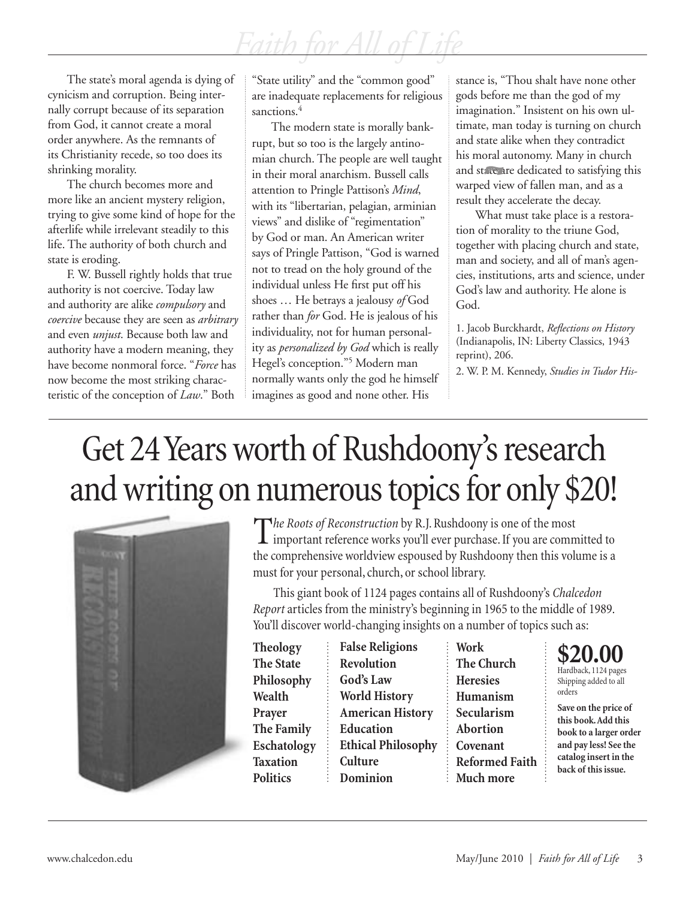The state's moral agenda is dying of cynicism and corruption. Being internally corrupt because of its separation from God, it cannot create a moral order anywhere. As the remnants of its Christianity recede, so too does its shrinking morality.

The church becomes more and more like an ancient mystery religion, trying to give some kind of hope for the afterlife while irrelevant steadily to this life. The authority of both church and state is eroding.

F. W. Bussell rightly holds that true authority is not coercive. Today law and authority are alike *compulsory* and *coercive* because they are seen as *arbitrary* and even *unjust*. Because both law and authority have a modern meaning, they have become nonmoral force. "*Force* has now become the most striking characteristic of the conception of *Law*." Both "State utility" and the "common good" are inadequate replacements for religious sanctions.[4]

The modern state is morally bankrupt, but so too is the largely antinomian church. The people are well taught in their moral anarchism. Bussell calls attention to Pringle Pattison's *Mind*, with its "libertarian, pelagian, arminian views" and dislike of "regimentation" by God or man. An American writer says of Pringle Pattison, "God is warned not to tread on the holy ground of the individual unless He first put off his shoes … He betrays a jealousy *of* God rather than *for* God. He is jealous of his individuality, not for human personality as *personalized by God* which is really Hegel's conception."[5] Modern man normally wants only the god he himself imagines as good and none other. His stance is, "Thou shalt have none other gods before me than the god of my imagination." Insistent on his own ultimate, man today is turning on church and state alike when they contradict his moral autonomy. Many in church and state are dedicated to satisfying this warped view of fallen man, and as a result they accelerate the decay.

What must take place is a restoration of morality to the triune God, together with placing church and state, man and society, and all of man's agencies, institutions, arts and science, under God's law and authority. He alone is God.

1. Jacob Burckhardt, *Reflections on History* (Indianapolis, IN: Liberty Classics, 1943 reprint), 206.

2. W. P. M. Kennedy, *Studies in Tudor His-*

# Get 24 Years worth of Rushdoony's research and writing on numerous topics for only $20!

*The Roots of Reconstruction* by R. J. Rushdoony is one of the most important reference works you'll ever purchase. If you are committed to the comprehensive worldview espoused by Rushdoony then this volume is a must for your personal, church, or school library.

This giant book of 1124 pages contains all of Rushdoony's *Chalcedon Report* articles from the ministry's beginning in 1965 to the middle of 1989. You'll discover world-changing insights on a number of topics such as:

**Theology**
**The State**
**Philosophy**
**Wealth**
**Prayer**
**The Family**
**Eschatology**
**Taxation**
**Politics**
**False Religions**
**Revolution**
**God's Law**
**World History**
**American History**
**Education**
**Ethical Philosophy**
**Culture**
**Dominion**
**Work**
**The Church**
**Heresies**
**Humanism**
**Secularism**
**Abortion**
**Covenant**
**Reformed Faith**
**Much more**

**$20.00**
Hardback, 1124 pages
Shipping added to all orders

**Save on the price of this book. Add this book to a larger order and pay less! See the catalog insert in the back of this issue.**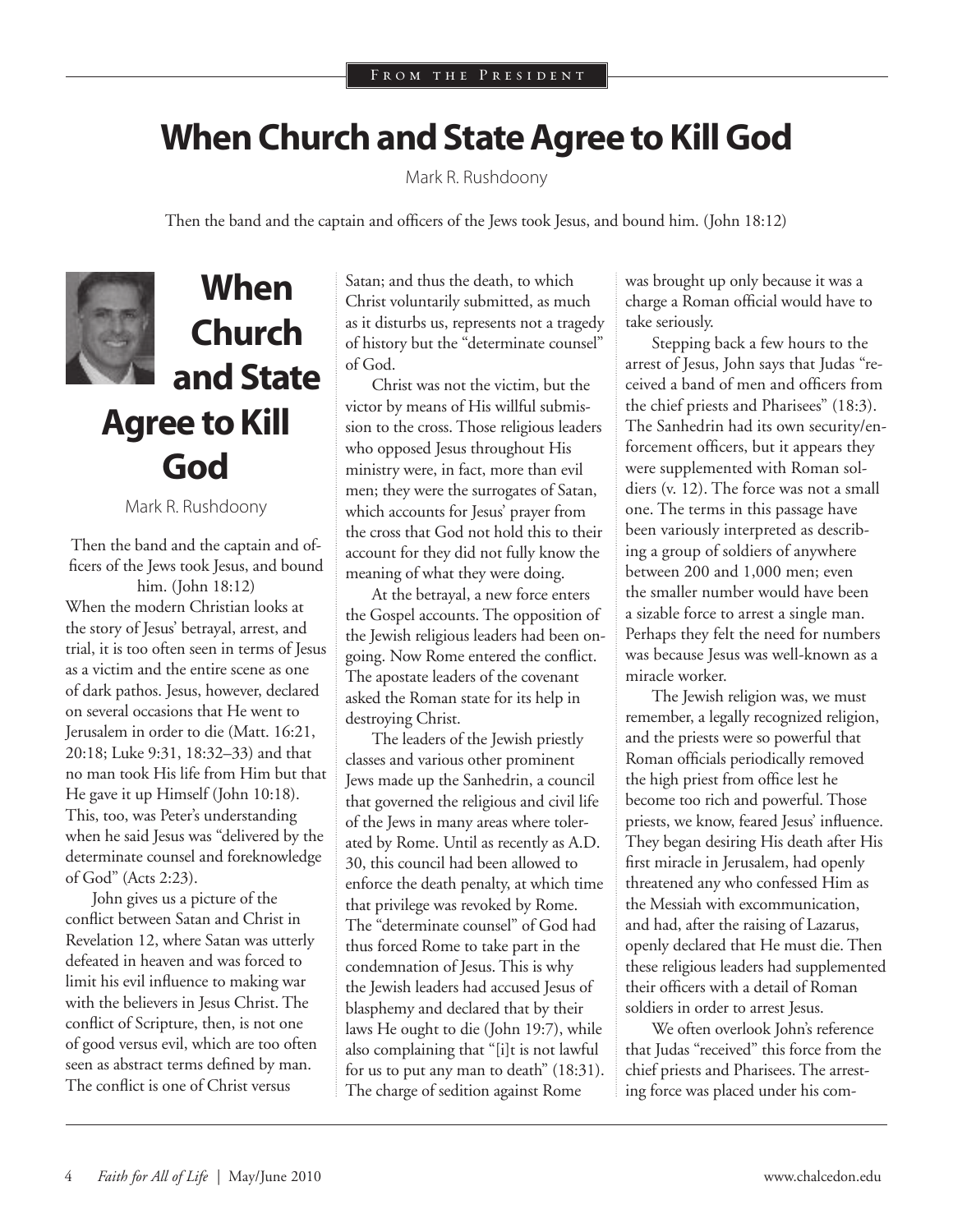# When Church and State Agree to Kill God

Mark R. Rushdoony

Then the band and the captain and officers of the Jews took Jesus, and bound him. (John 18:12)

When the modern Christian looks at the story of Jesus' betrayal, arrest, and trial, it is too often seen in terms of Jesus as a victim and the entire scene as one of dark pathos. Jesus, however, declared on several occasions that He went to Jerusalem in order to die (Matt. 16:21, 20:18; Luke 9:31, 18:32–33) and that no man took His life from Him but that He gave it up Himself (John 10:18). This, too, was Peter's understanding when he said Jesus was "delivered by the determinate counsel and foreknowledge of God" (Acts 2:23).

John gives us a picture of the conflict between Satan and Christ in Revelation 12, where Satan was utterly defeated in heaven and was forced to limit his evil influence to making war with the believers in Jesus Christ. The conflict of Scripture, then, is not one of good versus evil, which are too often seen as abstract terms defined by man. The conflict is one of Christ versus Satan; and thus the death, to which Christ voluntarily submitted, as much as it disturbs us, represents not a tragedy of history but the "determinate counsel" of God.

Christ was not the victim, but the victor by means of His willful submission to the cross. Those religious leaders who opposed Jesus throughout His ministry were, in fact, more than evil men; they were the surrogates of Satan, which accounts for Jesus' prayer from the cross that God not hold this to their account for they did not fully know the meaning of what they were doing.

At the betrayal, a new force enters the Gospel accounts. The opposition of the Jewish religious leaders had been ongoing. Now Rome entered the conflict. The apostate leaders of the covenant asked the Roman state for its help in destroying Christ.

The leaders of the Jewish priestly classes and various other prominent Jews made up the Sanhedrin, a council that governed the religious and civil life of the Jews in many areas where tolerated by Rome. Until as recently as A.D. 30, this council had been allowed to enforce the death penalty, at which time that privilege was revoked by Rome. The "determinate counsel" of God had thus forced Rome to take part in the condemnation of Jesus. This is why the Jewish leaders had accused Jesus of blasphemy and declared that by their laws He ought to die (John 19:7), while also complaining that "[i]t is not lawful for us to put any man to death" (18:31). The charge of sedition against Rome was brought up only because it was a charge a Roman official would have to take seriously.

Stepping back a few hours to the arrest of Jesus, John says that Judas "received a band of men and officers from the chief priests and Pharisees" (18:3). The Sanhedrin had its own security/enforcement officers, but it appears they were supplemented with Roman soldiers (v. 12). The force was not a small one. The terms in this passage have been variously interpreted as describing a group of soldiers of anywhere between 200 and 1,000 men; even the smaller number would have been a sizable force to arrest a single man. Perhaps they felt the need for numbers was because Jesus was well-known as a miracle worker.

The Jewish religion was, we must remember, a legally recognized religion, and the priests were so powerful that Roman officials periodically removed the high priest from office lest he become too rich and powerful. Those priests, we know, feared Jesus' influence. They began desiring His death after His first miracle in Jerusalem, had openly threatened any who confessed Him as the Messiah with excommunication, and had, after the raising of Lazarus, openly declared that He must die. Then these religious leaders had supplemented their officers with a detail of Roman soldiers in order to arrest Jesus.

We often overlook John's reference that Judas "received" this force from the chief priests and Pharisees. The arresting force was placed under his com-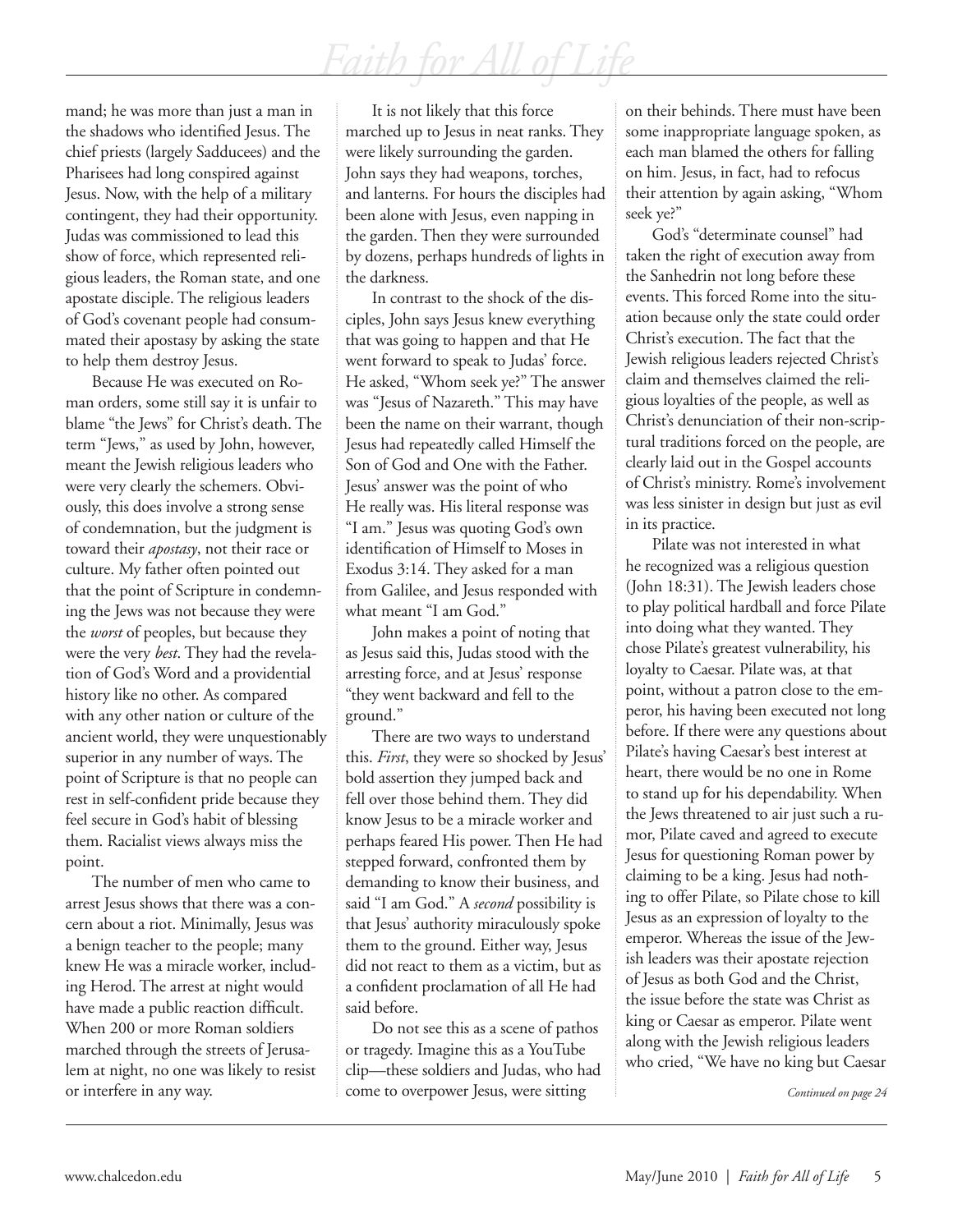mand; he was more than just a man in the shadows who identified Jesus. The chief priests (largely Sadducees) and the Pharisees had long conspired against Jesus. Now, with the help of a military contingent, they had their opportunity. Judas was commissioned to lead this show of force, which represented religious leaders, the Roman state, and one apostate disciple. The religious leaders of God's covenant people had consummated their apostasy by asking the state to help them destroy Jesus.

Because He was executed on Roman orders, some still say it is unfair to blame "the Jews" for Christ's death. The term "Jews," as used by John, however, meant the Jewish religious leaders who were very clearly the schemers. Obviously, this does involve a strong sense of condemnation, but the judgment is toward their *apostasy*, not their race or culture. My father often pointed out that the point of Scripture in condemning the Jews was not because they were the *worst* of peoples, but because they were the very *best*. They had the revelation of God's Word and a providential history like no other. As compared with any other nation or culture of the ancient world, they were unquestionably superior in any number of ways. The point of Scripture is that no people can rest in self-confident pride because they feel secure in God's habit of blessing them. Racialist views always miss the point.

The number of men who came to arrest Jesus shows that there was a concern about a riot. Minimally, Jesus was a benign teacher to the people; many knew He was a miracle worker, including Herod. The arrest at night would have made a public reaction difficult. When 200 or more Roman soldiers marched through the streets of Jerusalem at night, no one was likely to resist or interfere in any way.

It is not likely that this force marched up to Jesus in neat ranks. They were likely surrounding the garden. John says they had weapons, torches, and lanterns. For hours the disciples had been alone with Jesus, even napping in the garden. Then they were surrounded by dozens, perhaps hundreds of lights in the darkness.

In contrast to the shock of the disciples, John says Jesus knew everything that was going to happen and that He went forward to speak to Judas' force. He asked, "Whom seek ye?" The answer was "Jesus of Nazareth." This may have been the name on their warrant, though Jesus had repeatedly called Himself the Son of God and One with the Father. Jesus' answer was the point of who He really was. His literal response was "I am." Jesus was quoting God's own identification of Himself to Moses in Exodus 3:14. They asked for a man from Galilee, and Jesus responded with what meant "I am God."

John makes a point of noting that as Jesus said this, Judas stood with the arresting force, and at Jesus' response "they went backward and fell to the ground."

There are two ways to understand this. *First*, they were so shocked by Jesus' bold assertion they jumped back and fell over those behind them. They did know Jesus to be a miracle worker and perhaps feared His power. Then He had stepped forward, confronted them by demanding to know their business, and said "I am God." A *second* possibility is that Jesus' authority miraculously spoke them to the ground. Either way, Jesus did not react to them as a victim, but as a confident proclamation of all He had said before.

Do not see this as a scene of pathos or tragedy. Imagine this as a YouTube clip—these soldiers and Judas, who had come to overpower Jesus, were sitting on their behinds. There must have been some inappropriate language spoken, as each man blamed the others for falling on him. Jesus, in fact, had to refocus their attention by again asking, "Whom seek ye?"

God's "determinate counsel" had taken the right of execution away from the Sanhedrin not long before these events. This forced Rome into the situation because only the state could order Christ's execution. The fact that the Jewish religious leaders rejected Christ's claim and themselves claimed the religious loyalties of the people, as well as Christ's denunciation of their non-scriptural traditions forced on the people, are clearly laid out in the Gospel accounts of Christ's ministry. Rome's involvement was less sinister in design but just as evil in its practice.

Pilate was not interested in what he recognized was a religious question (John 18:31). The Jewish leaders chose to play political hardball and force Pilate into doing what they wanted. They chose Pilate's greatest vulnerability, his loyalty to Caesar. Pilate was, at that point, without a patron close to the emperor, his having been executed not long before. If there were any questions about Pilate's having Caesar's best interest at heart, there would be no one in Rome to stand up for his dependability. When the Jews threatened to air just such a rumor, Pilate caved and agreed to execute Jesus for questioning Roman power by claiming to be a king. Jesus had nothing to offer Pilate, so Pilate chose to kill Jesus as an expression of loyalty to the emperor. Whereas the issue of the Jewish leaders was their apostate rejection of Jesus as both God and the Christ, the issue before the state was Christ as king or Caesar as emperor. Pilate went along with the Jewish religious leaders who cried, "We have no king but Caesar

*Continued on page 24*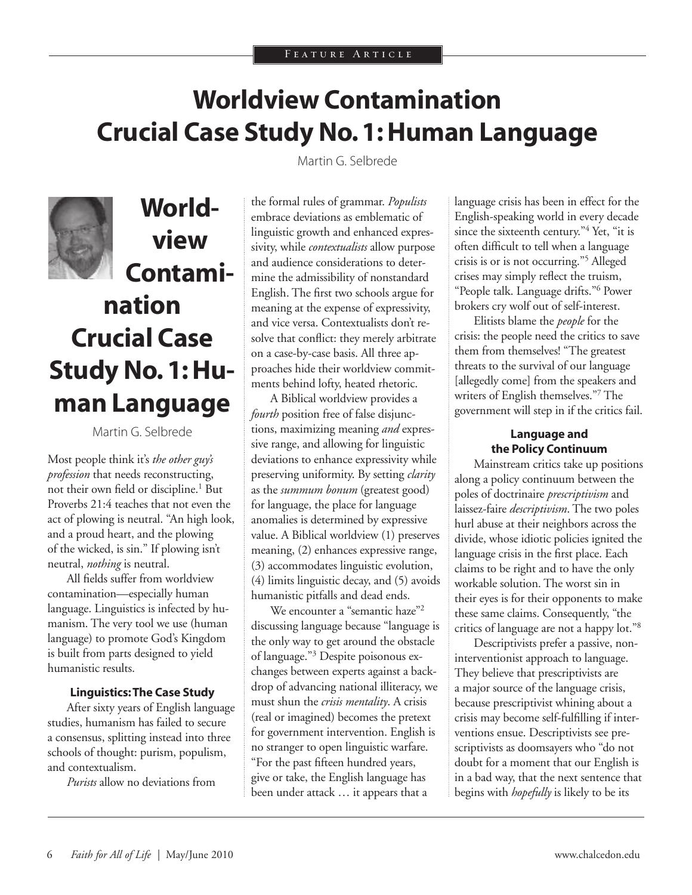# Worldview Contamination Crucial Case Study No. 1: Human Language

Martin G. Selbrede

Most people think it's *the other guy's profession* that needs reconstructing, not their own field or discipline.[1] But Proverbs 21:4 teaches that not even the act of plowing is neutral. "An high look, and a proud heart, and the plowing of the wicked, is sin." If plowing isn't neutral, *nothing* is neutral.

All fields suffer from worldview contamination—especially human language. Linguistics is infected by humanism. The very tool we use (human language) to promote God's Kingdom is built from parts designed to yield humanistic results.

### Linguistics: The Case Study

After sixty years of English language studies, humanism has failed to secure a consensus, splitting instead into three schools of thought: purism, populism, and contextualism.

*Purists* allow no deviations from the formal rules of grammar. *Populists* embrace deviations as emblematic of linguistic growth and enhanced expressivity, while *contextualists* allow purpose and audience considerations to determine the admissibility of nonstandard English. The first two schools argue for meaning at the expense of expressivity, and vice versa. Contextualists don't resolve that conflict: they merely arbitrate on a case-by-case basis. All three approaches hide their worldview commitments behind lofty, heated rhetoric.

A Biblical worldview provides a *fourth* position free of false disjunctions, maximizing meaning *and* expressive range, and allowing for linguistic deviations to enhance expressivity while preserving uniformity. By setting *clarity* as the *summum bonum* (greatest good) for language, the place for language anomalies is determined by expressive value. A Biblical worldview (1) preserves meaning, (2) enhances expressive range, (3) accommodates linguistic evolution, (4) limits linguistic decay, and (5) avoids humanistic pitfalls and dead ends.

We encounter a "semantic haze"[2] discussing language because "language is the only way to get around the obstacle of language."[3] Despite poisonous exchanges between experts against a backdrop of advancing national illiteracy, we must shun the *crisis mentality*. A crisis (real or imagined) becomes the pretext for government intervention. English is no stranger to open linguistic warfare. "For the past fifteen hundred years, give or take, the English language has been under attack … it appears that a language crisis has been in effect for the English-speaking world in every decade since the sixteenth century."[4] Yet, "it is often difficult to tell when a language crisis is or is not occurring."[5] Alleged crises may simply reflect the truism, "People talk. Language drifts."[6] Power brokers cry wolf out of self-interest.

Elitists blame the *people* for the crisis: the people need the critics to save them from themselves! "The greatest threats to the survival of our language [allegedly come] from the speakers and writers of English themselves."[7] The government will step in if the critics fail.

### Language and the Policy Continuum

Mainstream critics take up positions along a policy continuum between the poles of doctrinaire *prescriptivism* and laissez-faire *descriptivism*. The two poles hurl abuse at their neighbors across the divide, whose idiotic policies ignited the language crisis in the first place. Each claims to be right and to have the only workable solution. The worst sin in their eyes is for their opponents to make these same claims. Consequently, "the critics of language are not a happy lot."[8]

Descriptivists prefer a passive, noninterventionist approach to language. They believe that prescriptivists are a major source of the language crisis, because prescriptivist whining about a crisis may become self-fulfilling if interventions ensue. Descriptivists see prescriptivists as doomsayers who "do not doubt for a moment that our English is in a bad way, that the next sentence that begins with *hopefully* is likely to be its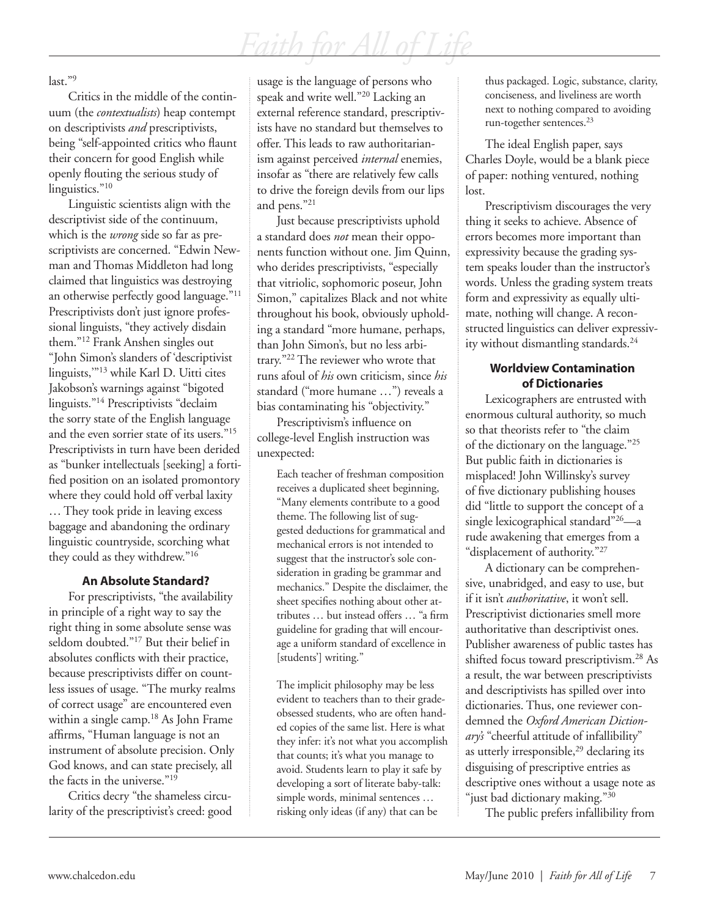last."[9]

Critics in the middle of the continuum (the *contextualists*) heap contempt on descriptivists *and* prescriptivists, being "self-appointed critics who flaunt their concern for good English while openly flouting the serious study of linguistics."[10]

Linguistic scientists align with the descriptivist side of the continuum, which is the *wrong* side so far as prescriptivists are concerned. "Edwin Newman and Thomas Middleton had long claimed that linguistics was destroying an otherwise perfectly good language."[11] Prescriptivists don't just ignore professional linguists, "they actively disdain them."[12] Frank Anshen singles out "John Simon's slanders of 'descriptivist linguists,'"[13] while Karl D. Uitti cites Jakobson's warnings against "bigoted linguists."[14] Prescriptivists "declaim the sorry state of the English language and the even sorrier state of its users."[15] Prescriptivists in turn have been derided as "bunker intellectuals [seeking] a fortified position on an isolated promontory where they could hold off verbal laxity … They took pride in leaving excess baggage and abandoning the ordinary linguistic countryside, scorching what they could as they withdrew."[16]

### An Absolute Standard?

For prescriptivists, "the availability in principle of a right way to say the right thing in some absolute sense was seldom doubted."[17] But their belief in absolutes conflicts with their practice, because prescriptivists differ on countless issues of usage. "The murky realms of correct usage" are encountered even within a single camp.[18] As John Frame affirms, "Human language is not an instrument of absolute precision. Only God knows, and can state precisely, all the facts in the universe."[19]

Critics decry "the shameless circularity of the prescriptivist's creed: good usage is the language of persons who speak and write well."[20] Lacking an external reference standard, prescriptivists have no standard but themselves to offer. This leads to raw authoritarianism against perceived *internal* enemies, insofar as "there are relatively few calls to drive the foreign devils from our lips and pens."[21]

Just because prescriptivists uphold a standard does *not* mean their opponents function without one. Jim Quinn, who derides prescriptivists, "especially that vitriolic, sophomoric poseur, John Simon," capitalizes Black and not white throughout his book, obviously upholding a standard "more humane, perhaps, than John Simon's, but no less arbitrary."[22] The reviewer who wrote that runs afoul of *his* own criticism, since *his* standard ("more humane …") reveals a bias contaminating his "objectivity."

Prescriptivism's influence on college-level English instruction was unexpected:

> Each teacher of freshman composition receives a duplicated sheet beginning, "Many elements contribute to a good theme. The following list of suggested deductions for grammatical and mechanical errors is not intended to suggest that the instructor's sole consideration in grading be grammar and mechanics." Despite the disclaimer, the sheet specifies nothing about other attributes … but instead offers … "a firm guideline for grading that will encourage a uniform standard of excellence in [students'] writing."
>
> The implicit philosophy may be less evident to teachers than to their grade-obsessed students, who are often handed copies of the same list. Here is what they infer: it's not what you accomplish that counts; it's what you manage to avoid. Students learn to play it safe by developing a sort of literate baby-talk: simple words, minimal sentences … risking only ideas (if any) that can be thus packaged. Logic, substance, clarity, conciseness, and liveliness are worth next to nothing compared to avoiding run-together sentences.[23]

The ideal English paper, says Charles Doyle, would be a blank piece of paper: nothing ventured, nothing lost.

Prescriptivism discourages the very thing it seeks to achieve. Absence of errors becomes more important than expressivity because the grading system speaks louder than the instructor's words. Unless the grading system treats form and expressivity as equally ultimate, nothing will change. A reconstructed linguistics can deliver expressivity without dismantling standards.[24]

### Worldview Contamination of Dictionaries

Lexicographers are entrusted with enormous cultural authority, so much so that theorists refer to "the claim of the dictionary on the language."[25] But public faith in dictionaries is misplaced! John Willinsky's survey of five dictionary publishing houses did "little to support the concept of a single lexicographical standard"[26]—a rude awakening that emerges from a "displacement of authority."[27]

A dictionary can be comprehensive, unabridged, and easy to use, but if it isn't *authoritative*, it won't sell. Prescriptivist dictionaries smell more authoritative than descriptivist ones. Publisher awareness of public tastes has shifted focus toward prescriptivism.[28] As a result, the war between prescriptivists and descriptivists has spilled over into dictionaries. Thus, one reviewer condemned the *Oxford American Dictionary's* "cheerful attitude of infallibility" as utterly irresponsible,[29] declaring its disguising of prescriptive entries as descriptive ones without a usage note as "just bad dictionary making."[30]

The public prefers infallibility from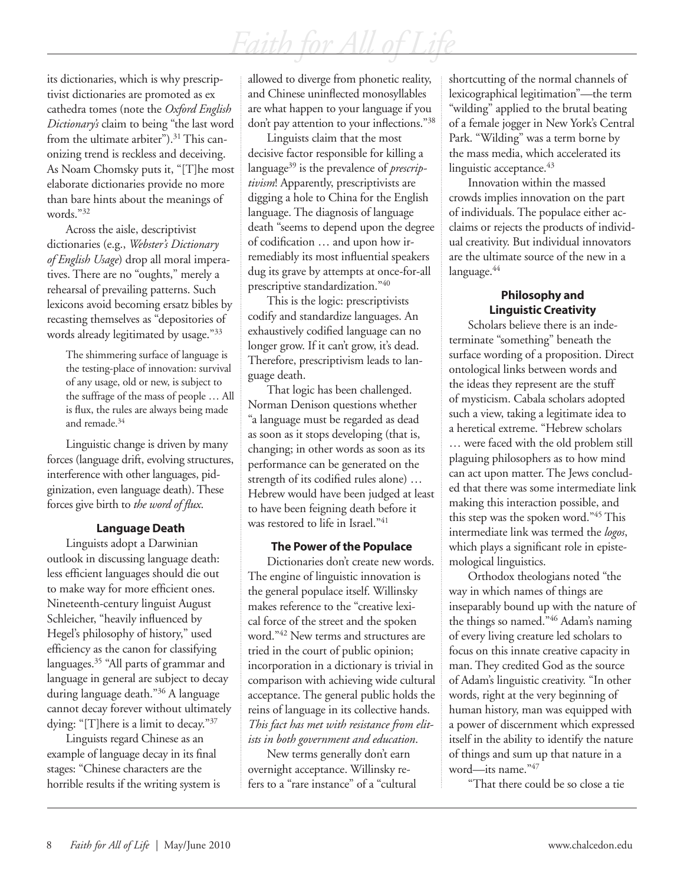its dictionaries, which is why prescriptivist dictionaries are promoted as ex cathedra tomes (note the *Oxford English Dictionary's* claim to being "the last word from the ultimate arbiter").[31] This canonizing trend is reckless and deceiving. As Noam Chomsky puts it, "[T]he most elaborate dictionaries provide no more than bare hints about the meanings of words."[32]

Across the aisle, descriptivist dictionaries (e.g., *Webster's Dictionary of English Usage*) drop all moral imperatives. There are no "oughts," merely a rehearsal of prevailing patterns. Such lexicons avoid becoming ersatz bibles by recasting themselves as "depositories of words already legitimated by usage."[33]

> The shimmering surface of language is the testing-place of innovation: survival of any usage, old or new, is subject to the suffrage of the mass of people … All is flux, the rules are always being made and remade.[34]

Linguistic change is driven by many forces (language drift, evolving structures, interference with other languages, pidginization, even language death). These forces give birth to *the word of flux*.

### Language Death

Linguists adopt a Darwinian outlook in discussing language death: less efficient languages should die out to make way for more efficient ones. Nineteenth-century linguist August Schleicher, "heavily influenced by Hegel's philosophy of history," used efficiency as the canon for classifying languages.[35] "All parts of grammar and language in general are subject to decay during language death."[36] A language cannot decay forever without ultimately dying: "[T]here is a limit to decay."[37]

Linguists regard Chinese as an example of language decay in its final stages: "Chinese characters are the horrible results if the writing system is allowed to diverge from phonetic reality, and Chinese uninflected monosyllables are what happen to your language if you don't pay attention to your inflections."[38]

Linguists claim that the most decisive factor responsible for killing a language[39] is the prevalence of *prescriptivism*! Apparently, prescriptivists are digging a hole to China for the English language. The diagnosis of language death "seems to depend upon the degree of codification … and upon how irremediably its most influential speakers dug its grave by attempts at once-for-all prescriptive standardization."[40]

This is the logic: prescriptivists codify and standardize languages. An exhaustively codified language can no longer grow. If it can't grow, it's dead. Therefore, prescriptivism leads to language death.

That logic has been challenged. Norman Denison questions whether "a language must be regarded as dead as soon as it stops developing (that is, changing; in other words as soon as its performance can be generated on the strength of its codified rules alone) … Hebrew would have been judged at least to have been feigning death before it was restored to life in Israel."[41]

### The Power of the Populace

Dictionaries don't create new words. The engine of linguistic innovation is the general populace itself. Willinsky makes reference to the "creative lexical force of the street and the spoken word."[42] New terms and structures are tried in the court of public opinion; incorporation in a dictionary is trivial in comparison with achieving wide cultural acceptance. The general public holds the reins of language in its collective hands. *This fact has met with resistance from elitists in both government and education*.

New terms generally don't earn overnight acceptance. Willinsky refers to a "rare instance" of a "cultural shortcutting of the normal channels of lexicographical legitimation"—the term "wilding" applied to the brutal beating of a female jogger in New York's Central Park. "Wilding" was a term borne by the mass media, which accelerated its linguistic acceptance.[43]

Innovation within the massed crowds implies innovation on the part of individuals. The populace either acclaims or rejects the products of individual creativity. But individual innovators are the ultimate source of the new in a language.[44]

### Philosophy and Linguistic Creativity

Scholars believe there is an indeterminate "something" beneath the surface wording of a proposition. Direct ontological links between words and the ideas they represent are the stuff of mysticism. Cabala scholars adopted such a view, taking a legitimate idea to a heretical extreme. "Hebrew scholars … were faced with the old problem still plaguing philosophers as to how mind can act upon matter. The Jews concluded that there was some intermediate link making this interaction possible, and this step was the spoken word."[45] This intermediate link was termed the *logos*, which plays a significant role in epistemological linguistics.

Orthodox theologians noted "the way in which names of things are inseparably bound up with the nature of the things so named."[46] Adam's naming of every living creature led scholars to focus on this innate creative capacity in man. They credited God as the source of Adam's linguistic creativity. "In other words, right at the very beginning of human history, man was equipped with a power of discernment which expressed itself in the ability to identify the nature of things and sum up that nature in a word—its name."[47]

"That there could be so close a tie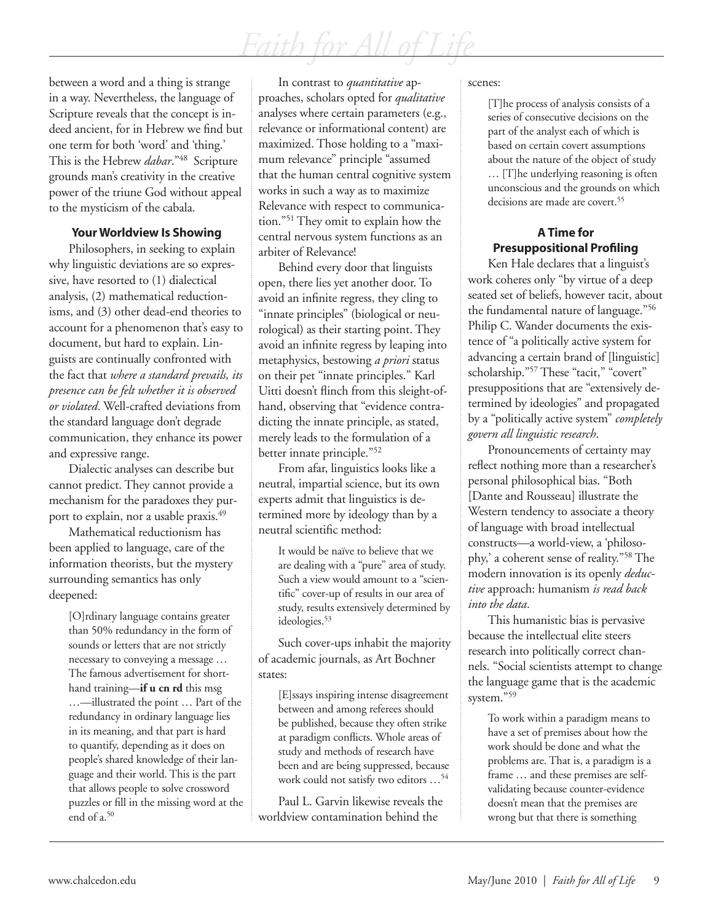between a word and a thing is strange in a way. Nevertheless, the language of Scripture reveals that the concept is indeed ancient, for in Hebrew we find but one term for both 'word' and 'thing.' This is the Hebrew *dabar*."[48] Scripture grounds man's creativity in the creative power of the triune God without appeal to the mysticism of the cabala.

### Your Worldview Is Showing

Philosophers, in seeking to explain why linguistic deviations are so expressive, have resorted to (1) dialectical analysis, (2) mathematical reductionisms, and (3) other dead-end theories to account for a phenomenon that's easy to document, but hard to explain. Linguists are continually confronted with the fact that *where a standard prevails, its presence can be felt whether it is observed or violated*. Well-crafted deviations from the standard language don't degrade communication, they enhance its power and expressive range.

Dialectic analyses can describe but cannot predict. They cannot provide a mechanism for the paradoxes they purport to explain, nor a usable praxis.[49]

Mathematical reductionism has been applied to language, care of the information theorists, but the mystery surrounding semantics has only deepened:

> [O]rdinary language contains greater than 50% redundancy in the form of sounds or letters that are not strictly necessary to conveying a message … The famous advertisement for shorthand training—**if u cn rd** this msg …—illustrated the point … Part of the redundancy in ordinary language lies in its meaning, and that part is hard to quantify, depending as it does on people's shared knowledge of their language and their world. This is the part that allows people to solve crossword puzzles or fill in the missing word at the end of a.[50]

In contrast to *quantitative* approaches, scholars opted for *qualitative* analyses where certain parameters (e.g., relevance or informational content) are maximized. Those holding to a "maximum relevance" principle "assumed that the human central cognitive system works in such a way as to maximize Relevance with respect to communication."[51] They omit to explain how the central nervous system functions as an arbiter of Relevance!

Behind every door that linguists open, there lies yet another door. To avoid an infinite regress, they cling to "innate principles" (biological or neurological) as their starting point. They avoid an infinite regress by leaping into metaphysics, bestowing *a priori* status on their pet "innate principles." Karl Uitti doesn't flinch from this sleight-of-hand, observing that "evidence contradicting the innate principle, as stated, merely leads to the formulation of a better innate principle."[52]

From afar, linguistics looks like a neutral, impartial science, but its own experts admit that linguistics is determined more by ideology than by a neutral scientific method:

> It would be naïve to believe that we are dealing with a "pure" area of study. Such a view would amount to a "scientific" cover-up of results in our area of study, results extensively determined by ideologies.[53]

Such cover-ups inhabit the majority of academic journals, as Art Bochner states:

> [E]ssays inspiring intense disagreement between and among referees should be published, because they often strike at paradigm conflicts. Whole areas of study and methods of research have been and are being suppressed, because work could not satisfy two editors …[54]

Paul L. Garvin likewise reveals the worldview contamination behind the scenes:

> [T]he process of analysis consists of a series of consecutive decisions on the part of the analyst each of which is based on certain covert assumptions about the nature of the object of study … [T]he underlying reasoning is often unconscious and the grounds on which decisions are made are covert.[55]

### A Time for Presuppositional Profiling

Ken Hale declares that a linguist's work coheres only "by virtue of a deep seated set of beliefs, however tacit, about the fundamental nature of language."[56] Philip C. Wander documents the existence of "a politically active system for advancing a certain brand of [linguistic] scholarship."[57] These "tacit," "covert" presuppositions that are "extensively determined by ideologies" and propagated by a "politically active system" *completely govern all linguistic research*.

Pronouncements of certainty may reflect nothing more than a researcher's personal philosophical bias. "Both [Dante and Rousseau] illustrate the Western tendency to associate a theory of language with broad intellectual constructs—a world-view, a 'philosophy,' a coherent sense of reality."[58] The modern innovation is its openly *deductive* approach: humanism *is read back into the data*.

This humanistic bias is pervasive because the intellectual elite steers research into politically correct channels. "Social scientists attempt to change the language game that is the academic system."[59]

> To work within a paradigm means to have a set of premises about how the work should be done and what the problems are. That is, a paradigm is a frame … and these premises are self-validating because counter-evidence doesn't mean that the premises are wrong but that there is something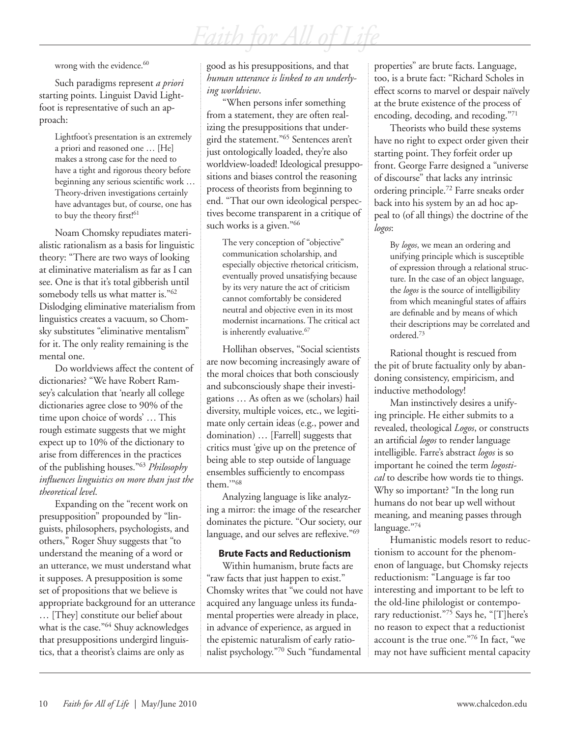wrong with the evidence.[60]

Such paradigms represent *a priori* starting points. Linguist David Lightfoot is representative of such an approach:

> Lightfoot's presentation is an extremely a priori and reasoned one … [He] makes a strong case for the need to have a tight and rigorous theory before beginning any serious scientific work … Theory-driven investigations certainly have advantages but, of course, one has to buy the theory first![61]

Noam Chomsky repudiates materialistic rationalism as a basis for linguistic theory: "There are two ways of looking at eliminative materialism as far as I can see. One is that it's total gibberish until somebody tells us what matter is."[62] Dislodging eliminative materialism from linguistics creates a vacuum, so Chomsky substitutes "eliminative mentalism" for it. The only reality remaining is the mental one.

Do worldviews affect the content of dictionaries? "We have Robert Ramsey's calculation that 'nearly all college dictionaries agree close to 90% of the time upon choice of words' … This rough estimate suggests that we might expect up to 10% of the dictionary to arise from differences in the practices of the publishing houses."[63] *Philosophy influences linguistics on more than just the theoretical level*.

Expanding on the "recent work on presupposition" propounded by "linguists, philosophers, psychologists, and others," Roger Shuy suggests that "to understand the meaning of a word or an utterance, we must understand what it supposes. A presupposition is some set of propositions that we believe is appropriate background for an utterance … [They] constitute our belief about what is the case."[64] Shuy acknowledges that presuppositions undergird linguistics, that a theorist's claims are only as good as his presuppositions, and that *human utterance is linked to an underlying worldview*.

"When persons infer something from a statement, they are often realizing the presuppositions that undergird the statement."[65] Sentences aren't just ontologically loaded, they're also worldview-loaded! Ideological presuppositions and biases control the reasoning process of theorists from beginning to end. "That our own ideological perspectives become transparent in a critique of such works is a given."[66]

> The very conception of "objective" communication scholarship, and especially objective rhetorical criticism, eventually proved unsatisfying because by its very nature the act of criticism cannot comfortably be considered neutral and objective even in its most modernist incarnations. The critical act is inherently evaluative.[67]

Hollihan observes, "Social scientists are now becoming increasingly aware of the moral choices that both consciously and subconsciously shape their investigations … As often as we (scholars) hail diversity, multiple voices, etc., we legitimate only certain ideas (e.g., power and domination) … [Farrell] suggests that critics must 'give up on the pretence of being able to step outside of language ensembles sufficiently to encompass them.'"[68]

Analyzing language is like analyzing a mirror: the image of the researcher dominates the picture. "Our society, our language, and our selves are reflexive."[69]

### Brute Facts and Reductionism

Within humanism, brute facts are "raw facts that just happen to exist." Chomsky writes that "we could not have acquired any language unless its fundamental properties were already in place, in advance of experience, as argued in the epistemic naturalism of early rationalist psychology."[70] Such "fundamental properties" are brute facts. Language, too, is a brute fact: "Richard Scholes in effect scorns to marvel or despair naïvely at the brute existence of the process of encoding, decoding, and recoding."[71]

Theorists who build these systems have no right to expect order given their starting point. They forfeit order up front. George Farre designed a "universe of discourse" that lacks any intrinsic ordering principle.[72] Farre sneaks order back into his system by an ad hoc appeal to (of all things) the doctrine of the *logos*:

> By *logos*, we mean an ordering and unifying principle which is susceptible of expression through a relational structure. In the case of an object language, the *logos* is the source of intelligibility from which meaningful states of affairs are definable and by means of which their descriptions may be correlated and ordered.[73]

Rational thought is rescued from the pit of brute factuality only by abandoning consistency, empiricism, and inductive methodology!

Man instinctively desires a unifying principle. He either submits to a revealed, theological *Logos*, or constructs an artificial *logos* to render language intelligible. Farre's abstract *logos* is so important he coined the term *logostical* to describe how words tie to things. Why so important? "In the long run humans do not bear up well without meaning, and meaning passes through language."[74]

Humanistic models resort to reductionism to account for the phenomenon of language, but Chomsky rejects reductionism: "Language is far too interesting and important to be left to the old-line philologist or contemporary reductionist."[75] Says he, "[T]here's no reason to expect that a reductionist account is the true one."[76] In fact, "we may not have sufficient mental capacity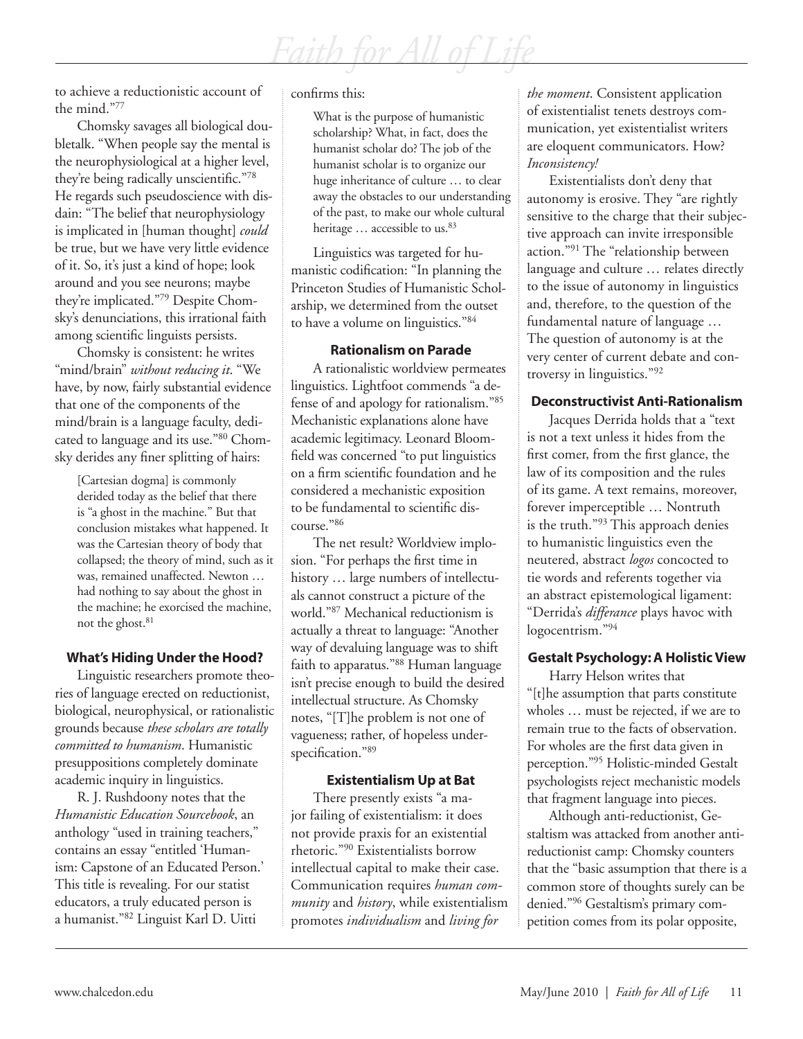to achieve a reductionistic account of the mind."[77]

Chomsky savages all biological doubletalk. "When people say the mental is the neurophysiological at a higher level, they're being radically unscientific."[78] He regards such pseudoscience with disdain: "The belief that neurophysiology is implicated in [human thought] *could* be true, but we have very little evidence of it. So, it's just a kind of hope; look around and you see neurons; maybe they're implicated."[79] Despite Chomsky's denunciations, this irrational faith among scientific linguists persists.

Chomsky is consistent: he writes "mind/brain" *without reducing it*. "We have, by now, fairly substantial evidence that one of the components of the mind/brain is a language faculty, dedicated to language and its use."[80] Chomsky derides any finer splitting of hairs:

> [Cartesian dogma] is commonly derided today as the belief that there is "a ghost in the machine." But that conclusion mistakes what happened. It was the Cartesian theory of body that collapsed; the theory of mind, such as it was, remained unaffected. Newton … had nothing to say about the ghost in the machine; he exorcised the machine, not the ghost.[81]

### What's Hiding Under the Hood?

Linguistic researchers promote theories of language erected on reductionist, biological, neurophysical, or rationalistic grounds because *these scholars are totally committed to humanism*. Humanistic presuppositions completely dominate academic inquiry in linguistics.

R. J. Rushdoony notes that the *Humanistic Education Sourcebook*, an anthology "used in training teachers," contains an essay "entitled 'Humanism: Capstone of an Educated Person.' This title is revealing. For our statist educators, a truly educated person is a humanist."[82] Linguist Karl D. Uitti confirms this:

> What is the purpose of humanistic scholarship? What, in fact, does the humanist scholar do? The job of the humanist scholar is to organize our huge inheritance of culture … to clear away the obstacles to our understanding of the past, to make our whole cultural heritage … accessible to us.[83]

Linguistics was targeted for humanistic codification: "In planning the Princeton Studies of Humanistic Scholarship, we determined from the outset to have a volume on linguistics."[84]

### Rationalism on Parade

A rationalistic worldview permeates linguistics. Lightfoot commends "a defense of and apology for rationalism."[85] Mechanistic explanations alone have academic legitimacy. Leonard Bloomfield was concerned "to put linguistics on a firm scientific foundation and he considered a mechanistic exposition to be fundamental to scientific discourse."[86]

The net result? Worldview implosion. "For perhaps the first time in history … large numbers of intellectuals cannot construct a picture of the world."[87] Mechanical reductionism is actually a threat to language: "Another way of devaluing language was to shift faith to apparatus."[88] Human language isn't precise enough to build the desired intellectual structure. As Chomsky notes, "[T]he problem is not one of vagueness; rather, of hopeless underspecification."[89]

### Existentialism Up at Bat

There presently exists "a major failing of existentialism: it does not provide praxis for an existential rhetoric."[90] Existentialists borrow intellectual capital to make their case. Communication requires *human community* and *history*, while existentialism promotes *individualism* and *living for the moment*. Consistent application of existentialist tenets destroys communication, yet existentialist writers are eloquent communicators. How? *Inconsistency!*

Existentialists don't deny that autonomy is erosive. They "are rightly sensitive to the charge that their subjective approach can invite irresponsible action."[91] The "relationship between language and culture … relates directly to the issue of autonomy in linguistics and, therefore, to the question of the fundamental nature of language … The question of autonomy is at the very center of current debate and controversy in linguistics."[92]

### Deconstructivist Anti-Rationalism

Jacques Derrida holds that a "text is not a text unless it hides from the first comer, from the first glance, the law of its composition and the rules of its game. A text remains, moreover, forever imperceptible … Nontruth is the truth."[93] This approach denies to humanistic linguistics even the neutered, abstract *logos* concocted to tie words and referents together via an abstract epistemological ligament: "Derrida's *differance* plays havoc with logocentrism."[94]

### Gestalt Psychology: A Holistic View

Harry Helson writes that "[t]he assumption that parts constitute wholes … must be rejected, if we are to remain true to the facts of observation. For wholes are the first data given in perception."[95] Holistic-minded Gestalt psychologists reject mechanistic models that fragment language into pieces.

Although anti-reductionist, Gestaltism was attacked from another anti-reductionist camp: Chomsky counters that the "basic assumption that there is a common store of thoughts surely can be denied."[96] Gestaltism's primary competition comes from its polar opposite,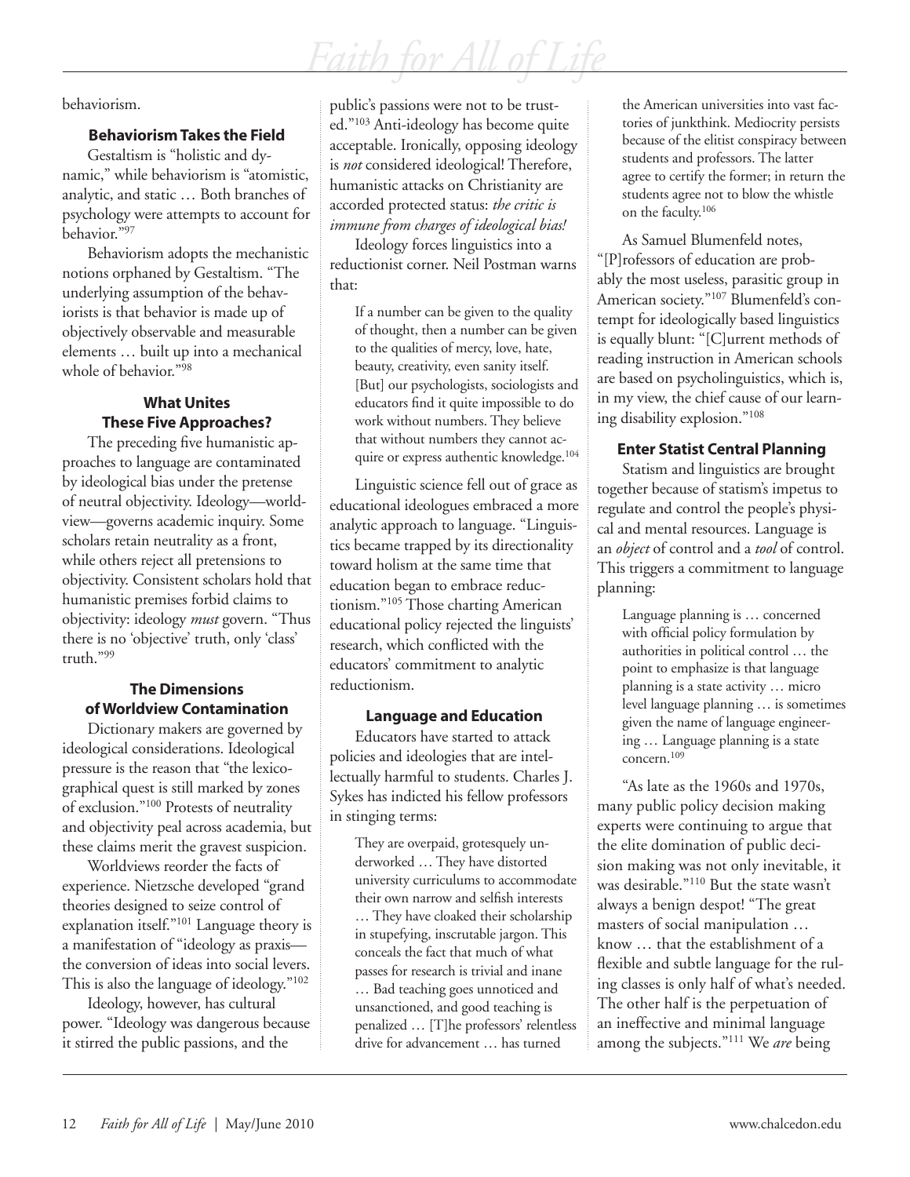behaviorism.

### Behaviorism Takes the Field

Gestaltism is "holistic and dynamic," while behaviorism is "atomistic, analytic, and static … Both branches of psychology were attempts to account for behavior."[97]

Behaviorism adopts the mechanistic notions orphaned by Gestaltism. "The underlying assumption of the behaviorists is that behavior is made up of objectively observable and measurable elements … built up into a mechanical whole of behavior."[98]

### What Unites These Five Approaches?

The preceding five humanistic approaches to language are contaminated by ideological bias under the pretense of neutral objectivity. Ideology—worldview—governs academic inquiry. Some scholars retain neutrality as a front, while others reject all pretensions to objectivity. Consistent scholars hold that humanistic premises forbid claims to objectivity: ideology *must* govern. "Thus there is no 'objective' truth, only 'class' truth."[99]

### The Dimensions of Worldview Contamination

Dictionary makers are governed by ideological considerations. Ideological pressure is the reason that "the lexicographical quest is still marked by zones of exclusion."[100] Protests of neutrality and objectivity peal across academia, but these claims merit the gravest suspicion.

Worldviews reorder the facts of experience. Nietzsche developed "grand theories designed to seize control of explanation itself."[101] Language theory is a manifestation of "ideology as praxis—the conversion of ideas into social levers. This is also the language of ideology."[102]

Ideology, however, has cultural power. "Ideology was dangerous because it stirred the public passions, and the public's passions were not to be trusted."[103] Anti-ideology has become quite acceptable. Ironically, opposing ideology is *not* considered ideological! Therefore, humanistic attacks on Christianity are accorded protected status: *the critic is immune from charges of ideological bias!*

Ideology forces linguistics into a reductionist corner. Neil Postman warns that:

> If a number can be given to the quality of thought, then a number can be given to the qualities of mercy, love, hate, beauty, creativity, even sanity itself. [But] our psychologists, sociologists and educators find it quite impossible to do work without numbers. They believe that without numbers they cannot acquire or express authentic knowledge.[104]

Linguistic science fell out of grace as educational ideologues embraced a more analytic approach to language. "Linguistics became trapped by its directionality toward holism at the same time that education began to embrace reductionism."[105] Those charting American educational policy rejected the linguists' research, which conflicted with the educators' commitment to analytic reductionism.

### Language and Education

Educators have started to attack policies and ideologies that are intellectually harmful to students. Charles J. Sykes has indicted his fellow professors in stinging terms:

> They are overpaid, grotesquely underworked … They have distorted university curriculums to accommodate their own narrow and selfish interests … They have cloaked their scholarship in stupefying, inscrutable jargon. This conceals the fact that much of what passes for research is trivial and inane … Bad teaching goes unnoticed and unsanctioned, and good teaching is penalized … [T]he professors' relentless drive for advancement … has turned the American universities into vast factories of junkthink. Mediocrity persists because of the elitist conspiracy between students and professors. The latter agree to certify the former; in return the students agree not to blow the whistle on the faculty.[106]

As Samuel Blumenfeld notes, "[P]rofessors of education are probably the most useless, parasitic group in American society."[107] Blumenfeld's contempt for ideologically based linguistics is equally blunt: "[C]urrent methods of reading instruction in American schools are based on psycholinguistics, which is, in my view, the chief cause of our learning disability explosion."[108]

### Enter Statist Central Planning

Statism and linguistics are brought together because of statism's impetus to regulate and control the people's physical and mental resources. Language is an *object* of control and a *tool* of control. This triggers a commitment to language planning:

> Language planning is … concerned with official policy formulation by authorities in political control … the point to emphasize is that language planning is a state activity … micro level language planning … is sometimes given the name of language engineering … Language planning is a state concern.[109]

"As late as the 1960s and 1970s, many public policy decision making experts were continuing to argue that the elite domination of public decision making was not only inevitable, it was desirable."[110] But the state wasn't always a benign despot! "The great masters of social manipulation … know … that the establishment of a flexible and subtle language for the ruling classes is only half of what's needed. The other half is the perpetuation of an ineffective and minimal language among the subjects."[111] We *are* being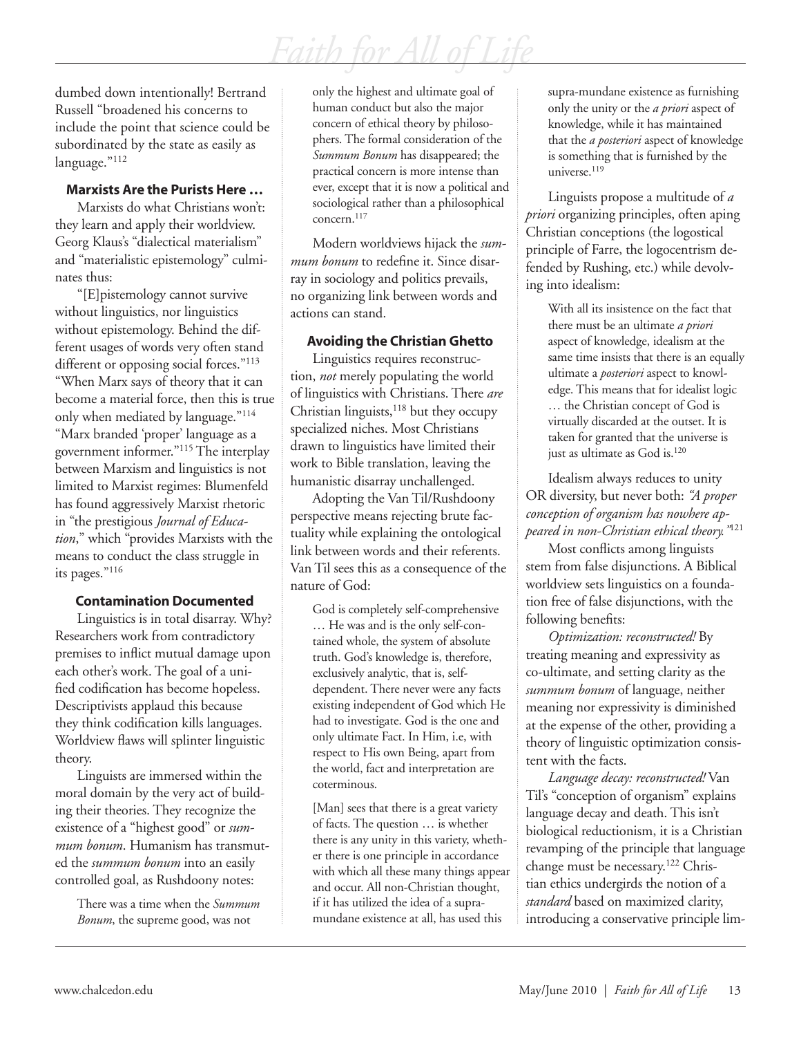dumbed down intentionally! Bertrand Russell "broadened his concerns to include the point that science could be subordinated by the state as easily as language."[112]

### Marxists Are the Purists Here …

Marxists do what Christians won't: they learn and apply their worldview. Georg Klaus's "dialectical materialism" and "materialistic epistemology" culminates thus:

"[E]pistemology cannot survive without linguistics, nor linguistics without epistemology. Behind the different usages of words very often stand different or opposing social forces."[113] "When Marx says of theory that it can become a material force, then this is true only when mediated by language."[114] "Marx branded 'proper' language as a government informer."[115] The interplay between Marxism and linguistics is not limited to Marxist regimes: Blumenfeld has found aggressively Marxist rhetoric in "the prestigious *Journal of Education*," which "provides Marxists with the means to conduct the class struggle in its pages."[116]

### Contamination Documented

Linguistics is in total disarray. Why? Researchers work from contradictory premises to inflict mutual damage upon each other's work. The goal of a unified codification has become hopeless. Descriptivists applaud this because they think codification kills languages. Worldview flaws will splinter linguistic theory.

Linguists are immersed within the moral domain by the very act of building their theories. They recognize the existence of a "highest good" or *summum bonum*. Humanism has transmuted the *summum bonum* into an easily controlled goal, as Rushdoony notes:

> There was a time when the *Summum Bonum*, the supreme good, was not only the highest and ultimate goal of human conduct but also the major concern of ethical theory by philosophers. The formal consideration of the *Summum Bonum* has disappeared; the practical concern is more intense than ever, except that it is now a political and sociological rather than a philosophical concern.[117]

Modern worldviews hijack the *summum bonum* to redefine it. Since disarray in sociology and politics prevails, no organizing link between words and actions can stand.

### Avoiding the Christian Ghetto

Linguistics requires reconstruction, *not* merely populating the world of linguistics with Christians. There *are* Christian linguists,[118] but they occupy specialized niches. Most Christians drawn to linguistics have limited their work to Bible translation, leaving the humanistic disarray unchallenged.

Adopting the Van Til/Rushdoony perspective means rejecting brute factuality while explaining the ontological link between words and their referents. Van Til sees this as a consequence of the nature of God:

> God is completely self-comprehensive … He was and is the only self-contained whole, the system of absolute truth. God's knowledge is, therefore, exclusively analytic, that is, self-dependent. There never were any facts existing independent of God which He had to investigate. God is the one and only ultimate Fact. In Him, i.e, with respect to His own Being, apart from the world, fact and interpretation are coterminous.
>
> [Man] sees that there is a great variety of facts. The question … is whether there is any unity in this variety, whether there is one principle in accordance with which all these many things appear and occur. All non-Christian thought, if it has utilized the idea of a supramundane existence at all, has used this supra-mundane existence as furnishing only the unity or the *a priori* aspect of knowledge, while it has maintained that the *a posteriori* aspect of knowledge is something that is furnished by the universe.[119]

Linguists propose a multitude of *a priori* organizing principles, often aping Christian conceptions (the logostical principle of Farre, the logocentrism defended by Rushing, etc.) while devolving into idealism:

> With all its insistence on the fact that there must be an ultimate *a priori* aspect of knowledge, idealism at the same time insists that there is an equally ultimate *a posteriori* aspect to knowledge. This means that for idealist logic … the Christian concept of God is virtually discarded at the outset. It is taken for granted that the universe is just as ultimate as God is.[120]

Idealism always reduces to unity OR diversity, but never both: *"A proper conception of organism has nowhere appeared in non-Christian ethical theory."*[121]

Most conflicts among linguists stem from false disjunctions. A Biblical worldview sets linguistics on a foundation free of false disjunctions, with the following benefits:

*Optimization: reconstructed!* By treating meaning and expressivity as co-ultimate, and setting clarity as the *summum bonum* of language, neither meaning nor expressivity is diminished at the expense of the other, providing a theory of linguistic optimization consistent with the facts.

*Language decay: reconstructed!* Van Til's "conception of organism" explains language decay and death. This isn't biological reductionism, it is a Christian revamping of the principle that language change must be necessary.[122] Christian ethics undergirds the notion of a *standard* based on maximized clarity, introducing a conservative principle lim-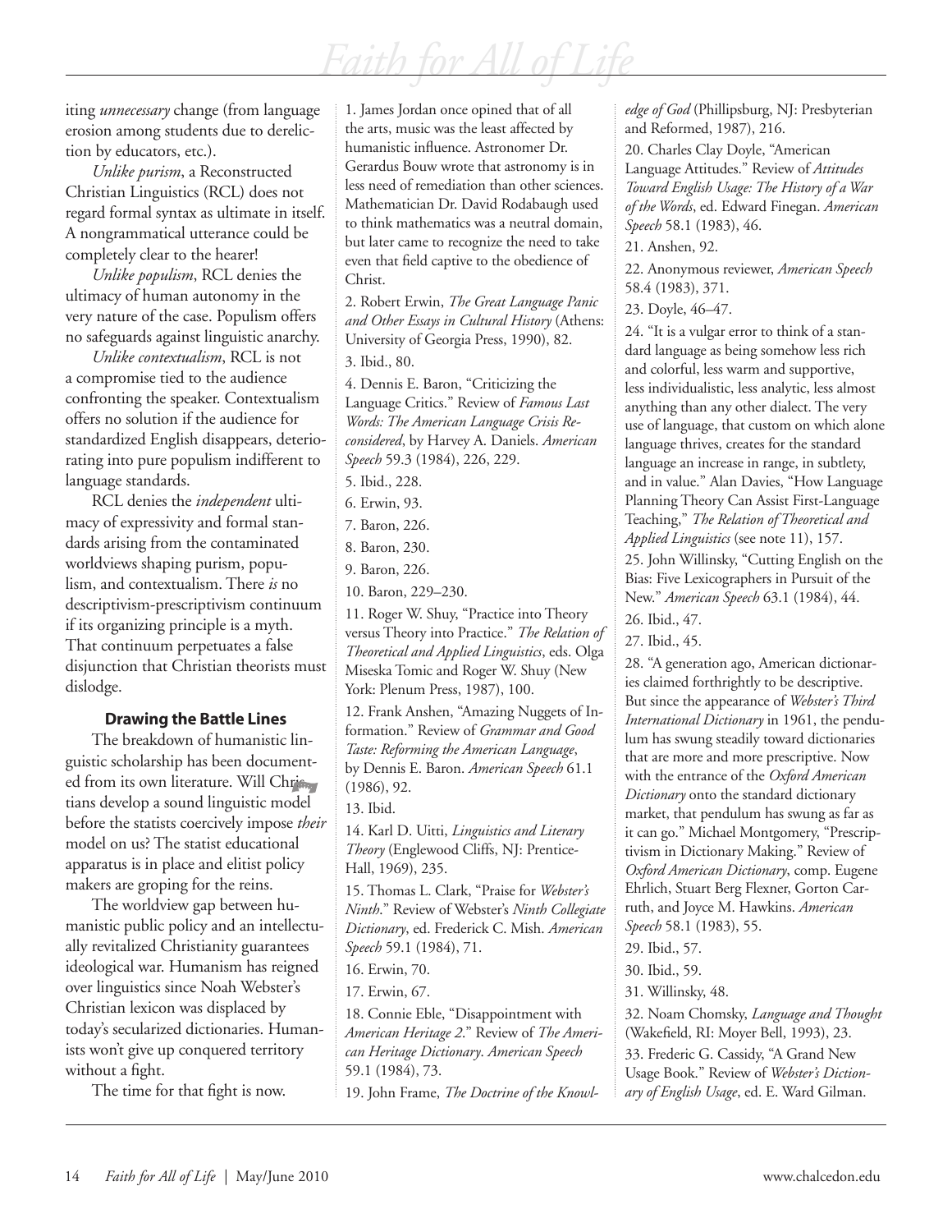iting *unnecessary* change (from language erosion among students due to dereliction by educators, etc.).

*Unlike purism*, a Reconstructed Christian Linguistics (RCL) does not regard formal syntax as ultimate in itself. A nongrammatical utterance could be completely clear to the hearer!

*Unlike populism*, RCL denies the ultimacy of human autonomy in the very nature of the case. Populism offers no safeguards against linguistic anarchy.

*Unlike contextualism*, RCL is not a compromise tied to the audience confronting the speaker. Contextualism offers no solution if the audience for standardized English disappears, deteriorating into pure populism indifferent to language standards.

RCL denies the *independent* ultimacy of expressivity and formal standards arising from the contaminated worldviews shaping purism, populism, and contextualism. There *is* no descriptivism-prescriptivism continuum if its organizing principle is a myth. That continuum perpetuates a false disjunction that Christian theorists must dislodge.

### Drawing the Battle Lines

The breakdown of humanistic linguistic scholarship has been documented from its own literature. Will Christians develop a sound linguistic model before the statists coercively impose *their* model on us? The statist educational apparatus is in place and elitist policy makers are groping for the reins.

The worldview gap between humanistic public policy and an intellectually revitalized Christianity guarantees ideological war. Humanism has reigned over linguistics since Noah Webster's Christian lexicon was displaced by today's secularized dictionaries. Humanists won't give up conquered territory without a fight.

The time for that fight is now.

1. James Jordan once opined that of all the arts, music was the least affected by humanistic influence. Astronomer Dr. Gerardus Bouw wrote that astronomy is in less need of remediation than other sciences. Mathematician Dr. David Rodabaugh used to think mathematics was a neutral domain, but later came to recognize the need to take even that field captive to the obedience of Christ.

2. Robert Erwin, *The Great Language Panic and Other Essays in Cultural History* (Athens: University of Georgia Press, 1990), 82.

3. Ibid., 80.

4. Dennis E. Baron, "Criticizing the Language Critics." Review of *Famous Last Words: The American Language Crisis Reconsidered*, by Harvey A. Daniels. *American Speech* 59.3 (1984), 226, 229.

5. Ibid., 228.

6. Erwin, 93.

7. Baron, 226.

8. Baron, 230.

9. Baron, 226.

10. Baron, 229–230.

11. Roger W. Shuy, "Practice into Theory versus Theory into Practice." *The Relation of Theoretical and Applied Linguistics*, eds. Olga Miseska Tomic and Roger W. Shuy (New York: Plenum Press, 1987), 100.

12. Frank Anshen, "Amazing Nuggets of Information." Review of *Grammar and Good Taste: Reforming the American Language*, by Dennis E. Baron. *American Speech* 61.1 (1986), 92.

13. Ibid.

14. Karl D. Uitti, *Linguistics and Literary Theory* (Englewood Cliffs, NJ: Prentice-Hall, 1969), 235.

15. Thomas L. Clark, "Praise for *Webster's Ninth*." Review of Webster's *Ninth Collegiate Dictionary*, ed. Frederick C. Mish. *American Speech* 59.1 (1984), 71.

16. Erwin, 70.

17. Erwin, 67.

18. Connie Eble, "Disappointment with *American Heritage 2*." Review of *The American Heritage Dictionary*. *American Speech* 59.1 (1984), 73.

19. John Frame, *The Doctrine of the Knowledge of God* (Phillipsburg, NJ: Presbyterian and Reformed, 1987), 216.

20. Charles Clay Doyle, "American Language Attitudes." Review of *Attitudes Toward English Usage: The History of a War of the Words*, ed. Edward Finegan. *American Speech* 58.1 (1983), 46.

21. Anshen, 92.

22. Anonymous reviewer, *American Speech* 58.4 (1983), 371.

23. Doyle, 46–47.

24. "It is a vulgar error to think of a standard language as being somehow less rich and colorful, less warm and supportive, less individualistic, less analytic, less almost anything than any other dialect. The very use of language, that custom on which alone language thrives, creates for the standard language an increase in range, in subtlety, and in value." Alan Davies, "How Language Planning Theory Can Assist First-Language Teaching," *The Relation of Theoretical and Applied Linguistics* (see note 11), 157.

25. John Willinsky, "Cutting English on the Bias: Five Lexicographers in Pursuit of the New." *American Speech* 63.1 (1984), 44.

26. Ibid., 47.

27. Ibid., 45.

28. "A generation ago, American dictionaries claimed forthrightly to be descriptive. But since the appearance of *Webster's Third International Dictionary* in 1961, the pendulum has swung steadily toward dictionaries that are more and more prescriptive. Now with the entrance of the *Oxford American Dictionary* onto the standard dictionary market, that pendulum has swung as far as it can go." Michael Montgomery, "Prescriptivism in Dictionary Making." Review of *Oxford American Dictionary*, comp. Eugene Ehrlich, Stuart Berg Flexner, Gorton Carruth, and Joyce M. Hawkins. *American Speech* 58.1 (1983), 55.

29. Ibid., 57.

30. Ibid., 59.

31. Willinsky, 48.

32. Noam Chomsky, *Language and Thought* (Wakefield, RI: Moyer Bell, 1993), 23.

33. Frederic G. Cassidy, "A Grand New Usage Book." Review of *Webster's Dictionary of English Usage*, ed. E. Ward Gilman.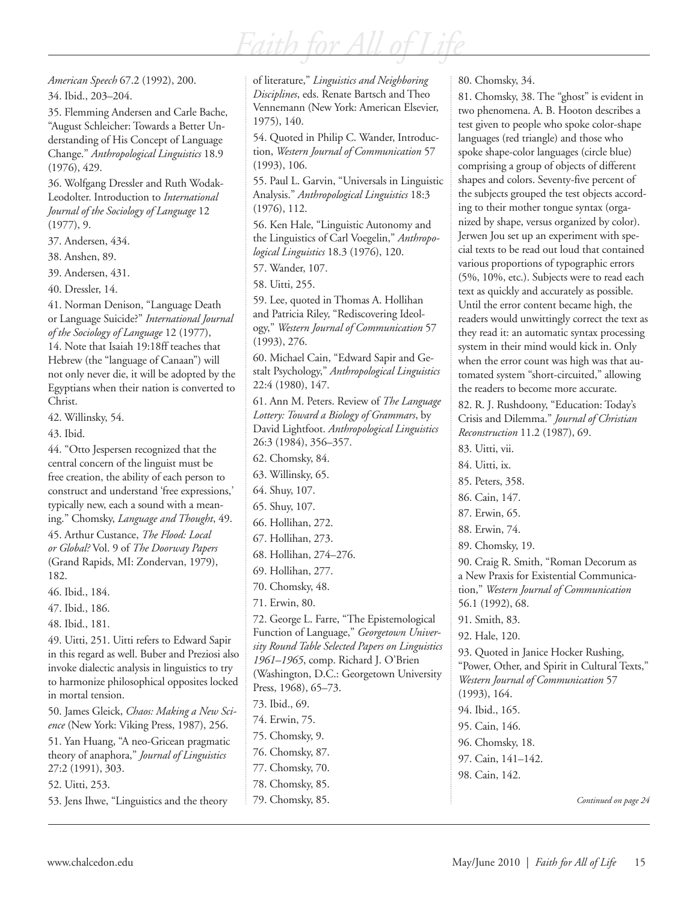*American Speech* 67.2 (1992), 200.

34. Ibid., 203–204.

35. Flemming Andersen and Carle Bache, "August Schleicher: Towards a Better Understanding of His Concept of Language Change." *Anthropological Linguistics* 18.9 (1976), 429.

36. Wolfgang Dressler and Ruth Wodak-Leodolter. Introduction to *International Journal of the Sociology of Language* 12 (1977), 9.

37. Andersen, 434.

38. Anshen, 89.

39. Andersen, 431.

40. Dressler, 14.

41. Norman Denison, "Language Death or Language Suicide?" *International Journal of the Sociology of Language* 12 (1977), 14. Note that Isaiah 19:18ff teaches that Hebrew (the "language of Canaan") will not only never die, it will be adopted by the Egyptians when their nation is converted to Christ.

42. Willinsky, 54.

43. Ibid.

44. "Otto Jespersen recognized that the central concern of the linguist must be free creation, the ability of each person to construct and understand 'free expressions,' typically new, each a sound with a meaning." Chomsky, *Language and Thought*, 49.

45. Arthur Custance, *The Flood: Local or Global?* Vol. 9 of *The Doorway Papers* (Grand Rapids, MI: Zondervan, 1979), 182.

46. Ibid., 184.

47. Ibid., 186.

48. Ibid., 181.

49. Uitti, 251. Uitti refers to Edward Sapir in this regard as well. Buber and Preziosi also invoke dialectic analysis in linguistics to try to harmonize philosophical opposites locked in mortal tension.

50. James Gleick, *Chaos: Making a New Science* (New York: Viking Press, 1987), 256.

51. Yan Huang, "A neo-Gricean pragmatic theory of anaphora," *Journal of Linguistics* 27:2 (1991), 303.

52. Uitti, 253.

53. Jens Ihwe, "Linguistics and the theory of literature," *Linguistics and Neighboring Disciplines*, eds. Renate Bartsch and Theo Vennemann (New York: American Elsevier, 1975), 140.

54. Quoted in Philip C. Wander, Introduction, *Western Journal of Communication* 57 (1993), 106.

55. Paul L. Garvin, "Universals in Linguistic Analysis." *Anthropological Linguistics* 18:3 (1976), 112.

56. Ken Hale, "Linguistic Autonomy and the Linguistics of Carl Voegelin," *Anthropological Linguistics* 18.3 (1976), 120.

57. Wander, 107.

58. Uitti, 255.

59. Lee, quoted in Thomas A. Hollihan and Patricia Riley, "Rediscovering Ideology," *Western Journal of Communication* 57 (1993), 276.

60. Michael Cain, "Edward Sapir and Gestalt Psychology," *Anthropological Linguistics* 22:4 (1980), 147.

61. Ann M. Peters. Review of *The Language Lottery: Toward a Biology of Grammars*, by David Lightfoot. *Anthropological Linguistics* 26:3 (1984), 356–357.

62. Chomsky, 84.

63. Willinsky, 65.

64. Shuy, 107.

65. Shuy, 107.

66. Hollihan, 272.

67. Hollihan, 273.

68. Hollihan, 274–276.

69. Hollihan, 277.

70. Chomsky, 48.

71. Erwin, 80.

72. George L. Farre, "The Epistemological Function of Language," *Georgetown University Round Table Selected Papers on Linguistics 1961–1965*, comp. Richard J. O'Brien (Washington, D.C.: Georgetown University Press, 1968), 65–73.

73. Ibid., 69.

74. Erwin, 75.

75. Chomsky, 9.

76. Chomsky, 87.

77. Chomsky, 70.

78. Chomsky, 85.

79. Chomsky, 85.

80. Chomsky, 34.

81. Chomsky, 38. The "ghost" is evident in two phenomena. A. B. Hooton describes a test given to people who spoke color-shape languages (red triangle) and those who spoke shape-color languages (circle blue) comprising a group of objects of different shapes and colors. Seventy-five percent of the subjects grouped the test objects according to their mother tongue syntax (organized by shape, versus organized by color). Jerwen Jou set up an experiment with special texts to be read out loud that contained various proportions of typographic errors (5%, 10%, etc.). Subjects were to read each text as quickly and accurately as possible. Until the error content became high, the readers would unwittingly correct the text as they read it: an automatic syntax processing system in their mind would kick in. Only when the error count was high was that automated system "short-circuited," allowing the readers to become more accurate.

82. R. J. Rushdoony, "Education: Today's Crisis and Dilemma." *Journal of Christian Reconstruction* 11.2 (1987), 69.

83. Uitti, vii.

84. Uitti, ix.

85. Peters, 358.

86. Cain, 147.

87. Erwin, 65.

88. Erwin, 74.

89. Chomsky, 19.

90. Craig R. Smith, "Roman Decorum as a New Praxis for Existential Communication," *Western Journal of Communication* 56.1 (1992), 68.

91. Smith, 83.

92. Hale, 120.

93. Quoted in Janice Hocker Rushing, "Power, Other, and Spirit in Cultural Texts," *Western Journal of Communication* 57 (1993), 164.

94. Ibid., 165.

95. Cain, 146.

96. Chomsky, 18.

97. Cain, 141–142.

98. Cain, 142.

*Continued on page 24*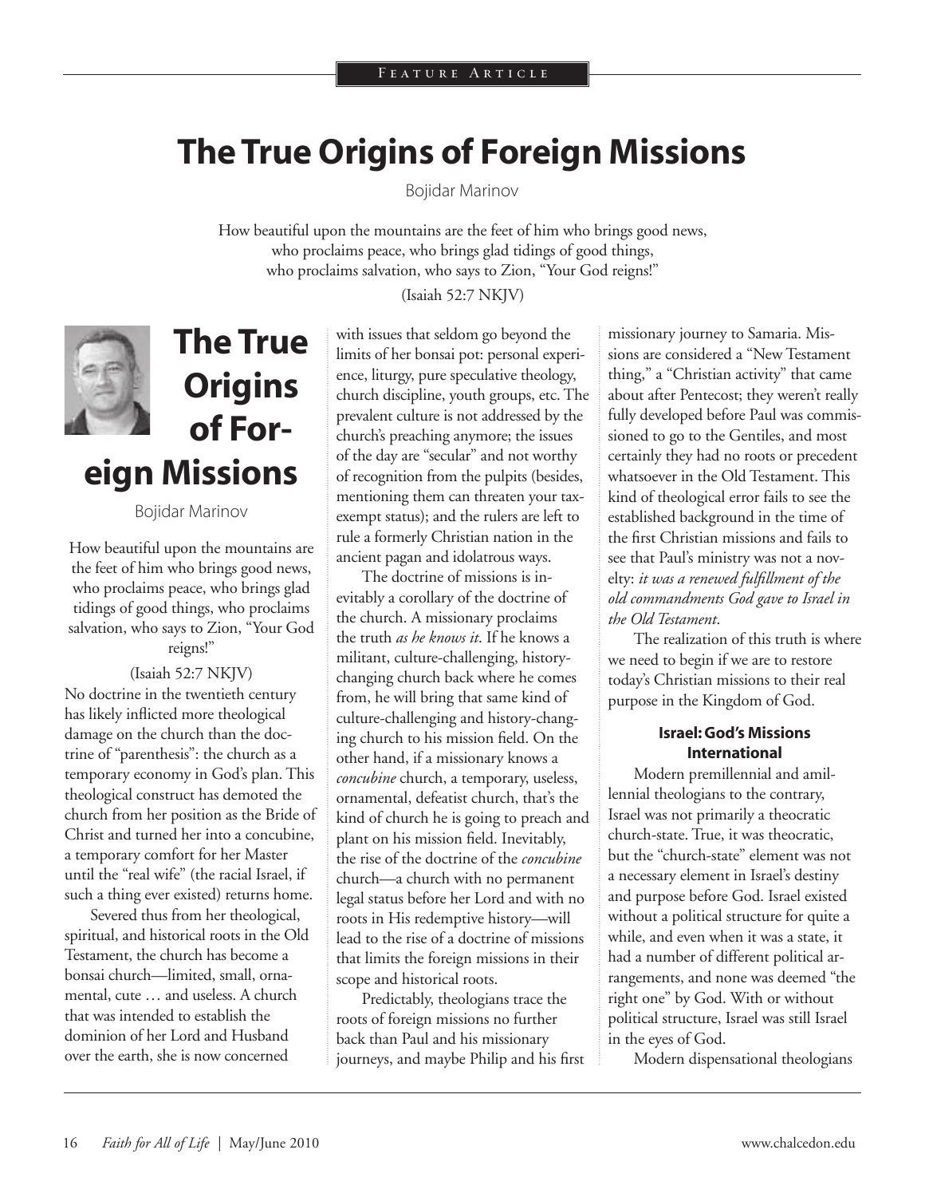# The True Origins of Foreign Missions

Bojidar Marinov

How beautiful upon the mountains are the feet of him who brings good news,
who proclaims peace, who brings glad tidings of good things,
who proclaims salvation, who says to Zion, "Your God reigns!"

(Isaiah 52:7 NKJV)

No doctrine in the twentieth century has likely inflicted more theological damage on the church than the doctrine of "parenthesis": the church as a temporary economy in God's plan. This theological construct has demoted the church from her position as the Bride of Christ and turned her into a concubine, a temporary comfort for her Master until the "real wife" (the racial Israel, if such a thing ever existed) returns home.

Severed thus from her theological, spiritual, and historical roots in the Old Testament, the church has become a bonsai church—limited, small, ornamental, cute … and useless. A church that was intended to establish the dominion of her Lord and Husband over the earth, she is now concerned with issues that seldom go beyond the limits of her bonsai pot: personal experience, liturgy, pure speculative theology, church discipline, youth groups, etc. The prevalent culture is not addressed by the church's preaching anymore; the issues of the day are "secular" and not worthy of recognition from the pulpits (besides, mentioning them can threaten your tax-exempt status); and the rulers are left to rule a formerly Christian nation in the ancient pagan and idolatrous ways.

The doctrine of missions is inevitably a corollary of the doctrine of the church. A missionary proclaims the truth *as he knows it*. If he knows a militant, culture-challenging, history-changing church back where he comes from, he will bring that same kind of culture-challenging and history-changing church to his mission field. On the other hand, if a missionary knows a *concubine* church, a temporary, useless, ornamental, defeatist church, that's the kind of church he is going to preach and plant on his mission field. Inevitably, the rise of the doctrine of the *concubine* church—a church with no permanent legal status before her Lord and with no roots in His redemptive history—will lead to the rise of a doctrine of missions that limits the foreign missions in their scope and historical roots.

Predictably, theologians trace the roots of foreign missions no further back than Paul and his missionary journeys, and maybe Philip and his first missionary journey to Samaria. Missions are considered a "New Testament thing," a "Christian activity" that came about after Pentecost; they weren't really fully developed before Paul was commissioned to go to the Gentiles, and most certainly they had no roots or precedent whatsoever in the Old Testament. This kind of theological error fails to see the established background in the time of the first Christian missions and fails to see that Paul's ministry was not a novelty: *it was a renewed fulfillment of the old commandments God gave to Israel in the Old Testament*.

The realization of this truth is where we need to begin if we are to restore today's Christian missions to their real purpose in the Kingdom of God.

### Israel: God's Missions International

Modern premillennial and amillennial theologians to the contrary, Israel was not primarily a theocratic church-state. True, it was theocratic, but the "church-state" element was not a necessary element in Israel's destiny and purpose before God. Israel existed without a political structure for quite a while, and even when it was a state, it had a number of different political arrangements, and none was deemed "the right one" by God. With or without political structure, Israel was still Israel in the eyes of God.

Modern dispensational theologians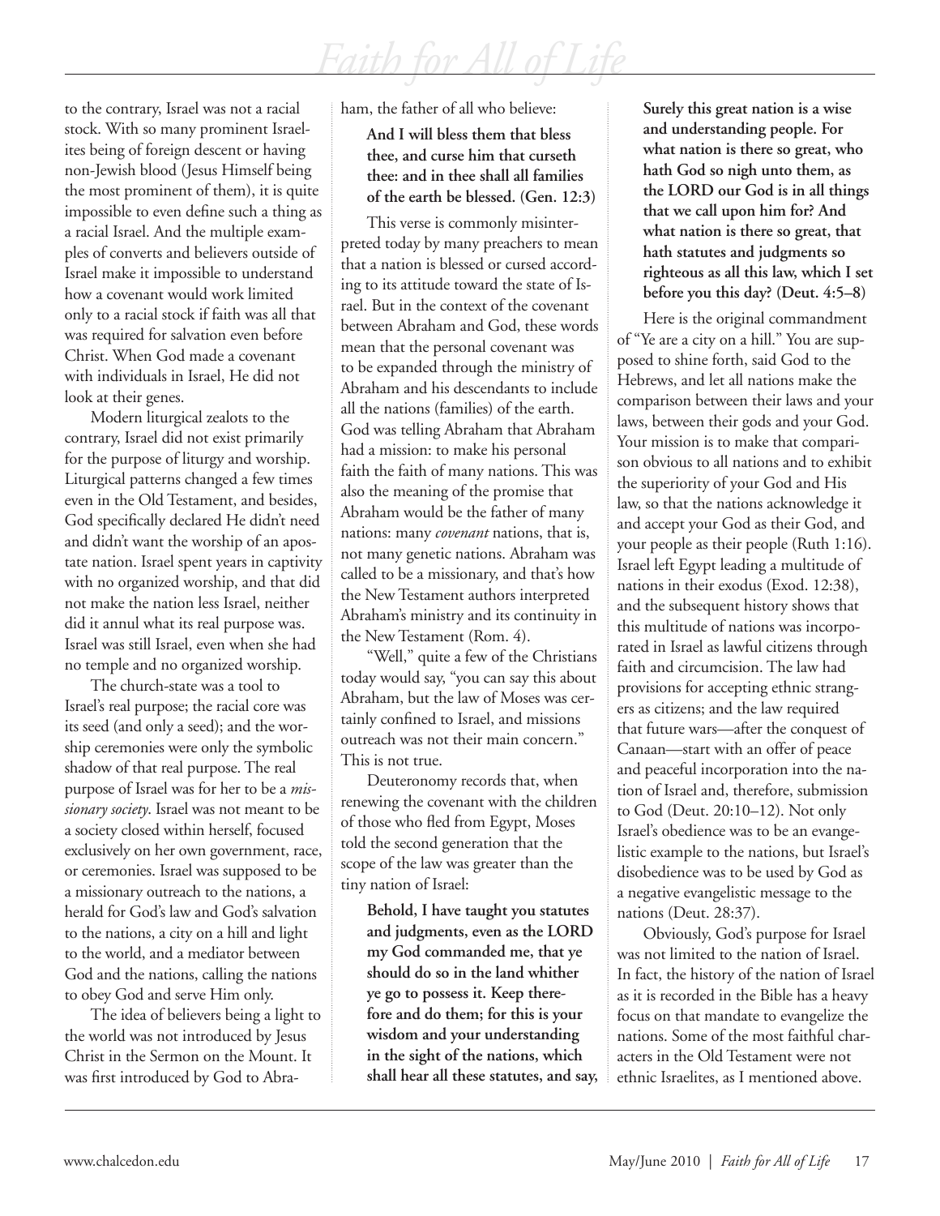to the contrary, Israel was not a racial stock. With so many prominent Israelites being of foreign descent or having non-Jewish blood (Jesus Himself being the most prominent of them), it is quite impossible to even define such a thing as a racial Israel. And the multiple examples of converts and believers outside of Israel make it impossible to understand how a covenant would work limited only to a racial stock if faith was all that was required for salvation even before Christ. When God made a covenant with individuals in Israel, He did not look at their genes.

Modern liturgical zealots to the contrary, Israel did not exist primarily for the purpose of liturgy and worship. Liturgical patterns changed a few times even in the Old Testament, and besides, God specifically declared He didn't need and didn't want the worship of an apostate nation. Israel spent years in captivity with no organized worship, and that did not make the nation less Israel, neither did it annul what its real purpose was. Israel was still Israel, even when she had no temple and no organized worship.

The church-state was a tool to Israel's real purpose; the racial core was its seed (and only a seed); and the worship ceremonies were only the symbolic shadow of that real purpose. The real purpose of Israel was for her to be a *missionary society*. Israel was not meant to be a society closed within herself, focused exclusively on her own government, race, or ceremonies. Israel was supposed to be a missionary outreach to the nations, a herald for God's law and God's salvation to the nations, a city on a hill and light to the world, and a mediator between God and the nations, calling the nations to obey God and serve Him only.

The idea of believers being a light to the world was not introduced by Jesus Christ in the Sermon on the Mount. It was first introduced by God to Abraham, the father of all who believe:

> **And I will bless them that bless thee, and curse him that curseth thee: and in thee shall all families of the earth be blessed. (Gen. 12:3)**

This verse is commonly misinterpreted today by many preachers to mean that a nation is blessed or cursed according to its attitude toward the state of Israel. But in the context of the covenant between Abraham and God, these words mean that the personal covenant was to be expanded through the ministry of Abraham and his descendants to include all the nations (families) of the earth. God was telling Abraham that Abraham had a mission: to make his personal faith the faith of many nations. This was also the meaning of the promise that Abraham would be the father of many nations: many *covenant* nations, that is, not many genetic nations. Abraham was called to be a missionary, and that's how the New Testament authors interpreted Abraham's ministry and its continuity in the New Testament (Rom. 4).

"Well," quite a few of the Christians today would say, "you can say this about Abraham, but the law of Moses was certainly confined to Israel, and missions outreach was not their main concern." This is not true.

Deuteronomy records that, when renewing the covenant with the children of those who fled from Egypt, Moses told the second generation that the scope of the law was greater than the tiny nation of Israel:

> **Behold, I have taught you statutes and judgments, even as the LORD my God commanded me, that ye should do so in the land whither ye go to possess it. Keep therefore and do them; for this is your wisdom and your understanding in the sight of the nations, which shall hear all these statutes, and say, Surely this great nation is a wise and understanding people. For what nation is there so great, who hath God so nigh unto them, as the LORD our God is in all things that we call upon him for? And what nation is there so great, that hath statutes and judgments so righteous as all this law, which I set before you this day? (Deut. 4:5–8)**

Here is the original commandment of "Ye are a city on a hill." You are supposed to shine forth, said God to the Hebrews, and let all nations make the comparison between their laws and your laws, between their gods and your God. Your mission is to make that comparison obvious to all nations and to exhibit the superiority of your God and His law, so that the nations acknowledge it and accept your God as their God, and your people as their people (Ruth 1:16). Israel left Egypt leading a multitude of nations in their exodus (Exod. 12:38), and the subsequent history shows that this multitude of nations was incorporated in Israel as lawful citizens through faith and circumcision. The law had provisions for accepting ethnic strangers as citizens; and the law required that future wars—after the conquest of Canaan—start with an offer of peace and peaceful incorporation into the nation of Israel and, therefore, submission to God (Deut. 20:10–12). Not only Israel's obedience was to be an evangelistic example to the nations, but Israel's disobedience was to be used by God as a negative evangelistic message to the nations (Deut. 28:37).

Obviously, God's purpose for Israel was not limited to the nation of Israel. In fact, the history of the nation of Israel as it is recorded in the Bible has a heavy focus on that mandate to evangelize the nations. Some of the most faithful characters in the Old Testament were not ethnic Israelites, as I mentioned above.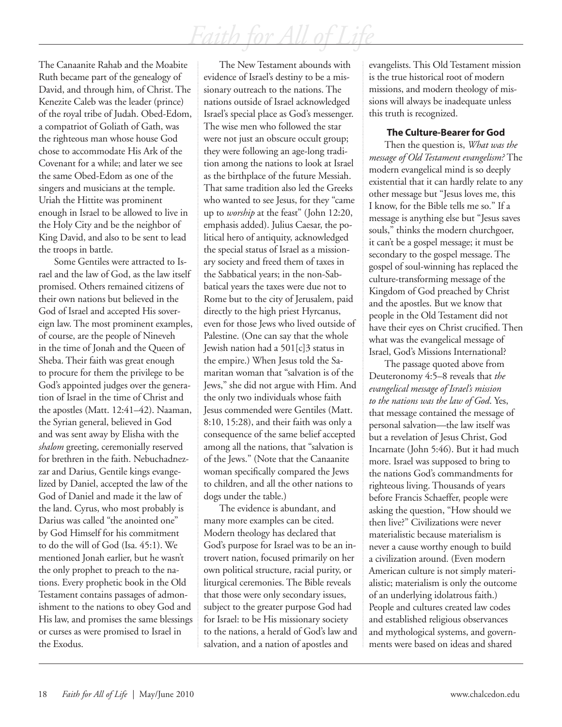The Canaanite Rahab and the Moabite Ruth became part of the genealogy of David, and through him, of Christ. The Kenezite Caleb was the leader (prince) of the royal tribe of Judah. Obed-Edom, a compatriot of Goliath of Gath, was the righteous man whose house God chose to accommodate His Ark of the Covenant for a while; and later we see the same Obed-Edom as one of the singers and musicians at the temple. Uriah the Hittite was prominent enough in Israel to be allowed to live in the Holy City and be the neighbor of King David, and also to be sent to lead the troops in battle.

Some Gentiles were attracted to Israel and the law of God, as the law itself promised. Others remained citizens of their own nations but believed in the God of Israel and accepted His sovereign law. The most prominent examples, of course, are the people of Nineveh in the time of Jonah and the Queen of Sheba. Their faith was great enough to procure for them the privilege to be God's appointed judges over the generation of Israel in the time of Christ and the apostles (Matt. 12:41–42). Naaman, the Syrian general, believed in God and was sent away by Elisha with the *shalom* greeting, ceremonially reserved for brethren in the faith. Nebuchadnezzar and Darius, Gentile kings evangelized by Daniel, accepted the law of the God of Daniel and made it the law of the land. Cyrus, who most probably is Darius was called "the anointed one" by God Himself for his commitment to do the will of God (Isa. 45:1). We mentioned Jonah earlier, but he wasn't the only prophet to preach to the nations. Every prophetic book in the Old Testament contains passages of admonishment to the nations to obey God and His law, and promises the same blessings or curses as were promised to Israel in the Exodus.

The New Testament abounds with evidence of Israel's destiny to be a missionary outreach to the nations. The nations outside of Israel acknowledged Israel's special place as God's messenger. The wise men who followed the star were not just an obscure occult group; they were following an age-long tradition among the nations to look at Israel as the birthplace of the future Messiah. That same tradition also led the Greeks who wanted to see Jesus, for they "came up to *worship* at the feast" (John 12:20, emphasis added). Julius Caesar, the political hero of antiquity, acknowledged the special status of Israel as a missionary society and freed them of taxes in the Sabbatical years; in the non-Sabbatical years the taxes were due not to Rome but to the city of Jerusalem, paid directly to the high priest Hyrcanus, even for those Jews who lived outside of Palestine. (One can say that the whole Jewish nation had a 501[c]3 status in the empire.) When Jesus told the Samaritan woman that "salvation is of the Jews," she did not argue with Him. And the only two individuals whose faith Jesus commended were Gentiles (Matt. 8:10, 15:28), and their faith was only a consequence of the same belief accepted among all the nations, that "salvation is of the Jews." (Note that the Canaanite woman specifically compared the Jews to children, and all the other nations to dogs under the table.)

The evidence is abundant, and many more examples can be cited. Modern theology has declared that God's purpose for Israel was to be an introvert nation, focused primarily on her own political structure, racial purity, or liturgical ceremonies. The Bible reveals that those were only secondary issues, subject to the greater purpose God had for Israel: to be His missionary society to the nations, a herald of God's law and salvation, and a nation of apostles and evangelists. This Old Testament mission is the true historical root of modern missions, and modern theology of missions will always be inadequate unless this truth is recognized.

### The Culture-Bearer for God

Then the question is, *What was the message of Old Testament evangelism?* The modern evangelical mind is so deeply existential that it can hardly relate to any other message but "Jesus loves me, this I know, for the Bible tells me so." If a message is anything else but "Jesus saves souls," thinks the modern churchgoer, it can't be a gospel message; it must be secondary to the gospel message. The gospel of soul-winning has replaced the culture-transforming message of the Kingdom of God preached by Christ and the apostles. But we know that people in the Old Testament did not have their eyes on Christ crucified. Then what was the evangelical message of Israel, God's Missions International?

The passage quoted above from Deuteronomy 4:5–8 reveals that *the evangelical message of Israel's mission to the nations was the law of God*. Yes, that message contained the message of personal salvation—the law itself was but a revelation of Jesus Christ, God Incarnate (John 5:46). But it had much more. Israel was supposed to bring to the nations God's commandments for righteous living. Thousands of years before Francis Schaeffer, people were asking the question, "How should we then live?" Civilizations were never materialistic because materialism is never a cause worthy enough to build a civilization around. (Even modern American culture is not simply materialistic; materialism is only the outcome of an underlying idolatrous faith.) People and cultures created law codes and established religious observances and mythological systems, and governments were based on ideas and shared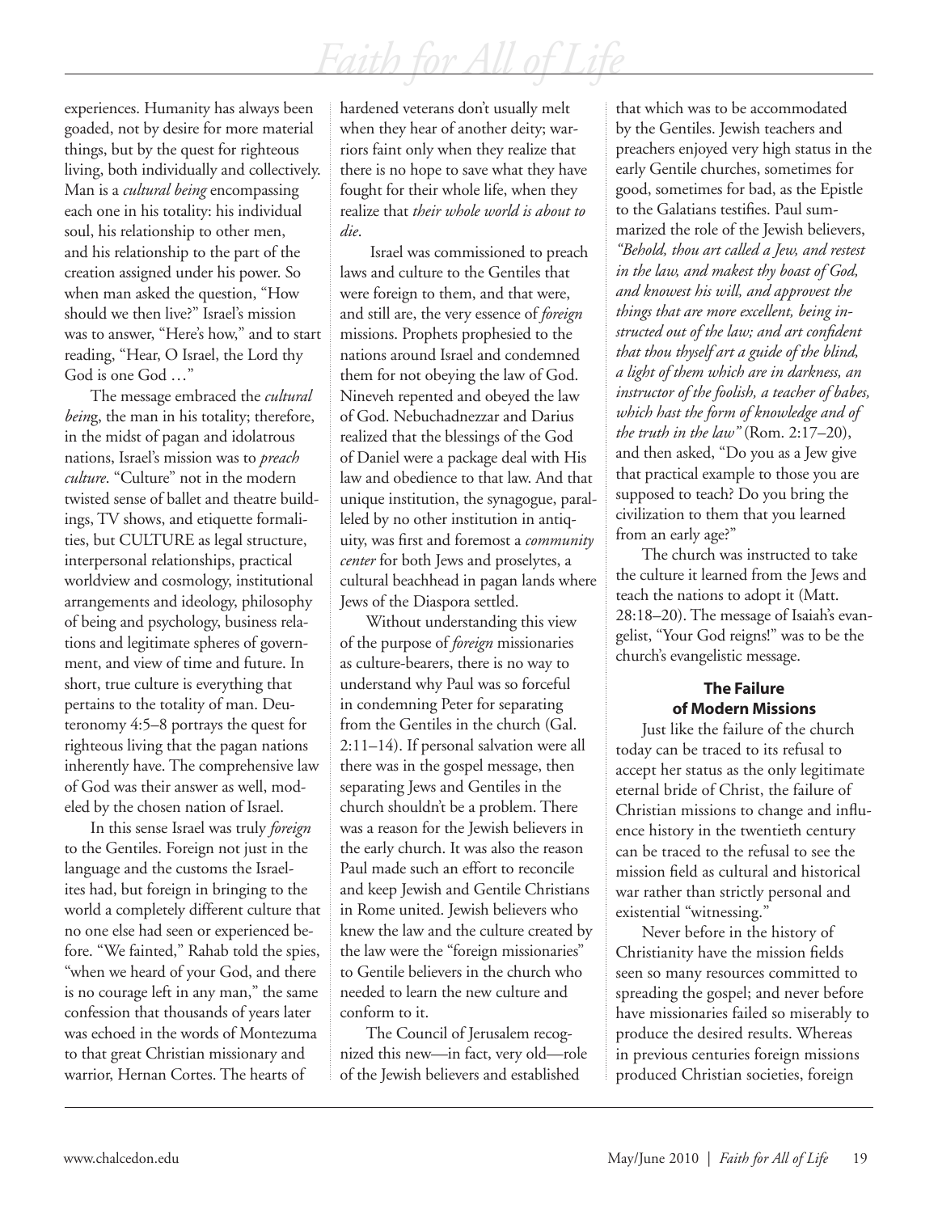experiences. Humanity has always been goaded, not by desire for more material things, but by the quest for righteous living, both individually and collectively. Man is a *cultural being* encompassing each one in his totality: his individual soul, his relationship to other men, and his relationship to the part of the creation assigned under his power. So when man asked the question, "How should we then live?" Israel's mission was to answer, "Here's how," and to start reading, "Hear, O Israel, the Lord thy God is one God …"

The message embraced the *cultural being*, the man in his totality; therefore, in the midst of pagan and idolatrous nations, Israel's mission was to *preach culture*. "Culture" not in the modern twisted sense of ballet and theatre buildings, TV shows, and etiquette formalities, but CULTURE as legal structure, interpersonal relationships, practical worldview and cosmology, institutional arrangements and ideology, philosophy of being and psychology, business relations and legitimate spheres of government, and view of time and future. In short, true culture is everything that pertains to the totality of man. Deuteronomy 4:5–8 portrays the quest for righteous living that the pagan nations inherently have. The comprehensive law of God was their answer as well, modeled by the chosen nation of Israel.

In this sense Israel was truly *foreign* to the Gentiles. Foreign not just in the language and the customs the Israelites had, but foreign in bringing to the world a completely different culture that no one else had seen or experienced before. "We fainted," Rahab told the spies, "when we heard of your God, and there is no courage left in any man," the same confession that thousands of years later was echoed in the words of Montezuma to that great Christian missionary and warrior, Hernan Cortes. The hearts of hardened veterans don't usually melt when they hear of another deity; warriors faint only when they realize that there is no hope to save what they have fought for their whole life, when they realize that *their whole world is about to die*.

Israel was commissioned to preach laws and culture to the Gentiles that were foreign to them, and that were, and still are, the very essence of *foreign* missions. Prophets prophesied to the nations around Israel and condemned them for not obeying the law of God. Nineveh repented and obeyed the law of God. Nebuchadnezzar and Darius realized that the blessings of the God of Daniel were a package deal with His law and obedience to that law. And that unique institution, the synagogue, paralleled by no other institution in antiquity, was first and foremost a *community center* for both Jews and proselytes, a cultural beachhead in pagan lands where Jews of the Diaspora settled.

Without understanding this view of the purpose of *foreign* missionaries as culture-bearers, there is no way to understand why Paul was so forceful in condemning Peter for separating from the Gentiles in the church (Gal. 2:11–14). If personal salvation were all there was in the gospel message, then separating Jews and Gentiles in the church shouldn't be a problem. There was a reason for the Jewish believers in the early church. It was also the reason Paul made such an effort to reconcile and keep Jewish and Gentile Christians in Rome united. Jewish believers who knew the law and the culture created by the law were the "foreign missionaries" to Gentile believers in the church who needed to learn the new culture and conform to it.

The Council of Jerusalem recognized this new—in fact, very old—role of the Jewish believers and established that which was to be accommodated by the Gentiles. Jewish teachers and preachers enjoyed very high status in the early Gentile churches, sometimes for good, sometimes for bad, as the Epistle to the Galatians testifies. Paul summarized the role of the Jewish believers, *"Behold, thou art called a Jew, and restest in the law, and makest thy boast of God, and knowest his will, and approvest the things that are more excellent, being instructed out of the law; and art confident that thou thyself art a guide of the blind, a light of them which are in darkness, an instructor of the foolish, a teacher of babes, which hast the form of knowledge and of the truth in the law"* (Rom. 2:17–20), and then asked, "Do you as a Jew give that practical example to those you are supposed to teach? Do you bring the civilization to them that you learned from an early age?"

The church was instructed to take the culture it learned from the Jews and teach the nations to adopt it (Matt. 28:18–20). The message of Isaiah's evangelist, "Your God reigns!" was to be the church's evangelistic message.

### The Failure of Modern Missions

Just like the failure of the church today can be traced to its refusal to accept her status as the only legitimate eternal bride of Christ, the failure of Christian missions to change and influence history in the twentieth century can be traced to the refusal to see the mission field as cultural and historical war rather than strictly personal and existential "witnessing."

Never before in the history of Christianity have the mission fields seen so many resources committed to spreading the gospel; and never before have missionaries failed so miserably to produce the desired results. Whereas in previous centuries foreign missions produced Christian societies, foreign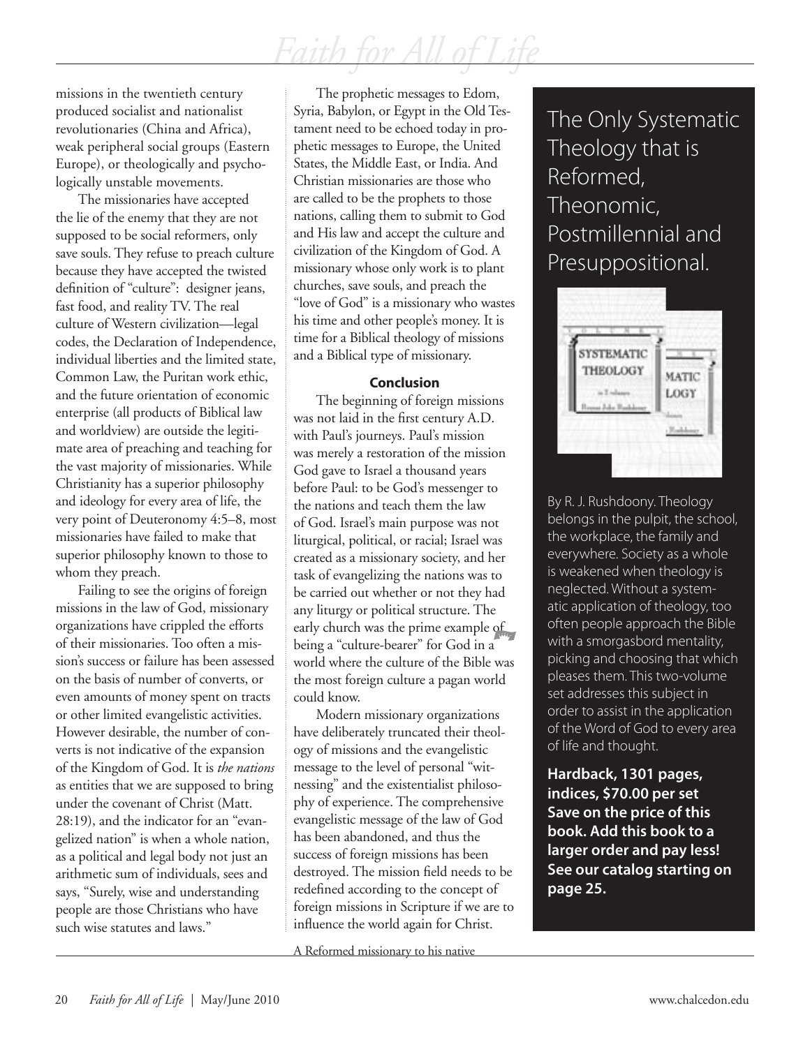missions in the twentieth century produced socialist and nationalist revolutionaries (China and Africa), weak peripheral social groups (Eastern Europe), or theologically and psychologically unstable movements.

The missionaries have accepted the lie of the enemy that they are not supposed to be social reformers, only save souls. They refuse to preach culture because they have accepted the twisted definition of "culture": designer jeans, fast food, and reality TV. The real culture of Western civilization—legal codes, the Declaration of Independence, individual liberties and the limited state, Common Law, the Puritan work ethic, and the future orientation of economic enterprise (all products of Biblical law and worldview) are outside the legitimate area of preaching and teaching for the vast majority of missionaries. While Christianity has a superior philosophy and ideology for every area of life, the very point of Deuteronomy 4:5–8, most missionaries have failed to make that superior philosophy known to those to whom they preach.

Failing to see the origins of foreign missions in the law of God, missionary organizations have crippled the efforts of their missionaries. Too often a mission's success or failure has been assessed on the basis of number of converts, or even amounts of money spent on tracts or other limited evangelistic activities. However desirable, the number of converts is not indicative of the expansion of the Kingdom of God. It is *the nations* as entities that we are supposed to bring under the covenant of Christ (Matt. 28:19), and the indicator for an "evangelized nation" is when a whole nation, as a political and legal body not just an arithmetic sum of individuals, sees and says, "Surely, wise and understanding people are those Christians who have such wise statutes and laws."

The prophetic messages to Edom, Syria, Babylon, or Egypt in the Old Testament need to be echoed today in prophetic messages to Europe, the United States, the Middle East, or India. And Christian missionaries are those who are called to be the prophets to those nations, calling them to submit to God and His law and accept the culture and civilization of the Kingdom of God. A missionary whose only work is to plant churches, save souls, and preach the "love of God" is a missionary who wastes his time and other people's money. It is time for a Biblical theology of missions and a Biblical type of missionary.

### Conclusion

The beginning of foreign missions was not laid in the first century A.D. with Paul's journeys. Paul's mission was merely a restoration of the mission God gave to Israel a thousand years before Paul: to be God's messenger to the nations and teach them the law of God. Israel's main purpose was not liturgical, political, or racial; Israel was created as a missionary society, and her task of evangelizing the nations was to be carried out whether or not they had any liturgy or political structure. The early church was the prime example of being a "culture-bearer" for God in a world where the culture of the Bible was the most foreign culture a pagan world could know.

Modern missionary organizations have deliberately truncated their theology of missions and the evangelistic message to the level of personal "witnessing" and the existentialist philosophy of experience. The comprehensive evangelistic message of the law of God has been abandoned, and thus the success of foreign missions has been destroyed. The mission field needs to be redefined according to the concept of foreign missions in Scripture if we are to influence the world again for Christ.

A Reformed missionary to his native

## The Only Systematic Theology that is Reformed, Theonomic, Postmillennial and Presuppositional.

By R. J. Rushdoony. Theology belongs in the pulpit, the school, the workplace, the family and everywhere. Society as a whole is weakened when theology is neglected. Without a systematic application of theology, too often people approach the Bible with a smorgasbord mentality, picking and choosing that which pleases them. This two-volume set addresses this subject in order to assist in the application of the Word of God to every area of life and thought.

**Hardback, 1301 pages, indices, $70.00 per set**
**Save on the price of this book. Add this book to a larger order and pay less! See our catalog starting on page 25.**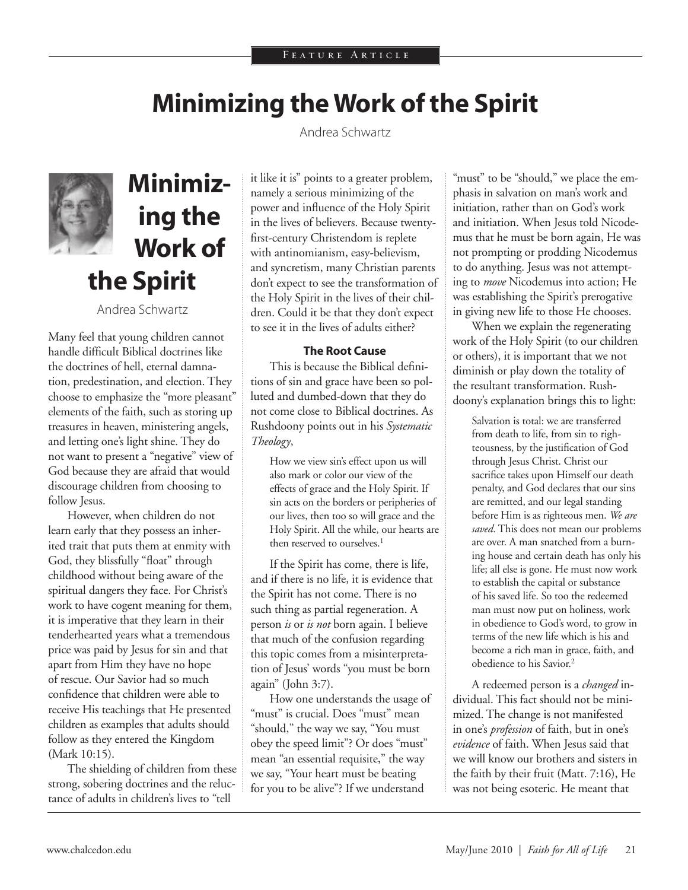# Minimizing the Work of the Spirit

Andrea Schwartz

Many feel that young children cannot handle difficult Biblical doctrines like the doctrines of hell, eternal damnation, predestination, and election. They choose to emphasize the "more pleasant" elements of the faith, such as storing up treasures in heaven, ministering angels, and letting one's light shine. They do not want to present a "negative" view of God because they are afraid that would discourage children from choosing to follow Jesus.

However, when children do not learn early that they possess an inherited trait that puts them at enmity with God, they blissfully "float" through childhood without being aware of the spiritual dangers they face. For Christ's work to have cogent meaning for them, it is imperative that they learn in their tenderhearted years what a tremendous price was paid by Jesus for sin and that apart from Him they have no hope of rescue. Our Savior had so much confidence that children were able to receive His teachings that He presented children as examples that adults should follow as they entered the Kingdom (Mark 10:15).

The shielding of children from these strong, sobering doctrines and the reluctance of adults in children's lives to "tell it like it is" points to a greater problem, namely a serious minimizing of the power and influence of the Holy Spirit in the lives of believers. Because twenty-first-century Christendom is replete with antinomianism, easy-believism, and syncretism, many Christian parents don't expect to see the transformation of the Holy Spirit in the lives of their children. Could it be that they don't expect to see it in the lives of adults either?

### The Root Cause

This is because the Biblical definitions of sin and grace have been so polluted and dumbed-down that they do not come close to Biblical doctrines. As Rushdoony points out in his *Systematic Theology*,

> How we view sin's effect upon us will also mark or color our view of the effects of grace and the Holy Spirit. If sin acts on the borders or peripheries of our lives, then too so will grace and the Holy Spirit. All the while, our hearts are then reserved to ourselves.[1]

If the Spirit has come, there is life, and if there is no life, it is evidence that the Spirit has not come. There is no such thing as partial regeneration. A person *is* or *is not* born again. I believe that much of the confusion regarding this topic comes from a misinterpretation of Jesus' words "you must be born again" (John 3:7).

How one understands the usage of "must" is crucial. Does "must" mean "should," the way we say, "You must obey the speed limit"? Or does "must" mean "an essential requisite," the way we say, "Your heart must be beating for you to be alive"? If we understand "must" to be "should," we place the emphasis in salvation on man's work and initiation, rather than on God's work and initiation. When Jesus told Nicodemus that he must be born again, He was not prompting or prodding Nicodemus to do anything. Jesus was not attempting to *move* Nicodemus into action; He was establishing the Spirit's prerogative in giving new life to those He chooses.

When we explain the regenerating work of the Holy Spirit (to our children or others), it is important that we not diminish or play down the totality of the resultant transformation. Rushdoony's explanation brings this to light:

> Salvation is total: we are transferred from death to life, from sin to righteousness, by the justification of God through Jesus Christ. Christ our sacrifice takes upon Himself our death penalty, and God declares that our sins are remitted, and our legal standing before Him is as righteous men. *We are saved*. This does not mean our problems are over. A man snatched from a burning house and certain death has only his life; all else is gone. He must now work to establish the capital or substance of his saved life. So too the redeemed man must now put on holiness, work in obedience to God's word, to grow in terms of the new life which is his and become a rich man in grace, faith, and obedience to his Savior.[2]

A redeemed person is a *changed* individual. This fact should not be minimized. The change is not manifested in one's *profession* of faith, but in one's *evidence* of faith. When Jesus said that we will know our brothers and sisters in the faith by their fruit (Matt. 7:16), He was not being esoteric. He meant that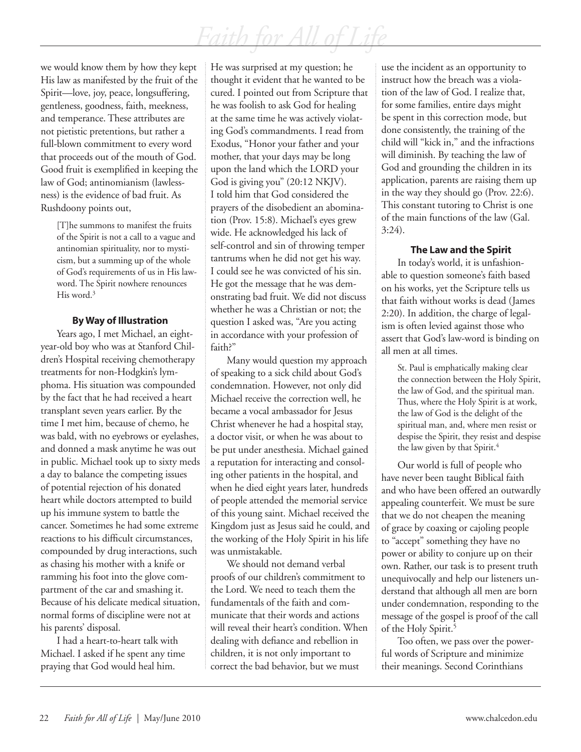we would know them by how they kept His law as manifested by the fruit of the Spirit—love, joy, peace, longsuffering, gentleness, goodness, faith, meekness, and temperance. These attributes are not pietistic pretentions, but rather a full-blown commitment to every word that proceeds out of the mouth of God. Good fruit is exemplified in keeping the law of God; antinomianism (lawlessness) is the evidence of bad fruit. As Rushdoony points out,

> [T]he summons to manifest the fruits of the Spirit is not a call to a vague and antinomian spirituality, nor to mysticism, but a summing up of the whole of God's requirements of us in His law-word. The Spirit nowhere renounces His word.[3]

### By Way of Illustration

Years ago, I met Michael, an eight-year-old boy who was at Stanford Children's Hospital receiving chemotherapy treatments for non-Hodgkin's lymphoma. His situation was compounded by the fact that he had received a heart transplant seven years earlier. By the time I met him, because of chemo, he was bald, with no eyebrows or eyelashes, and donned a mask anytime he was out in public. Michael took up to sixty meds a day to balance the competing issues of potential rejection of his donated heart while doctors attempted to build up his immune system to battle the cancer. Sometimes he had some extreme reactions to his difficult circumstances, compounded by drug interactions, such as chasing his mother with a knife or ramming his foot into the glove compartment of the car and smashing it. Because of his delicate medical situation, normal forms of discipline were not at his parents' disposal.

I had a heart-to-heart talk with Michael. I asked if he spent any time praying that God would heal him. He was surprised at my question; he thought it evident that he wanted to be cured. I pointed out from Scripture that he was foolish to ask God for healing at the same time he was actively violating God's commandments. I read from Exodus, "Honor your father and your mother, that your days may be long upon the land which the LORD your God is giving you" (20:12 NKJV). I told him that God considered the prayers of the disobedient an abomination (Prov. 15:8). Michael's eyes grew wide. He acknowledged his lack of self-control and sin of throwing temper tantrums when he did not get his way. I could see he was convicted of his sin. He got the message that he was demonstrating bad fruit. We did not discuss whether he was a Christian or not; the question I asked was, "Are you acting in accordance with your profession of faith?"

Many would question my approach of speaking to a sick child about God's condemnation. However, not only did Michael receive the correction well, he became a vocal ambassador for Jesus Christ whenever he had a hospital stay, a doctor visit, or when he was about to be put under anesthesia. Michael gained a reputation for interacting and consoling other patients in the hospital, and when he died eight years later, hundreds of people attended the memorial service of this young saint. Michael received the Kingdom just as Jesus said he could, and the working of the Holy Spirit in his life was unmistakable.

We should not demand verbal proofs of our children's commitment to the Lord. We need to teach them the fundamentals of the faith and communicate that their words and actions will reveal their heart's condition. When dealing with defiance and rebellion in children, it is not only important to correct the bad behavior, but we must use the incident as an opportunity to instruct how the breach was a violation of the law of God. I realize that, for some families, entire days might be spent in this correction mode, but done consistently, the training of the child will "kick in," and the infractions will diminish. By teaching the law of God and grounding the children in its application, parents are raising them up in the way they should go (Prov. 22:6). This constant tutoring to Christ is one of the main functions of the law (Gal. 3:24).

### The Law and the Spirit

In today's world, it is unfashionable to question someone's faith based on his works, yet the Scripture tells us that faith without works is dead (James 2:20). In addition, the charge of legalism is often levied against those who assert that God's law-word is binding on all men at all times.

> St. Paul is emphatically making clear the connection between the Holy Spirit, the law of God, and the spiritual man. Thus, where the Holy Spirit is at work, the law of God is the delight of the spiritual man, and, where men resist or despise the Spirit, they resist and despise the law given by that Spirit.[4]

Our world is full of people who have never been taught Biblical faith and who have been offered an outwardly appealing counterfeit. We must be sure that we do not cheapen the meaning of grace by coaxing or cajoling people to "accept" something they have no power or ability to conjure up on their own. Rather, our task is to present truth unequivocally and help our listeners understand that although all men are born under condemnation, responding to the message of the gospel is proof of the call of the Holy Spirit.[5]

Too often, we pass over the powerful words of Scripture and minimize their meanings. Second Corinthians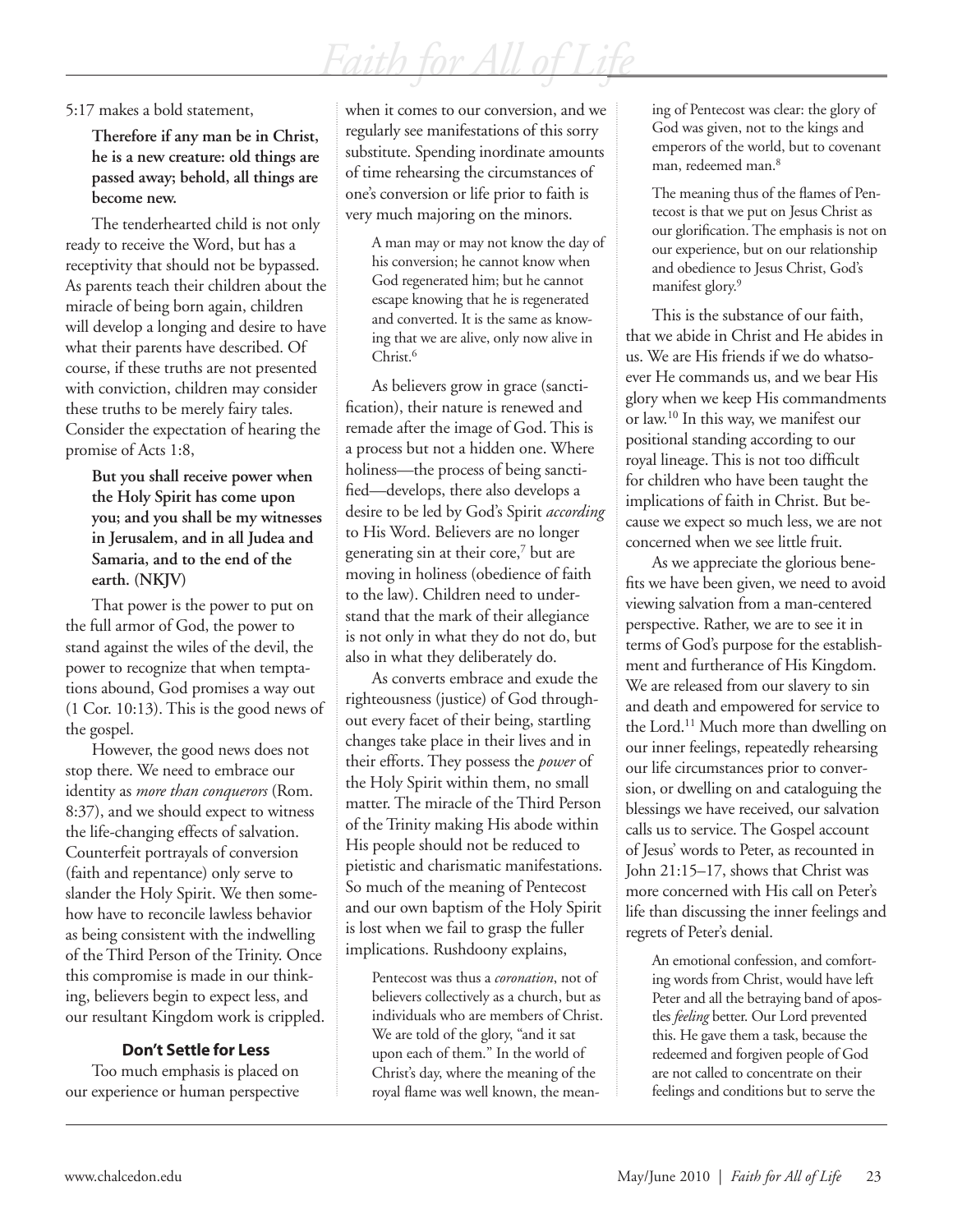5:17 makes a bold statement,

> **Therefore if any man be in Christ, he is a new creature: old things are passed away; behold, all things are become new.**

The tenderhearted child is not only ready to receive the Word, but has a receptivity that should not be bypassed. As parents teach their children about the miracle of being born again, children will develop a longing and desire to have what their parents have described. Of course, if these truths are not presented with conviction, children may consider these truths to be merely fairy tales. Consider the expectation of hearing the promise of Acts 1:8,

> **But you shall receive power when the Holy Spirit has come upon you; and you shall be my witnesses in Jerusalem, and in all Judea and Samaria, and to the end of the earth. (NKJV)**

That power is the power to put on the full armor of God, the power to stand against the wiles of the devil, the power to recognize that when temptations abound, God promises a way out (1 Cor. 10:13). This is the good news of the gospel.

However, the good news does not stop there. We need to embrace our identity as *more than conquerors* (Rom. 8:37), and we should expect to witness the life-changing effects of salvation. Counterfeit portrayals of conversion (faith and repentance) only serve to slander the Holy Spirit. We then somehow have to reconcile lawless behavior as being consistent with the indwelling of the Third Person of the Trinity. Once this compromise is made in our thinking, believers begin to expect less, and our resultant Kingdom work is crippled.

### Don't Settle for Less

Too much emphasis is placed on our experience or human perspective when it comes to our conversion, and we regularly see manifestations of this sorry substitute. Spending inordinate amounts of time rehearsing the circumstances of one's conversion or life prior to faith is very much majoring on the minors.

> A man may or may not know the day of his conversion; he cannot know when God regenerated him; but he cannot escape knowing that he is regenerated and converted. It is the same as knowing that we are alive, only now alive in Christ.[6]

As believers grow in grace (sanctification), their nature is renewed and remade after the image of God. This is a process but not a hidden one. Where holiness—the process of being sanctified—develops, there also develops a desire to be led by God's Spirit *according* to His Word. Believers are no longer generating sin at their core,[7] but are moving in holiness (obedience of faith to the law). Children need to understand that the mark of their allegiance is not only in what they do not do, but also in what they deliberately do.

As converts embrace and exude the righteousness (justice) of God throughout every facet of their being, startling changes take place in their lives and in their efforts. They possess the *power* of the Holy Spirit within them, no small matter. The miracle of the Third Person of the Trinity making His abode within His people should not be reduced to pietistic and charismatic manifestations. So much of the meaning of Pentecost and our own baptism of the Holy Spirit is lost when we fail to grasp the fuller implications. Rushdoony explains,

> Pentecost was thus a *coronation*, not of believers collectively as a church, but as individuals who are members of Christ. We are told of the glory, "and it sat upon each of them." In the world of Christ's day, where the meaning of the royal flame was well known, the meaning of Pentecost was clear: the glory of God was given, not to the kings and emperors of the world, but to covenant man, redeemed man.[8]
>
> The meaning thus of the flames of Pentecost is that we put on Jesus Christ as our glorification. The emphasis is not on our experience, but on our relationship and obedience to Jesus Christ, God's manifest glory.[9]

This is the substance of our faith, that we abide in Christ and He abides in us. We are His friends if we do whatsoever He commands us, and we bear His glory when we keep His commandments or law.[10] In this way, we manifest our positional standing according to our royal lineage. This is not too difficult for children who have been taught the implications of faith in Christ. But because we expect so much less, we are not concerned when we see little fruit.

As we appreciate the glorious benefits we have been given, we need to avoid viewing salvation from a man-centered perspective. Rather, we are to see it in terms of God's purpose for the establishment and furtherance of His Kingdom. We are released from our slavery to sin and death and empowered for service to the Lord.[11] Much more than dwelling on our inner feelings, repeatedly rehearsing our life circumstances prior to conversion, or dwelling on and cataloguing the blessings we have received, our salvation calls us to service. The Gospel account of Jesus' words to Peter, as recounted in John 21:15–17, shows that Christ was more concerned with His call on Peter's life than discussing the inner feelings and regrets of Peter's denial.

> An emotional confession, and comforting words from Christ, would have left Peter and all the betraying band of apostles *feeling* better. Our Lord prevented this. He gave them a task, because the redeemed and forgiven people of God are not called to concentrate on their feelings and conditions but to serve the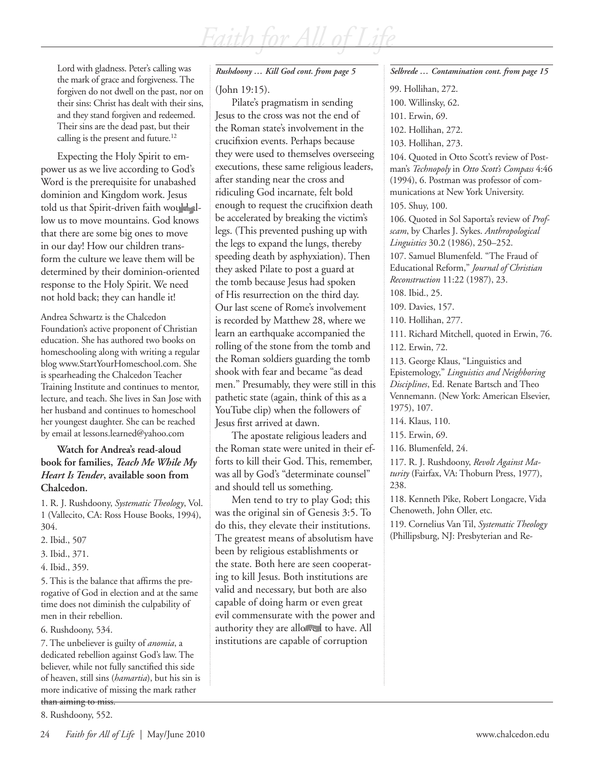Lord with gladness. Peter's calling was the mark of grace and forgiveness. The forgiven do not dwell on the past, nor on their sins: Christ has dealt with their sins, and they stand forgiven and redeemed. Their sins are the dead past, but their calling is the present and future.[12]

Expecting the Holy Spirit to empower us as we live according to God's Word is the prerequisite for unabashed dominion and Kingdom work. Jesus told us that Spirit-driven faith would allow us to move mountains. God knows that there are some big ones to move in our day! How our children transform the culture we leave them will be determined by their dominion-oriented response to the Holy Spirit. We need not hold back; they can handle it!

Andrea Schwartz is the Chalcedon Foundation's active proponent of Christian education. She has authored two books on homeschooling along with writing a regular blog www.StartYourHomeschool.com. She is spearheading the Chalcedon Teacher Training Institute and continues to mentor, lecture, and teach. She lives in San Jose with her husband and continues to homeschool her youngest daughter. She can be reached by email at lessons.learned@yahoo.com

**Watch for Andrea's read-aloud book for families, *Teach Me While My Heart Is Tender*, available soon from Chalcedon.**

1. R. J. Rushdoony, *Systematic Theology*, Vol. 1 (Vallecito, CA: Ross House Books, 1994), 304.
2. Ibid., 507
3. Ibid., 371.
4. Ibid., 359.
5. This is the balance that affirms the prerogative of God in election and at the same time does not diminish the culpability of men in their rebellion.
6. Rushdoony, 534.
7. The unbeliever is guilty of *anomia*, a dedicated rebellion against God's law. The believer, while not fully sanctified this side of heaven, still sins (*hamartia*), but his sin is more indicative of missing the mark rather than aiming to miss.
8. Rushdoony, 552.

***Rushdoony … Kill God cont. from page 5***

(John 19:15).

Pilate's pragmatism in sending Jesus to the cross was not the end of the Roman state's involvement in the crucifixion events. Perhaps because they were used to themselves overseeing executions, these same religious leaders, after standing near the cross and ridiculing God incarnate, felt bold enough to request the crucifixion death be accelerated by breaking the victim's legs. (This prevented pushing up with the legs to expand the lungs, thereby speeding death by asphyxiation). Then they asked Pilate to post a guard at the tomb because Jesus had spoken of His resurrection on the third day. Our last scene of Rome's involvement is recorded by Matthew 28, where we learn an earthquake accompanied the rolling of the stone from the tomb and the Roman soldiers guarding the tomb shook with fear and became "as dead men." Presumably, they were still in this pathetic state (again, think of this as a YouTube clip) when the followers of Jesus first arrived at dawn.

The apostate religious leaders and the Roman state were united in their efforts to kill their God. This, remember, was all by God's "determinate counsel" and should tell us something.

Men tend to try to play God; this was the original sin of Genesis 3:5. To do this, they elevate their institutions. The greatest means of absolutism have been by religious establishments or the state. Both here are seen cooperating to kill Jesus. Both institutions are valid and necessary, but both are also capable of doing harm or even great evil commensurate with the power and authority they are allowed to have. All institutions are capable of corruption

***Selbrede … Contamination cont. from page 15***

99. Hollihan, 272.
100. Willinsky, 62.
101. Erwin, 69.
102. Hollihan, 272.
103. Hollihan, 273.
104. Quoted in Otto Scott's review of Postman's *Technopoly* in *Otto Scott's Compass* 4:46 (1994), 6. Postman was professor of communications at New York University.
105. Shuy, 100.
106. Quoted in Sol Saporta's review of *Profscam*, by Charles J. Sykes. *Anthropological Linguistics* 30.2 (1986), 250–252.
107. Samuel Blumenfeld. "The Fraud of Educational Reform," *Journal of Christian Reconstruction* 11:22 (1987), 23.
108. Ibid., 25.
109. Davies, 157.
110. Hollihan, 277.
111. Richard Mitchell, quoted in Erwin, 76.
112. Erwin, 72.
113. George Klaus, "Linguistics and Epistemology," *Linguistics and Neighboring Disciplines*, Ed. Renate Bartsch and Theo Vennemann. (New York: American Elsevier, 1975), 107.
114. Klaus, 110.
115. Erwin, 69.
116. Blumenfeld, 24.
117. R. J. Rushdoony, *Revolt Against Maturity* (Fairfax, VA: Thoburn Press, 1977), 238.
118. Kenneth Pike, Robert Longacre, Vida Chenoweth, John Oller, etc.
119. Cornelius Van Til, *Systematic Theology* (Phillipsburg, NJ: Presbyterian and Re-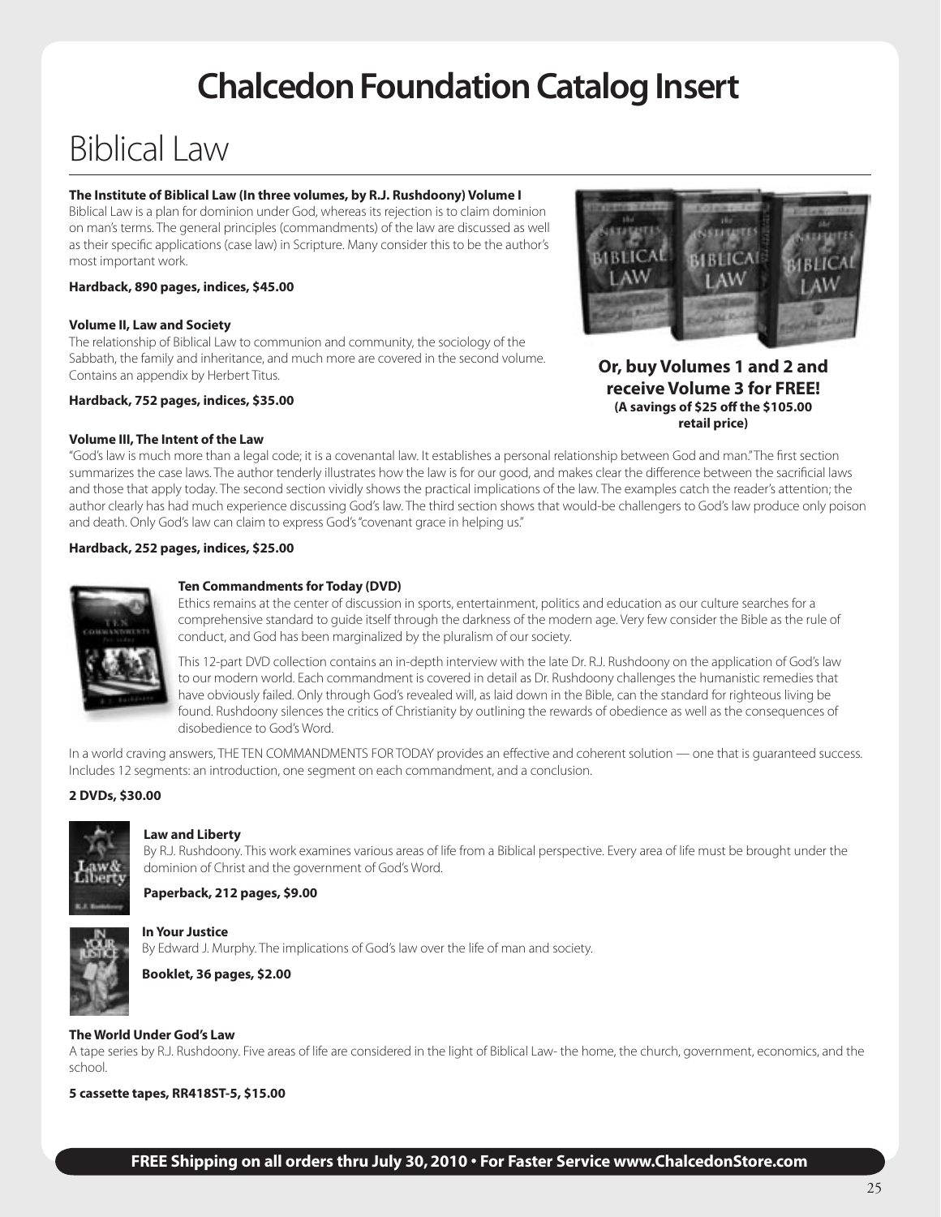# Chalcedon Foundation Catalog Insert

## Biblical Law

**The Institute of Biblical Law (In three volumes, by R.J. Rushdoony) Volume I**

Biblical Law is a plan for dominion under God, whereas its rejection is to claim dominion on man's terms. The general principles (commandments) of the law are discussed as well as their specific applications (case law) in Scripture. Many consider this to be the author's most important work.

**Hardback, 890 pages, indices, $45.00**

**Volume II, Law and Society**

The relationship of Biblical Law to communion and community, the sociology of the Sabbath, the family and inheritance, and much more are covered in the second volume. Contains an appendix by Herbert Titus.

**Hardback, 752 pages, indices, $35.00**

**Or, buy Volumes 1 and 2 and receive Volume 3 for FREE!**
**(A savings of $25 off the $105.00 retail price)**

**Volume III, The Intent of the Law**

"God's law is much more than a legal code; it is a covenantal law. It establishes a personal relationship between God and man." The first section summarizes the case laws. The author tenderly illustrates how the law is for our good, and makes clear the difference between the sacrificial laws and those that apply today. The second section vividly shows the practical implications of the law. The examples catch the reader's attention; the author clearly has had much experience discussing God's law. The third section shows that would-be challengers to God's law produce only poison and death. Only God's law can claim to express God's "covenant grace in helping us."

**Hardback, 252 pages, indices, $25.00**

**Ten Commandments for Today (DVD)**

Ethics remains at the center of discussion in sports, entertainment, politics and education as our culture searches for a comprehensive standard to guide itself through the darkness of the modern age. Very few consider the Bible as the rule of conduct, and God has been marginalized by the pluralism of our society.

This 12-part DVD collection contains an in-depth interview with the late Dr. R.J. Rushdoony on the application of God's law to our modern world. Each commandment is covered in detail as Dr. Rushdoony challenges the humanistic remedies that have obviously failed. Only through God's revealed will, as laid down in the Bible, can the standard for righteous living be found. Rushdoony silences the critics of Christianity by outlining the rewards of obedience as well as the consequences of disobedience to God's Word.

In a world craving answers, THE TEN COMMANDMENTS FOR TODAY provides an effective and coherent solution — one that is guaranteed success. Includes 12 segments: an introduction, one segment on each commandment, and a conclusion.

**2 DVDs, $30.00**

**Law and Liberty**

By R.J. Rushdoony. This work examines various areas of life from a Biblical perspective. Every area of life must be brought under the dominion of Christ and the government of God's Word.

**Paperback, 212 pages, $9.00**

**In Your Justice**

By Edward J. Murphy. The implications of God's law over the life of man and society.

**Booklet, 36 pages, $2.00**

**The World Under God's Law**

A tape series by R.J. Rushdoony. Five areas of life are considered in the light of Biblical Law- the home, the church, government, economics, and the school.

**5 cassette tapes, RR418ST-5, $15.00**

**FREE Shipping on all orders thru July 30, 2010 • For Faster Service www.ChalcedonStore.com**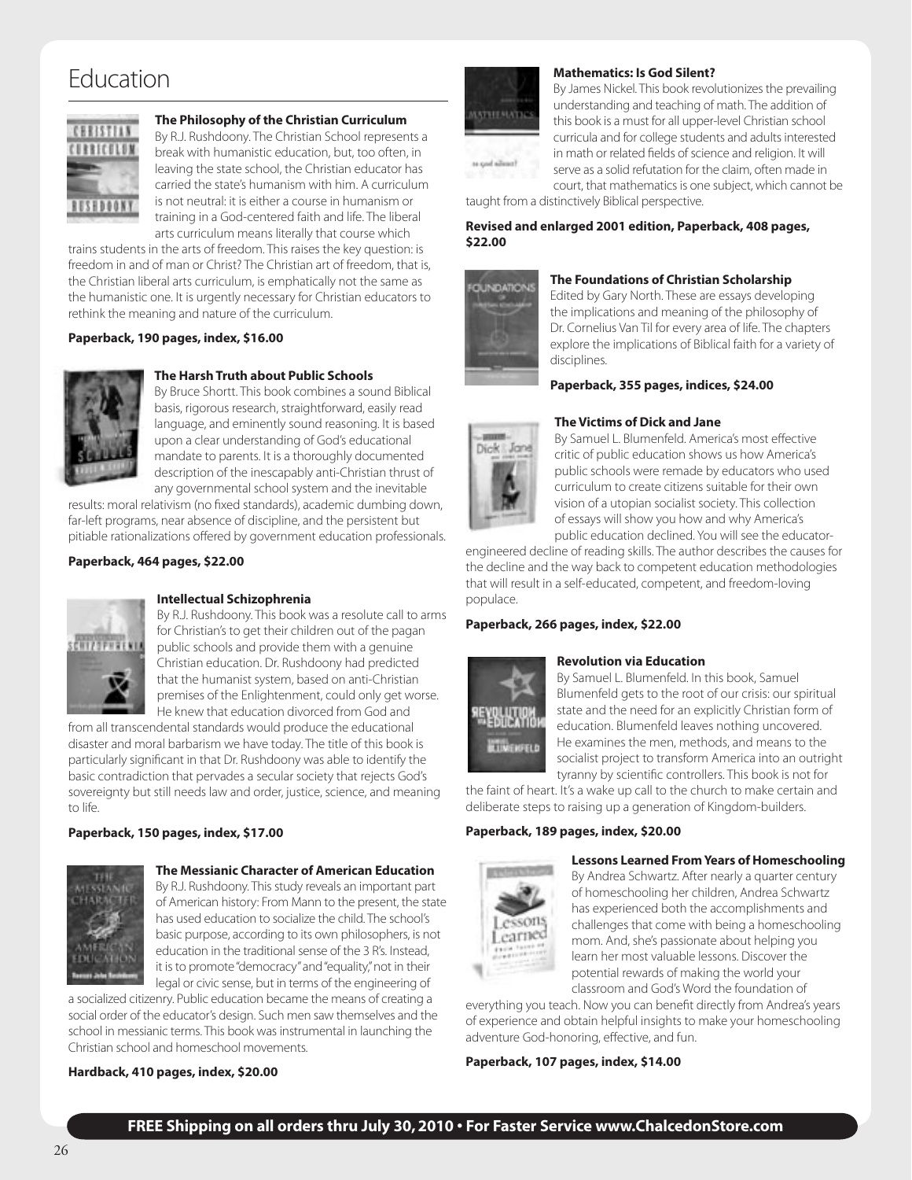# Education

### The Philosophy of the Christian Curriculum

By R.J. Rushdoony. The Christian School represents a break with humanistic education, but, too often, in leaving the state school, the Christian educator has carried the state's humanism with him. A curriculum is not neutral: it is either a course in humanism or training in a God-centered faith and life. The liberal arts curriculum means literally that course which trains students in the arts of freedom. This raises the key question: is freedom in and of man or Christ? The Christian art of freedom, that is, the Christian liberal arts curriculum, is emphatically not the same as the humanistic one. It is urgently necessary for Christian educators to rethink the meaning and nature of the curriculum.

**Paperback, 190 pages, index, $16.00**

### The Harsh Truth about Public Schools

By Bruce Shortt. This book combines a sound Biblical basis, rigorous research, straightforward, easily read language, and eminently sound reasoning. It is based upon a clear understanding of God's educational mandate to parents. It is a thoroughly documented description of the inescapably anti-Christian thrust of any governmental school system and the inevitable results: moral relativism (no fixed standards), academic dumbing down, far-left programs, near absence of discipline, and the persistent but pitiable rationalizations offered by government education professionals.

**Paperback, 464 pages, $22.00**

### Intellectual Schizophrenia

By R.J. Rushdoony. This book was a resolute call to arms for Christian's to get their children out of the pagan public schools and provide them with a genuine Christian education. Dr. Rushdoony had predicted that the humanist system, based on anti-Christian premises of the Enlightenment, could only get worse. He knew that education divorced from God and from all transcendental standards would produce the educational disaster and moral barbarism we have today. The title of this book is particularly significant in that Dr. Rushdoony was able to identify the basic contradiction that pervades a secular society that rejects God's sovereignty but still needs law and order, justice, science, and meaning to life.

**Paperback, 150 pages, index, $17.00**

### The Messianic Character of American Education

By R.J. Rushdoony. This study reveals an important part of American history: From Mann to the present, the state has used education to socialize the child. The school's basic purpose, according to its own philosophers, is not education in the traditional sense of the 3 R's. Instead, it is to promote "democracy" and "equality," not in their legal or civic sense, but in terms of the engineering of a socialized citizenry. Public education became the means of creating a social order of the educator's design. Such men saw themselves and the school in messianic terms. This book was instrumental in launching the Christian school and homeschool movements.

**Hardback, 410 pages, index, $20.00**

### Mathematics: Is God Silent?

By James Nickel. This book revolutionizes the prevailing understanding and teaching of math. The addition of this book is a must for all upper-level Christian school curricula and for college students and adults interested in math or related fields of science and religion. It will serve as a solid refutation for the claim, often made in court, that mathematics is one subject, which cannot be taught from a distinctively Biblical perspective.

**Revised and enlarged 2001 edition, Paperback, 408 pages, $22.00**

### The Foundations of Christian Scholarship

Edited by Gary North. These are essays developing the implications and meaning of the philosophy of Dr. Cornelius Van Til for every area of life. The chapters explore the implications of Biblical faith for a variety of disciplines.

**Paperback, 355 pages, indices, $24.00**

### The Victims of Dick and Jane

By Samuel L. Blumenfeld. America's most effective critic of public education shows us how America's public schools were remade by educators who used curriculum to create citizens suitable for their own vision of a utopian socialist society. This collection of essays will show you how and why America's public education declined. You will see the educator-engineered decline of reading skills. The author describes the causes for the decline and the way back to competent education methodologies that will result in a self-educated, competent, and freedom-loving populace.

**Paperback, 266 pages, index, $22.00**

### Revolution via Education

By Samuel L. Blumenfeld. In this book, Samuel Blumenfeld gets to the root of our crisis: our spiritual state and the need for an explicitly Christian form of education. Blumenfeld leaves nothing uncovered. He examines the men, methods, and means to the socialist project to transform America into an outright tyranny by scientific controllers. This book is not for the faint of heart. It's a wake up call to the church to make certain and deliberate steps to raising up a generation of Kingdom-builders.

**Paperback, 189 pages, index, $20.00**

### Lessons Learned From Years of Homeschooling

By Andrea Schwartz. After nearly a quarter century of homeschooling her children, Andrea Schwartz has experienced both the accomplishments and challenges that come with being a homeschooling mom. And, she's passionate about helping you learn her most valuable lessons. Discover the potential rewards of making the world your classroom and God's Word the foundation of everything you teach. Now you can benefit directly from Andrea's years of experience and obtain helpful insights to make your homeschooling adventure God-honoring, effective, and fun.

**Paperback, 107 pages, index, $14.00**

**FREE Shipping on all orders thru July 30, 2010 • For Faster Service www.ChalcedonStore.com**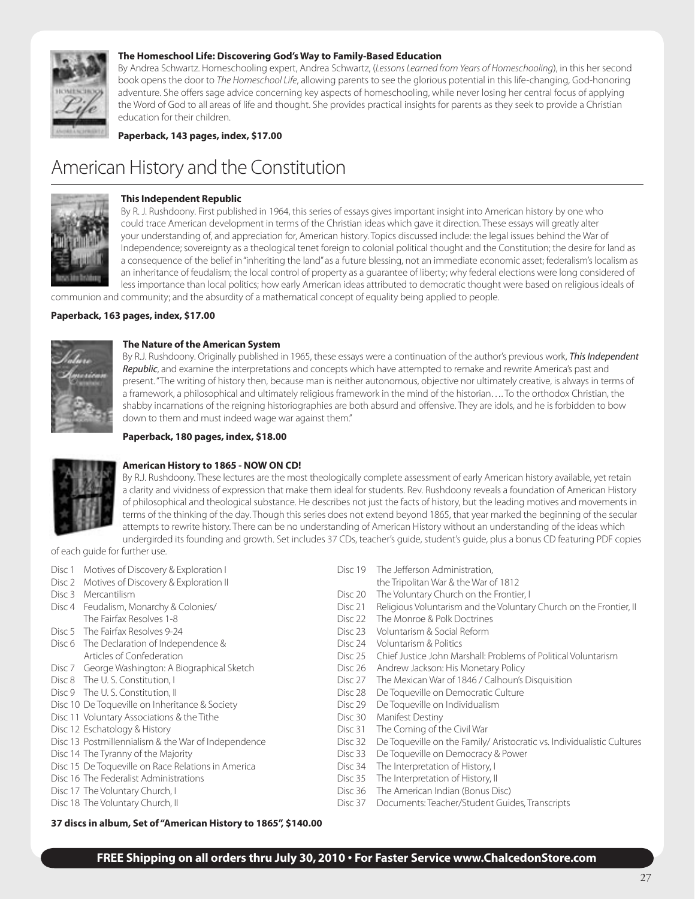**The Homeschool Life: Discovering God's Way to Family-Based Education**

By Andrea Schwartz. Homeschooling expert, Andrea Schwartz, (*Lessons Learned from Years of Homeschooling*), in this her second book opens the door to *The Homeschool Life*, allowing parents to see the glorious potential in this life-changing, God-honoring adventure. She offers sage advice concerning key aspects of homeschooling, while never losing her central focus of applying the Word of God to all areas of life and thought. She provides practical insights for parents as they seek to provide a Christian education for their children.

**Paperback, 143 pages, index, $17.00**

# American History and the Constitution

**This Independent Republic**

By R. J. Rushdoony. First published in 1964, this series of essays gives important insight into American history by one who could trace American development in terms of the Christian ideas which gave it direction. These essays will greatly alter your understanding of, and appreciation for, American history. Topics discussed include: the legal issues behind the War of Independence; sovereignty as a theological tenet foreign to colonial political thought and the Constitution; the desire for land as a consequence of the belief in "inheriting the land" as a future blessing, not an immediate economic asset; federalism's localism as an inheritance of feudalism; the local control of property as a guarantee of liberty; why federal elections were long considered of less importance than local politics; how early American ideas attributed to democratic thought were based on religious ideals of communion and community; and the absurdity of a mathematical concept of equality being applied to people.

**Paperback, 163 pages, index, $17.00**

**The Nature of the American System**

By R.J. Rushdoony. Originally published in 1965, these essays were a continuation of the author's previous work, ***This Independent Republic***, and examine the interpretations and concepts which have attempted to remake and rewrite America's past and present. "The writing of history then, because man is neither autonomous, objective nor ultimately creative, is always in terms of a framework, a philosophical and ultimately religious framework in the mind of the historian…. To the orthodox Christian, the shabby incarnations of the reigning historiographies are both absurd and offensive. They are idols, and he is forbidden to bow down to them and must indeed wage war against them."

**Paperback, 180 pages, index, $18.00**

**American History to 1865 - NOW ON CD!**

By R.J. Rushdoony. These lectures are the most theologically complete assessment of early American history available, yet retain a clarity and vividness of expression that make them ideal for students. Rev. Rushdoony reveals a foundation of American History of philosophical and theological substance. He describes not just the facts of history, but the leading motives and movements in terms of the thinking of the day. Though this series does not extend beyond 1865, that year marked the beginning of the secular attempts to rewrite history. There can be no understanding of American History without an understanding of the ideas which undergirded its founding and growth. Set includes 37 CDs, teacher's guide, student's guide, plus a bonus CD featuring PDF copies of each guide for further use.

- Disc 1 Motives of Discovery & Exploration I
- Disc 2 Motives of Discovery & Exploration II
- Disc 3 Mercantilism
- Disc 4 Feudalism, Monarchy & Colonies/ The Fairfax Resolves 1-8
- Disc 5 The Fairfax Resolves 9-24
- Disc 6 The Declaration of Independence & Articles of Confederation
- Disc 7 George Washington: A Biographical Sketch
- Disc 8 The U. S. Constitution, I
- Disc 9 The U. S. Constitution, II
- Disc 10 De Toqueville on Inheritance & Society
- Disc 11 Voluntary Associations & the Tithe
- Disc 12 Eschatology & History
- Disc 13 Postmillennialism & the War of Independence
- Disc 14 The Tyranny of the Majority
- Disc 15 De Toqueville on Race Relations in America
- Disc 16 The Federalist Administrations
- Disc 17 The Voluntary Church, I
- Disc 18 The Voluntary Church, II
- Disc 19 The Jefferson Administration, the Tripolitan War & the War of 1812
- Disc 20 The Voluntary Church on the Frontier, I
- Disc 21 Religious Voluntarism and the Voluntary Church on the Frontier, II
- Disc 22 The Monroe & Polk Doctrines
- Disc 23 Voluntarism & Social Reform
- Disc 24 Voluntarism & Politics
- Disc 25 Chief Justice John Marshall: Problems of Political Voluntarism
- Disc 26 Andrew Jackson: His Monetary Policy
- Disc 27 The Mexican War of 1846 / Calhoun's Disquisition
- Disc 28 De Toqueville on Democratic Culture
- Disc 29 De Toqueville on Individualism
- Disc 30 Manifest Destiny
- Disc 31 The Coming of the Civil War
- Disc 32 De Toqueville on the Family/ Aristocratic vs. Individualistic Cultures
- Disc 33 De Toqueville on Democracy & Power
- Disc 34 The Interpretation of History, I
- Disc 35 The Interpretation of History, II
- Disc 36 The American Indian (Bonus Disc)
- Disc 37 Documents: Teacher/Student Guides, Transcripts

**37 discs in album, Set of "American History to 1865", $140.00**

**FREE Shipping on all orders thru July 30, 2010 • For Faster Service www.ChalcedonStore.com**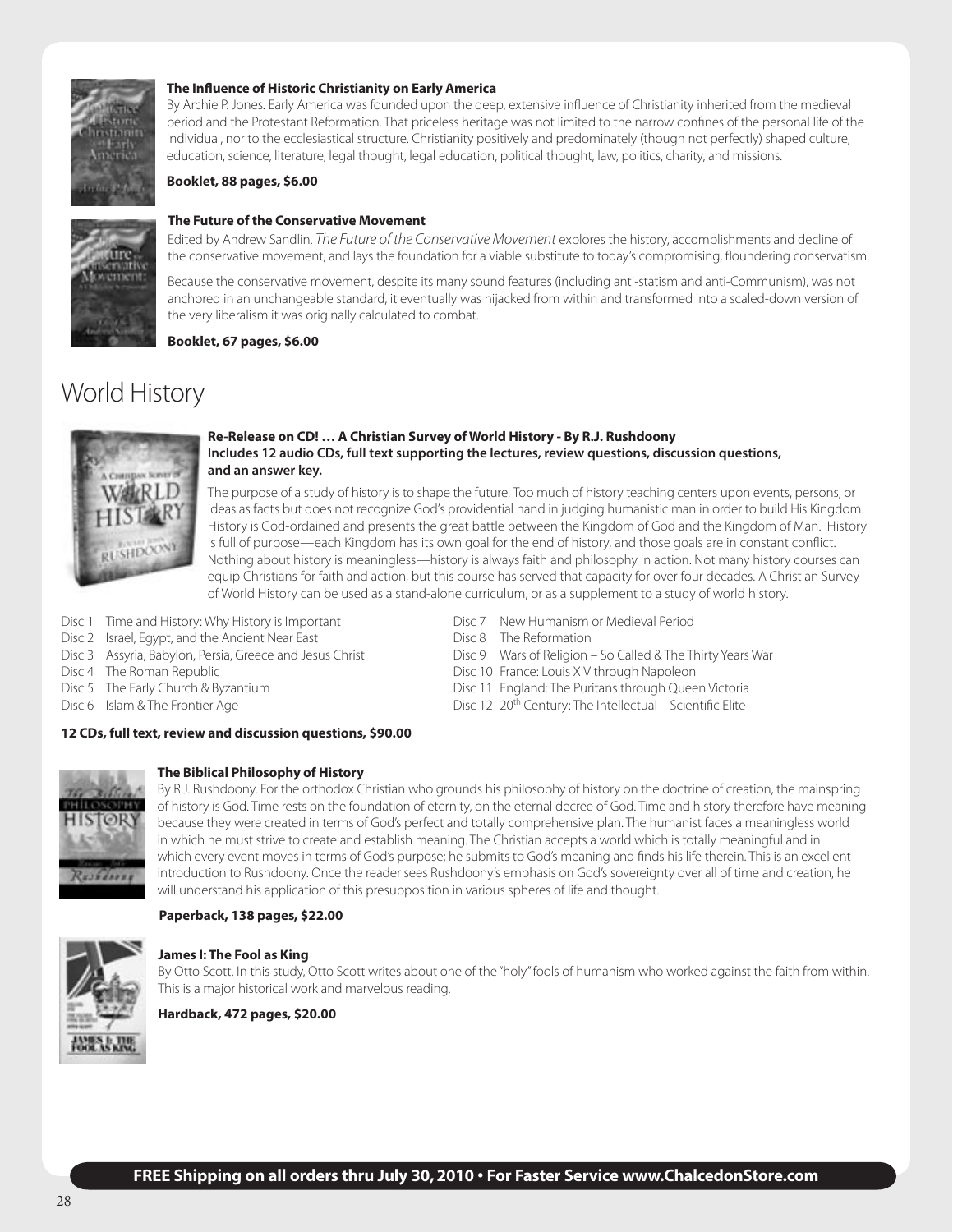**The Influence of Historic Christianity on Early America**

By Archie P. Jones. Early America was founded upon the deep, extensive influence of Christianity inherited from the medieval period and the Protestant Reformation. That priceless heritage was not limited to the narrow confines of the personal life of the individual, nor to the ecclesiastical structure. Christianity positively and predominately (though not perfectly) shaped culture, education, science, literature, legal thought, legal education, political thought, law, politics, charity, and missions.

**Booklet, 88 pages, $6.00**

**The Future of the Conservative Movement**

Edited by Andrew Sandlin. *The Future of the Conservative Movement* explores the history, accomplishments and decline of the conservative movement, and lays the foundation for a viable substitute to today's compromising, floundering conservatism.

Because the conservative movement, despite its many sound features (including anti-statism and anti-Communism), was not anchored in an unchangeable standard, it eventually was hijacked from within and transformed into a scaled-down version of the very liberalism it was originally calculated to combat.

**Booklet, 67 pages, $6.00**

# World History

**Re-Release on CD! … A Christian Survey of World History - By R.J. Rushdoony**
**Includes 12 audio CDs, full text supporting the lectures, review questions, discussion questions, and an answer key.**

The purpose of a study of history is to shape the future. Too much of history teaching centers upon events, persons, or ideas as facts but does not recognize God's providential hand in judging humanistic man in order to build His Kingdom. History is God-ordained and presents the great battle between the Kingdom of God and the Kingdom of Man. History is full of purpose—each Kingdom has its own goal for the end of history, and those goals are in constant conflict. Nothing about history is meaningless—history is always faith and philosophy in action. Not many history courses can equip Christians for faith and action, but this course has served that capacity for over four decades. A Christian Survey of World History can be used as a stand-alone curriculum, or as a supplement to a study of world history.

- Disc 1 Time and History: Why History is Important
- Disc 2 Israel, Egypt, and the Ancient Near East
- Disc 3 Assyria, Babylon, Persia, Greece and Jesus Christ
- Disc 4 The Roman Republic
- Disc 5 The Early Church & Byzantium
- Disc 6 Islam & The Frontier Age
- Disc 7 New Humanism or Medieval Period
- Disc 8 The Reformation
- Disc 9 Wars of Religion – So Called & The Thirty Years War
- Disc 10 France: Louis XIV through Napoleon
- Disc 11 England: The Puritans through Queen Victoria
- Disc 12 20th Century: The Intellectual – Scientific Elite

**12 CDs, full text, review and discussion questions, $90.00**

**The Biblical Philosophy of History**

By R.J. Rushdoony. For the orthodox Christian who grounds his philosophy of history on the doctrine of creation, the mainspring of history is God. Time rests on the foundation of eternity, on the eternal decree of God. Time and history therefore have meaning because they were created in terms of God's perfect and totally comprehensive plan. The humanist faces a meaningless world in which he must strive to create and establish meaning. The Christian accepts a world which is totally meaningful and in which every event moves in terms of God's purpose; he submits to God's meaning and finds his life therein. This is an excellent introduction to Rushdoony. Once the reader sees Rushdoony's emphasis on God's sovereignty over all of time and creation, he will understand his application of this presupposition in various spheres of life and thought.

**Paperback, 138 pages, $22.00**

**James I: The Fool as King**

By Otto Scott. In this study, Otto Scott writes about one of the "holy" fools of humanism who worked against the faith from within. This is a major historical work and marvelous reading.

**Hardback, 472 pages, $20.00**

**FREE Shipping on all orders thru July 30, 2010 • For Faster Service www.ChalcedonStore.com**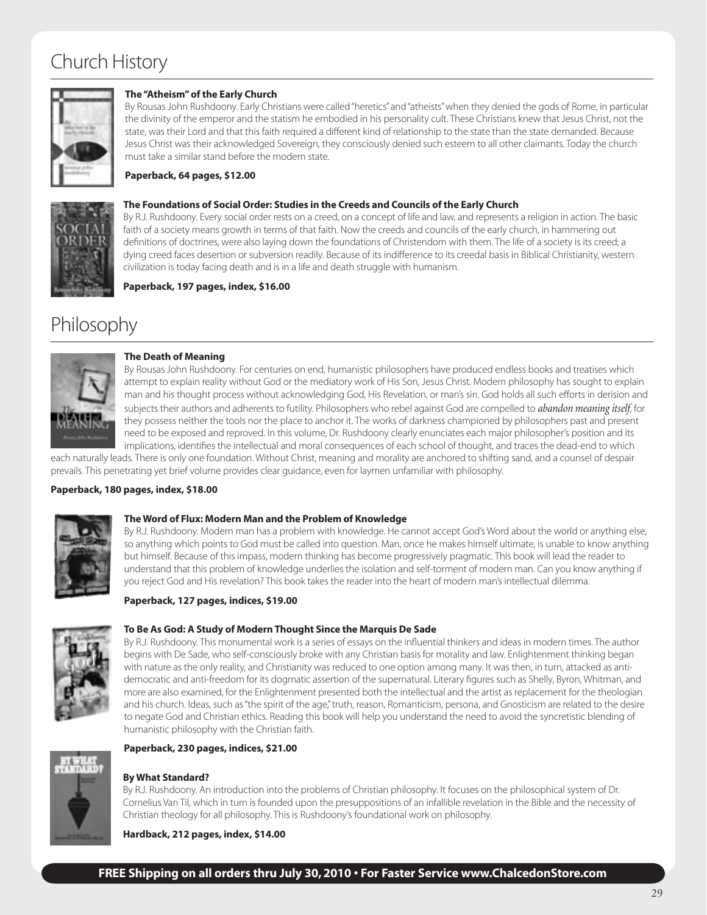# Church History

**The "Atheism" of the Early Church**

By Rousas John Rushdoony. Early Christians were called "heretics" and "atheists" when they denied the gods of Rome, in particular the divinity of the emperor and the statism he embodied in his personality cult. These Christians knew that Jesus Christ, not the state, was their Lord and that this faith required a different kind of relationship to the state than the state demanded. Because Jesus Christ was their acknowledged Sovereign, they consciously denied such esteem to all other claimants. Today the church must take a similar stand before the modern state.

**Paperback, 64 pages, $12.00**

**The Foundations of Social Order: Studies in the Creeds and Councils of the Early Church**

By R.J. Rushdoony. Every social order rests on a creed, on a concept of life and law, and represents a religion in action. The basic faith of a society means growth in terms of that faith. Now the creeds and councils of the early church, in hammering out definitions of doctrines, were also laying down the foundations of Christendom with them. The life of a society is its creed; a dying creed faces desertion or subversion readily. Because of its indifference to its creedal basis in Biblical Christianity, western civilization is today facing death and is in a life and death struggle with humanism.

**Paperback, 197 pages, index, $16.00**

# Philosophy

**The Death of Meaning**

By Rousas John Rushdoony. For centuries on end, humanistic philosophers have produced endless books and treatises which attempt to explain reality without God or the mediatory work of His Son, Jesus Christ. Modern philosophy has sought to explain man and his thought process without acknowledging God, His Revelation, or man's sin. God holds all such efforts in derision and subjects their authors and adherents to futility. Philosophers who rebel against God are compelled to *abandon meaning itself*, for they possess neither the tools nor the place to anchor it. The works of darkness championed by philosophers past and present need to be exposed and reproved. In this volume, Dr. Rushdoony clearly enunciates each major philosopher's position and its implications, identifies the intellectual and moral consequences of each school of thought, and traces the dead-end to which each naturally leads. There is only one foundation. Without Christ, meaning and morality are anchored to shifting sand, and a counsel of despair prevails. This penetrating yet brief volume provides clear guidance, even for laymen unfamiliar with philosophy.

**Paperback, 180 pages, index, $18.00**

**The Word of Flux: Modern Man and the Problem of Knowledge**

By R.J. Rushdoony. Modern man has a problem with knowledge. He cannot accept God's Word about the world or anything else, so anything which points to God must be called into question. Man, once he makes himself ultimate, is unable to know anything but himself. Because of this impass, modern thinking has become progressively pragmatic. This book will lead the reader to understand that this problem of knowledge underlies the isolation and self-torment of modern man. Can you know anything if you reject God and His revelation? This book takes the reader into the heart of modern man's intellectual dilemma.

**Paperback, 127 pages, indices, $19.00**

**To Be As God: A Study of Modern Thought Since the Marquis De Sade**

By R.J. Rushdoony. This monumental work is a series of essays on the influential thinkers and ideas in modern times. The author begins with De Sade, who self-consciously broke with any Christian basis for morality and law. Enlightenment thinking began with nature as the only reality, and Christianity was reduced to one option among many. It was then, in turn, attacked as anti-democratic and anti-freedom for its dogmatic assertion of the supernatural. Literary figures such as Shelly, Byron, Whitman, and more are also examined, for the Enlightenment presented both the intellectual and the artist as replacement for the theologian and his church. Ideas, such as "the spirit of the age," truth, reason, Romanticism, persona, and Gnosticism are related to the desire to negate God and Christian ethics. Reading this book will help you understand the need to avoid the syncretistic blending of humanistic philosophy with the Christian faith.

**Paperback, 230 pages, indices, $21.00**

**By What Standard?**

By R.J. Rushdoony. An introduction into the problems of Christian philosophy. It focuses on the philosophical system of Dr. Cornelius Van Til, which in turn is founded upon the presuppositions of an infallible revelation in the Bible and the necessity of Christian theology for all philosophy. This is Rushdoony's foundational work on philosophy.

**Hardback, 212 pages, index, $14.00**

**FREE Shipping on all orders thru July 30, 2010 • For Faster Service www.ChalcedonStore.com**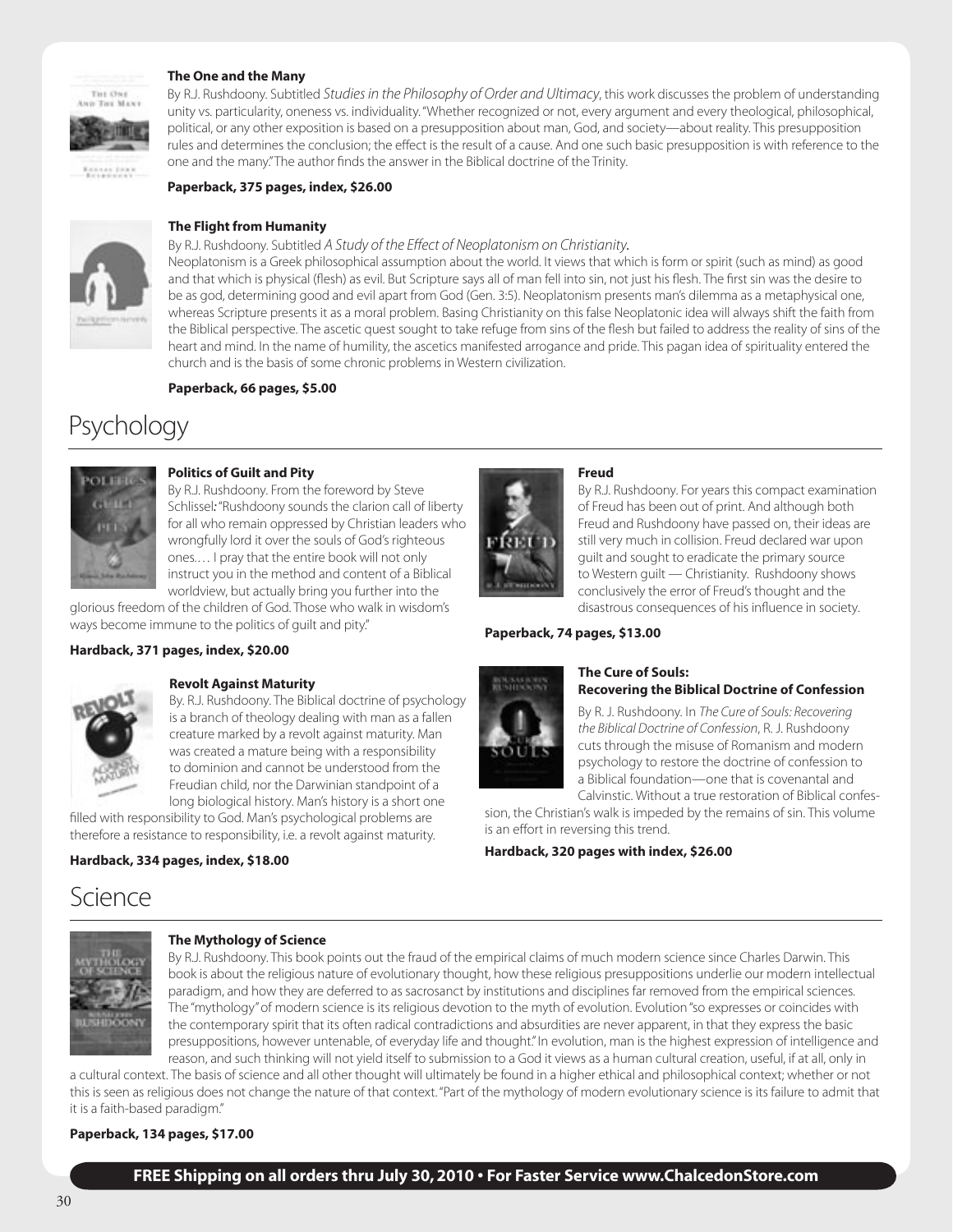**The One and the Many**

By R.J. Rushdoony. Subtitled *Studies in the Philosophy of Order and Ultimacy*, this work discusses the problem of understanding unity vs. particularity, oneness vs. individuality. "Whether recognized or not, every argument and every theological, philosophical, political, or any other exposition is based on a presupposition about man, God, and society—about reality. This presupposition rules and determines the conclusion; the effect is the result of a cause. And one such basic presupposition is with reference to the one and the many." The author finds the answer in the Biblical doctrine of the Trinity.

**Paperback, 375 pages, index, $26.00**

**The Flight from Humanity**

By R.J. Rushdoony. Subtitled *A Study of the Effect of Neoplatonism on Christianity*.

Neoplatonism is a Greek philosophical assumption about the world. It views that which is form or spirit (such as mind) as good and that which is physical (flesh) as evil. But Scripture says all of man fell into sin, not just his flesh. The first sin was the desire to be as god, determining good and evil apart from God (Gen. 3:5). Neoplatonism presents man's dilemma as a metaphysical one, whereas Scripture presents it as a moral problem. Basing Christianity on this false Neoplatonic idea will always shift the faith from the Biblical perspective. The ascetic quest sought to take refuge from sins of the flesh but failed to address the reality of sins of the heart and mind. In the name of humility, the ascetics manifested arrogance and pride. This pagan idea of spirituality entered the church and is the basis of some chronic problems in Western civilization.

**Paperback, 66 pages, $5.00**

# Psychology

**Politics of Guilt and Pity**

By R.J. Rushdoony. From the foreword by Steve Schlissel: "Rushdoony sounds the clarion call of liberty for all who remain oppressed by Christian leaders who wrongfully lord it over the souls of God's righteous ones.… I pray that the entire book will not only instruct you in the method and content of a Biblical worldview, but actually bring you further into the glorious freedom of the children of God. Those who walk in wisdom's ways become immune to the politics of guilt and pity."

**Hardback, 371 pages, index, $20.00**

**Revolt Against Maturity**

By. R.J. Rushdoony. The Biblical doctrine of psychology is a branch of theology dealing with man as a fallen creature marked by a revolt against maturity. Man was created a mature being with a responsibility to dominion and cannot be understood from the Freudian child, nor the Darwinian standpoint of a long biological history. Man's history is a short one filled with responsibility to God. Man's psychological problems are therefore a resistance to responsibility, i.e. a revolt against maturity.

**Hardback, 334 pages, index, $18.00**

**Freud**

By R.J. Rushdoony. For years this compact examination of Freud has been out of print. And although both Freud and Rushdoony have passed on, their ideas are still very much in collision. Freud declared war upon guilt and sought to eradicate the primary source to Western guilt — Christianity. Rushdoony shows conclusively the error of Freud's thought and the disastrous consequences of his influence in society.

**Paperback, 74 pages, $13.00**

**The Cure of Souls: Recovering the Biblical Doctrine of Confession**

By R. J. Rushdoony. In *The Cure of Souls: Recovering the Biblical Doctrine of Confession*, R. J. Rushdoony cuts through the misuse of Romanism and modern psychology to restore the doctrine of confession to a Biblical foundation—one that is covenantal and Calvinstic. Without a true restoration of Biblical confession, the Christian's walk is impeded by the remains of sin. This volume is an effort in reversing this trend.

**Hardback, 320 pages with index, $26.00**

# Science

**The Mythology of Science**

By R.J. Rushdoony. This book points out the fraud of the empirical claims of much modern science since Charles Darwin. This book is about the religious nature of evolutionary thought, how these religious presuppositions underlie our modern intellectual paradigm, and how they are deferred to as sacrosanct by institutions and disciplines far removed from the empirical sciences. The "mythology" of modern science is its religious devotion to the myth of evolution. Evolution "so expresses or coincides with the contemporary spirit that its often radical contradictions and absurdities are never apparent, in that they express the basic presuppositions, however untenable, of everyday life and thought." In evolution, man is the highest expression of intelligence and reason, and such thinking will not yield itself to submission to a God it views as a human cultural creation, useful, if at all, only in a cultural context. The basis of science and all other thought will ultimately be found in a higher ethical and philosophical context; whether or not this is seen as religious does not change the nature of that context. "Part of the mythology of modern evolutionary science is its failure to admit that it is a faith-based paradigm."

**Paperback, 134 pages, $17.00**

**FREE Shipping on all orders thru July 30, 2010 • For Faster Service www.ChalcedonStore.com**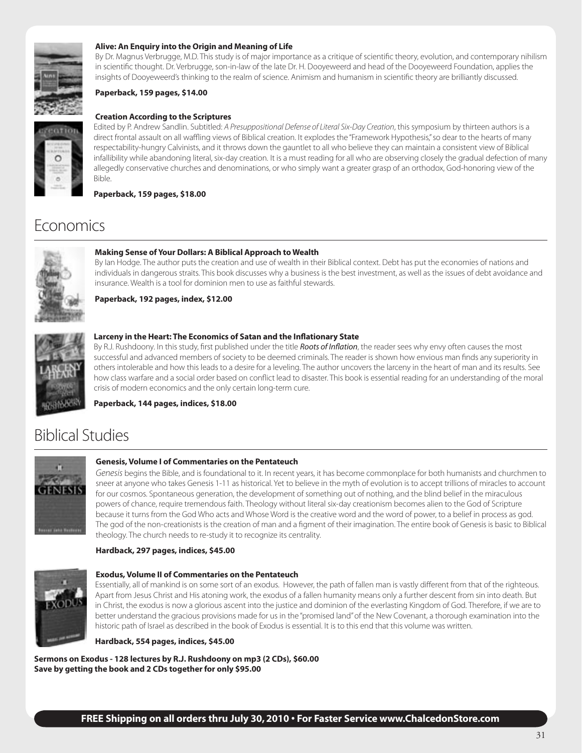**Alive: An Enquiry into the Origin and Meaning of Life**

By Dr. Magnus Verbrugge, M.D. This study is of major importance as a critique of scientific theory, evolution, and contemporary nihilism in scientific thought. Dr. Verbrugge, son-in-law of the late Dr. H. Dooyeweerd and head of the Dooyeweerd Foundation, applies the insights of Dooyeweerd's thinking to the realm of science. Animism and humanism in scientific theory are brilliantly discussed.

**Paperback, 159 pages, $14.00**

**Creation According to the Scriptures**

Edited by P. Andrew Sandlin. Subtitled: *A Presuppositional Defense of Literal Six-Day Creation*, this symposium by thirteen authors is a direct frontal assault on all waffling views of Biblical creation. It explodes the "Framework Hypothesis," so dear to the hearts of many respectability-hungry Calvinists, and it throws down the gauntlet to all who believe they can maintain a consistent view of Biblical infallibility while abandoning literal, six-day creation. It is a must reading for all who are observing closely the gradual defection of many allegedly conservative churches and denominations, or who simply want a greater grasp of an orthodox, God-honoring view of the Bible.

**Paperback, 159 pages, $18.00**

# Economics

**Making Sense of Your Dollars: A Biblical Approach to Wealth**

By Ian Hodge. The author puts the creation and use of wealth in their Biblical context. Debt has put the economies of nations and individuals in dangerous straits. This book discusses why a business is the best investment, as well as the issues of debt avoidance and insurance. Wealth is a tool for dominion men to use as faithful stewards.

**Paperback, 192 pages, index, $12.00**

**Larceny in the Heart: The Economics of Satan and the Inflationary State**

By R.J. Rushdoony. In this study, first published under the title ***Roots of Inflation***, the reader sees why envy often causes the most successful and advanced members of society to be deemed criminals. The reader is shown how envious man finds any superiority in others intolerable and how this leads to a desire for a leveling. The author uncovers the larceny in the heart of man and its results. See how class warfare and a social order based on conflict lead to disaster. This book is essential reading for an understanding of the moral crisis of modern economics and the only certain long-term cure.

**Paperback, 144 pages, indices, $18.00**

# Biblical Studies

**Genesis, Volume I of Commentaries on the Pentateuch**

*Genesis* begins the Bible, and is foundational to it. In recent years, it has become commonplace for both humanists and churchmen to sneer at anyone who takes Genesis 1-11 as historical. Yet to believe in the myth of evolution is to accept trillions of miracles to account for our cosmos. Spontaneous generation, the development of something out of nothing, and the blind belief in the miraculous powers of chance, require tremendous faith. Theology without literal six-day creationism becomes alien to the God of Scripture because it turns from the God Who acts and Whose Word is the creative word and the word of power, to a belief in process as god. The god of the non-creationists is the creation of man and a figment of their imagination. The entire book of Genesis is basic to Biblical theology. The church needs to re-study it to recognize its centrality.

**Hardback, 297 pages, indices, $45.00**

**Exodus, Volume II of Commentaries on the Pentateuch**

Essentially, all of mankind is on some sort of an exodus. However, the path of fallen man is vastly different from that of the righteous. Apart from Jesus Christ and His atoning work, the exodus of a fallen humanity means only a further descent from sin into death. But in Christ, the exodus is now a glorious ascent into the justice and dominion of the everlasting Kingdom of God. Therefore, if we are to better understand the gracious provisions made for us in the "promised land" of the New Covenant, a thorough examination into the historic path of Israel as described in the book of Exodus is essential. It is to this end that this volume was written.

**Hardback, 554 pages, indices, $45.00**

**Sermons on Exodus - 128 lectures by R.J. Rushdoony on mp3 (2 CDs), $60.00**
**Save by getting the book and 2 CDs together for only $95.00**

**FREE Shipping on all orders thru July 30, 2010 • For Faster Service www.ChalcedonStore.com**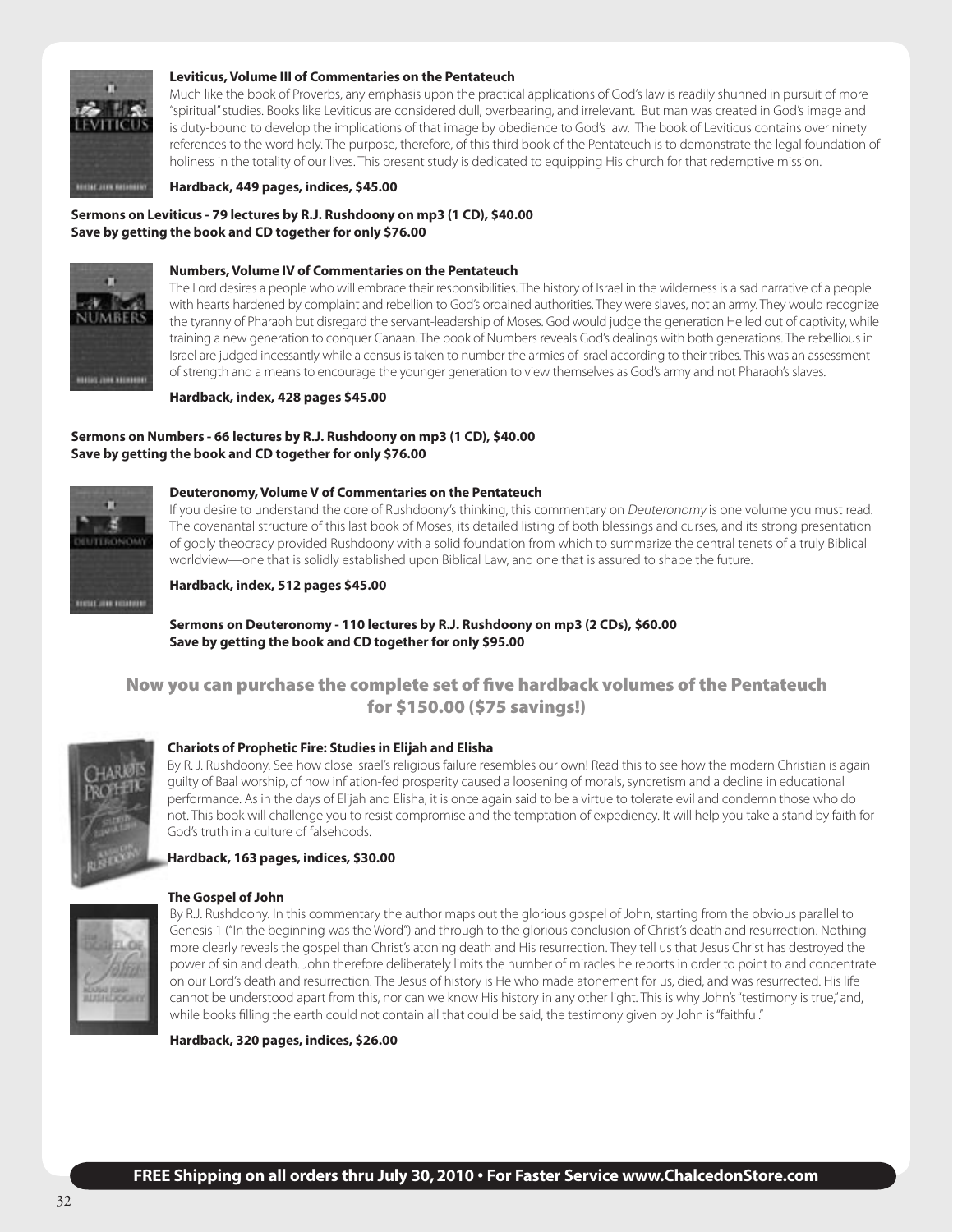**Leviticus, Volume III of Commentaries on the Pentateuch**

Much like the book of Proverbs, any emphasis upon the practical applications of God's law is readily shunned in pursuit of more "spiritual" studies. Books like Leviticus are considered dull, overbearing, and irrelevant. But man was created in God's image and is duty-bound to develop the implications of that image by obedience to God's law. The book of Leviticus contains over ninety references to the word holy. The purpose, therefore, of this third book of the Pentateuch is to demonstrate the legal foundation of holiness in the totality of our lives. This present study is dedicated to equipping His church for that redemptive mission.

**Hardback, 449 pages, indices, $45.00**

**Sermons on Leviticus - 79 lectures by R.J. Rushdoony on mp3 (1 CD), $40.00**
**Save by getting the book and CD together for only $76.00**

**Numbers, Volume IV of Commentaries on the Pentateuch**

The Lord desires a people who will embrace their responsibilities. The history of Israel in the wilderness is a sad narrative of a people with hearts hardened by complaint and rebellion to God's ordained authorities. They were slaves, not an army. They would recognize the tyranny of Pharaoh but disregard the servant-leadership of Moses. God would judge the generation He led out of captivity, while training a new generation to conquer Canaan. The book of Numbers reveals God's dealings with both generations. The rebellious in Israel are judged incessantly while a census is taken to number the armies of Israel according to their tribes. This was an assessment of strength and a means to encourage the younger generation to view themselves as God's army and not Pharaoh's slaves.

**Hardback, index, 428 pages $45.00**

**Sermons on Numbers - 66 lectures by R.J. Rushdoony on mp3 (1 CD), $40.00**
**Save by getting the book and CD together for only $76.00**

**Deuteronomy, Volume V of Commentaries on the Pentateuch**

If you desire to understand the core of Rushdoony's thinking, this commentary on *Deuteronomy* is one volume you must read. The covenantal structure of this last book of Moses, its detailed listing of both blessings and curses, and its strong presentation of godly theocracy provided Rushdoony with a solid foundation from which to summarize the central tenets of a truly Biblical worldview—one that is solidly established upon Biblical Law, and one that is assured to shape the future.

**Hardback, index, 512 pages $45.00**

**Sermons on Deuteronomy - 110 lectures by R.J. Rushdoony on mp3 (2 CDs), $60.00**
**Save by getting the book and CD together for only $95.00**

## Now you can purchase the complete set of five hardback volumes of the Pentateuch for $150.00 ($75 savings!)

**Chariots of Prophetic Fire: Studies in Elijah and Elisha**

By R. J. Rushdoony. See how close Israel's religious failure resembles our own! Read this to see how the modern Christian is again guilty of Baal worship, of how inflation-fed prosperity caused a loosening of morals, syncretism and a decline in educational performance. As in the days of Elijah and Elisha, it is once again said to be a virtue to tolerate evil and condemn those who do not. This book will challenge you to resist compromise and the temptation of expediency. It will help you take a stand by faith for God's truth in a culture of falsehoods.

**Hardback, 163 pages, indices, $30.00**

**The Gospel of John**

By R.J. Rushdoony. In this commentary the author maps out the glorious gospel of John, starting from the obvious parallel to Genesis 1 ("In the beginning was the Word") and through to the glorious conclusion of Christ's death and resurrection. Nothing more clearly reveals the gospel than Christ's atoning death and His resurrection. They tell us that Jesus Christ has destroyed the power of sin and death. John therefore deliberately limits the number of miracles he reports in order to point to and concentrate on our Lord's death and resurrection. The Jesus of history is He who made atonement for us, died, and was resurrected. His life cannot be understood apart from this, nor can we know His history in any other light. This is why John's "testimony is true," and, while books filling the earth could not contain all that could be said, the testimony given by John is "faithful."

**Hardback, 320 pages, indices, $26.00**

**FREE Shipping on all orders thru July 30, 2010 • For Faster Service www.ChalcedonStore.com**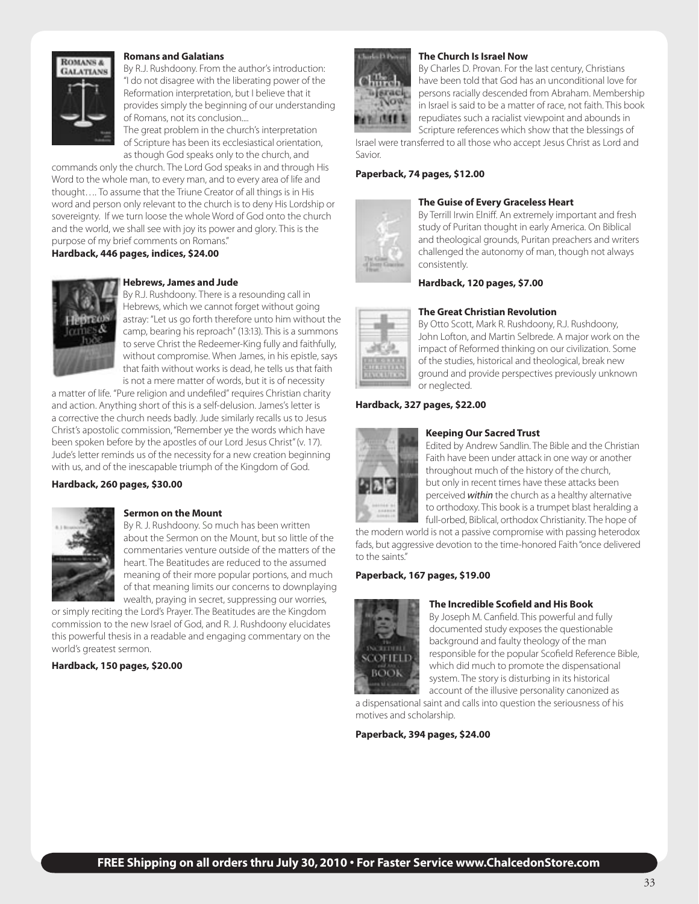**Romans and Galatians**

By R.J. Rushdoony. From the author's introduction: "I do not disagree with the liberating power of the Reformation interpretation, but I believe that it provides simply the beginning of our understanding of Romans, not its conclusion.... The great problem in the church's interpretation of Scripture has been its ecclesiastical orientation, as though God speaks only to the church, and commands only the church. The Lord God speaks in and through His Word to the whole man, to every man, and to every area of life and thought…. To assume that the Triune Creator of all things is in His word and person only relevant to the church is to deny His Lordship or sovereignty. If we turn loose the whole Word of God onto the church and the world, we shall see with joy its power and glory. This is the purpose of my brief comments on Romans."

**Hardback, 446 pages, indices, $24.00**

**Hebrews, James and Jude**

By R.J. Rushdoony. There is a resounding call in Hebrews, which we cannot forget without going astray: "Let us go forth therefore unto him without the camp, bearing his reproach" (13:13). This is a summons to serve Christ the Redeemer-King fully and faithfully, without compromise. When James, in his epistle, says that faith without works is dead, he tells us that faith is not a mere matter of words, but it is of necessity a matter of life. "Pure religion and undefiled" requires Christian charity and action. Anything short of this is a self-delusion. James's letter is a corrective the church needs badly. Jude similarly recalls us to Jesus Christ's apostolic commission, "Remember ye the words which have been spoken before by the apostles of our Lord Jesus Christ" (v. 17). Jude's letter reminds us of the necessity for a new creation beginning with us, and of the inescapable triumph of the Kingdom of God.

**Hardback, 260 pages, $30.00**

**Sermon on the Mount**

By R. J. Rushdoony. So much has been written about the Sermon on the Mount, but so little of the commentaries venture outside of the matters of the heart. The Beatitudes are reduced to the assumed meaning of their more popular portions, and much of that meaning limits our concerns to downplaying wealth, praying in secret, suppressing our worries, or simply reciting the Lord's Prayer. The Beatitudes are the Kingdom commission to the new Israel of God, and R. J. Rushdoony elucidates this powerful thesis in a readable and engaging commentary on the world's greatest sermon.

**Hardback, 150 pages, $20.00**

**The Church Is Israel Now**

By Charles D. Provan. For the last century, Christians have been told that God has an unconditional love for persons racially descended from Abraham. Membership in Israel is said to be a matter of race, not faith. This book repudiates such a racialist viewpoint and abounds in Scripture references which show that the blessings of Israel were transferred to all those who accept Jesus Christ as Lord and Savior.

**Paperback, 74 pages, $12.00**

**The Guise of Every Graceless Heart**

By Terrill Irwin Elniff. An extremely important and fresh study of Puritan thought in early America. On Biblical and theological grounds, Puritan preachers and writers challenged the autonomy of man, though not always consistently.

**Hardback, 120 pages, $7.00**

**The Great Christian Revolution**

By Otto Scott, Mark R. Rushdoony, R.J. Rushdoony, John Lofton, and Martin Selbrede. A major work on the impact of Reformed thinking on our civilization. Some of the studies, historical and theological, break new ground and provide perspectives previously unknown or neglected.

**Hardback, 327 pages, $22.00**

**Keeping Our Sacred Trust**

Edited by Andrew Sandlin. The Bible and the Christian Faith have been under attack in one way or another throughout much of the history of the church, but only in recent times have these attacks been perceived *within* the church as a healthy alternative to orthodoxy. This book is a trumpet blast heralding a full-orbed, Biblical, orthodox Christianity. The hope of the modern world is not a passive compromise with passing heterodox fads, but aggressive devotion to the time-honored Faith "once delivered to the saints."

**Paperback, 167 pages, $19.00**

**The Incredible Scofield and His Book**

By Joseph M. Canfield. This powerful and fully documented study exposes the questionable background and faulty theology of the man responsible for the popular Scofield Reference Bible, which did much to promote the dispensational system. The story is disturbing in its historical account of the illusive personality canonized as a dispensational saint and calls into question the seriousness of his motives and scholarship.

**Paperback, 394 pages, $24.00**

**FREE Shipping on all orders thru July 30, 2010 • For Faster Service www.ChalcedonStore.com**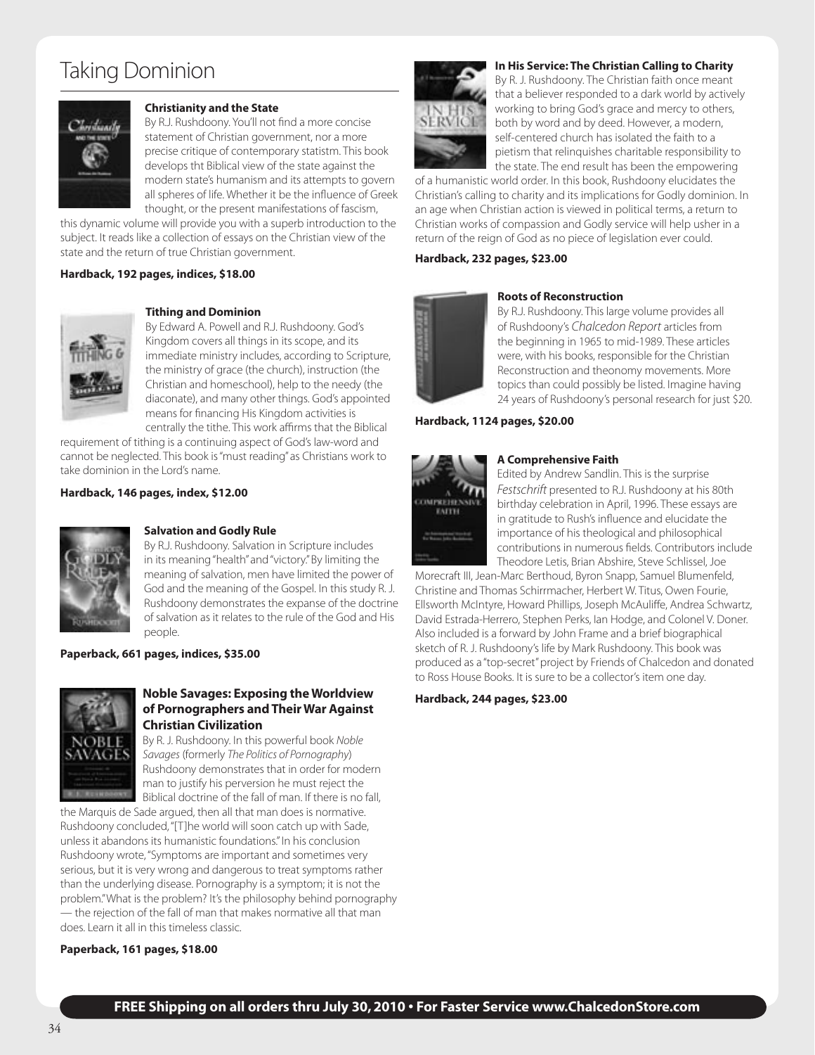# Taking Dominion

### Christianity and the State

By R.J. Rushdoony. You'll not find a more concise statement of Christian government, nor a more precise critique of contemporary statistm. This book develops tht Biblical view of the state against the modern state's humanism and its attempts to govern all spheres of life. Whether it be the influence of Greek thought, or the present manifestations of fascism, this dynamic volume will provide you with a superb introduction to the subject. It reads like a collection of essays on the Christian view of the state and the return of true Christian government.

**Hardback, 192 pages, indices, $18.00**

### Tithing and Dominion

By Edward A. Powell and R.J. Rushdoony. God's Kingdom covers all things in its scope, and its immediate ministry includes, according to Scripture, the ministry of grace (the church), instruction (the Christian and homeschool), help to the needy (the diaconate), and many other things. God's appointed means for financing His Kingdom activities is centrally the tithe. This work affirms that the Biblical requirement of tithing is a continuing aspect of God's law-word and cannot be neglected. This book is "must reading" as Christians work to take dominion in the Lord's name.

**Hardback, 146 pages, index, $12.00**

### Salvation and Godly Rule

By R.J. Rushdoony. Salvation in Scripture includes in its meaning "health" and "victory." By limiting the meaning of salvation, men have limited the power of God and the meaning of the Gospel. In this study R. J. Rushdoony demonstrates the expanse of the doctrine of salvation as it relates to the rule of the God and His people.

**Paperback, 661 pages, indices, $35.00**

### Noble Savages: Exposing the Worldview of Pornographers and Their War Against Christian Civilization

By R. J. Rushdoony. In this powerful book *Noble Savages* (formerly *The Politics of Pornography*) Rushdoony demonstrates that in order for modern man to justify his perversion he must reject the Biblical doctrine of the fall of man. If there is no fall, the Marquis de Sade argued, then all that man does is normative. Rushdoony concluded, "[T]he world will soon catch up with Sade, unless it abandons its humanistic foundations." In his conclusion Rushdoony wrote, "Symptoms are important and sometimes very serious, but it is very wrong and dangerous to treat symptoms rather than the underlying disease. Pornography is a symptom; it is not the problem." What is the problem? It's the philosophy behind pornography — the rejection of the fall of man that makes normative all that man does. Learn it all in this timeless classic.

**Paperback, 161 pages, $18.00**

### In His Service: The Christian Calling to Charity

By R. J. Rushdoony. The Christian faith once meant that a believer responded to a dark world by actively working to bring God's grace and mercy to others, both by word and by deed. However, a modern, self-centered church has isolated the faith to a pietism that relinquishes charitable responsibility to the state. The end result has been the empowering of a humanistic world order. In this book, Rushdoony elucidates the Christian's calling to charity and its implications for Godly dominion. In an age when Christian action is viewed in political terms, a return to Christian works of compassion and Godly service will help usher in a return of the reign of God as no piece of legislation ever could.

**Hardback, 232 pages, $23.00**

### Roots of Reconstruction

By R.J. Rushdoony. This large volume provides all of Rushdoony's *Chalcedon Report* articles from the beginning in 1965 to mid-1989. These articles were, with his books, responsible for the Christian Reconstruction and theonomy movements. More topics than could possibly be listed. Imagine having 24 years of Rushdoony's personal research for just $20.

**Hardback, 1124 pages, $20.00**

### A Comprehensive Faith

Edited by Andrew Sandlin. This is the surprise *Festschrift* presented to R.J. Rushdoony at his 80th birthday celebration in April, 1996. These essays are in gratitude to Rush's influence and elucidate the importance of his theological and philosophical contributions in numerous fields. Contributors include Theodore Letis, Brian Abshire, Steve Schlissel, Joe Morecraft III, Jean-Marc Berthoud, Byron Snapp, Samuel Blumenfeld, Christine and Thomas Schirrmacher, Herbert W. Titus, Owen Fourie, Ellsworth McIntyre, Howard Phillips, Joseph McAuliffe, Andrea Schwartz, David Estrada-Herrero, Stephen Perks, Ian Hodge, and Colonel V. Doner. Also included is a forward by John Frame and a brief biographical sketch of R. J. Rushdoony's life by Mark Rushdoony. This book was produced as a "top-secret" project by Friends of Chalcedon and donated to Ross House Books. It is sure to be a collector's item one day.

**Hardback, 244 pages, $23.00**

**FREE Shipping on all orders thru July 30, 2010 • For Faster Service www.ChalcedonStore.com**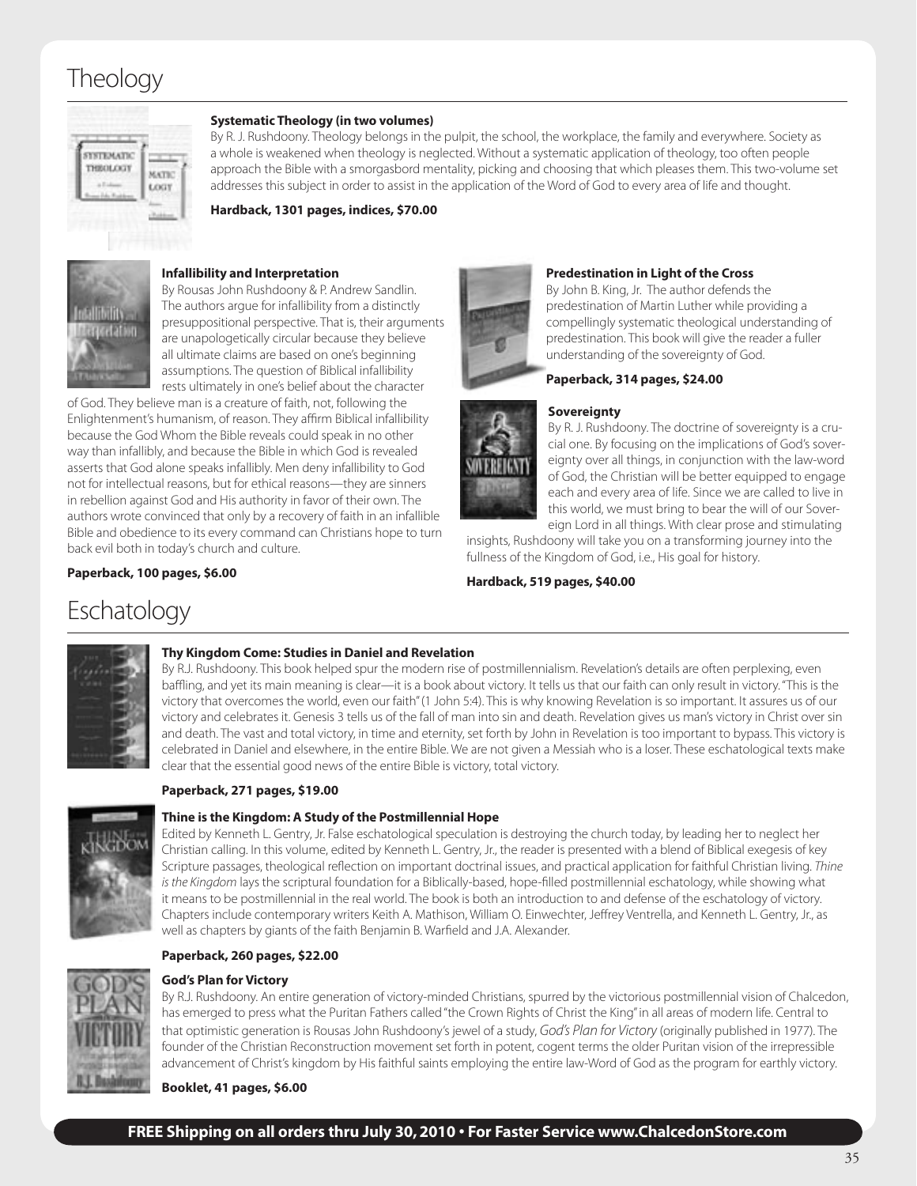# Theology

**Systematic Theology (in two volumes)**

By R. J. Rushdoony. Theology belongs in the pulpit, the school, the workplace, the family and everywhere. Society as a whole is weakened when theology is neglected. Without a systematic application of theology, too often people approach the Bible with a smorgasbord mentality, picking and choosing that which pleases them. This two-volume set addresses this subject in order to assist in the application of the Word of God to every area of life and thought.

**Hardback, 1301 pages, indices, $70.00**

**Infallibility and Interpretation**

By Rousas John Rushdoony & P. Andrew Sandlin. The authors argue for infallibility from a distinctly presuppositional perspective. That is, their arguments are unapologetically circular because they believe all ultimate claims are based on one's beginning assumptions. The question of Biblical infallibility rests ultimately in one's belief about the character of God. They believe man is a creature of faith, not, following the Enlightenment's humanism, of reason. They affirm Biblical infallibility because the God Whom the Bible reveals could speak in no other way than infallibly, and because the Bible in which God is revealed asserts that God alone speaks infallibly. Men deny infallibility to God not for intellectual reasons, but for ethical reasons—they are sinners in rebellion against God and His authority in favor of their own. The authors wrote convinced that only by a recovery of faith in an infallible Bible and obedience to its every command can Christians hope to turn back evil both in today's church and culture.

**Paperback, 100 pages, $6.00**

**Predestination in Light of the Cross**

By John B. King, Jr. The author defends the predestination of Martin Luther while providing a compellingly systematic theological understanding of predestination. This book will give the reader a fuller understanding of the sovereignty of God.

**Paperback, 314 pages, $24.00**

**Sovereignty**

By R. J. Rushdoony. The doctrine of sovereignty is a crucial one. By focusing on the implications of God's sovereignty over all things, in conjunction with the law-word of God, the Christian will be better equipped to engage each and every area of life. Since we are called to live in this world, we must bring to bear the will of our Sovereign Lord in all things. With clear prose and stimulating insights, Rushdoony will take you on a transforming journey into the fullness of the Kingdom of God, i.e., His goal for history.

**Hardback, 519 pages, $40.00**

# Eschatology

**Thy Kingdom Come: Studies in Daniel and Revelation**

By R.J. Rushdoony. This book helped spur the modern rise of postmillennialism. Revelation's details are often perplexing, even baffling, and yet its main meaning is clear—it is a book about victory. It tells us that our faith can only result in victory. "This is the victory that overcomes the world, even our faith" (1 John 5:4). This is why knowing Revelation is so important. It assures us of our victory and celebrates it. Genesis 3 tells us of the fall of man into sin and death. Revelation gives us man's victory in Christ over sin and death. The vast and total victory, in time and eternity, set forth by John in Revelation is too important to bypass. This victory is celebrated in Daniel and elsewhere, in the entire Bible. We are not given a Messiah who is a loser. These eschatological texts make clear that the essential good news of the entire Bible is victory, total victory.

**Paperback, 271 pages, $19.00**

**Thine is the Kingdom: A Study of the Postmillennial Hope**

Edited by Kenneth L. Gentry, Jr. False eschatological speculation is destroying the church today, by leading her to neglect her Christian calling. In this volume, edited by Kenneth L. Gentry, Jr., the reader is presented with a blend of Biblical exegesis of key Scripture passages, theological reflection on important doctrinal issues, and practical application for faithful Christian living. *Thine is the Kingdom* lays the scriptural foundation for a Biblically-based, hope-filled postmillennial eschatology, while showing what it means to be postmillennial in the real world. The book is both an introduction to and defense of the eschatology of victory. Chapters include contemporary writers Keith A. Mathison, William O. Einwechter, Jeffrey Ventrella, and Kenneth L. Gentry, Jr., as well as chapters by giants of the faith Benjamin B. Warfield and J.A. Alexander.

**Paperback, 260 pages, $22.00**

**God's Plan for Victory**

By R.J. Rushdoony. An entire generation of victory-minded Christians, spurred by the victorious postmillennial vision of Chalcedon, has emerged to press what the Puritan Fathers called "the Crown Rights of Christ the King" in all areas of modern life. Central to that optimistic generation is Rousas John Rushdoony's jewel of a study, *God's Plan for Victory* (originally published in 1977). The founder of the Christian Reconstruction movement set forth in potent, cogent terms the older Puritan vision of the irrepressible advancement of Christ's kingdom by His faithful saints employing the entire law-Word of God as the program for earthly victory.

**Booklet, 41 pages, $6.00**

**FREE Shipping on all orders thru July 30, 2010 • For Faster Service www.ChalcedonStore.com**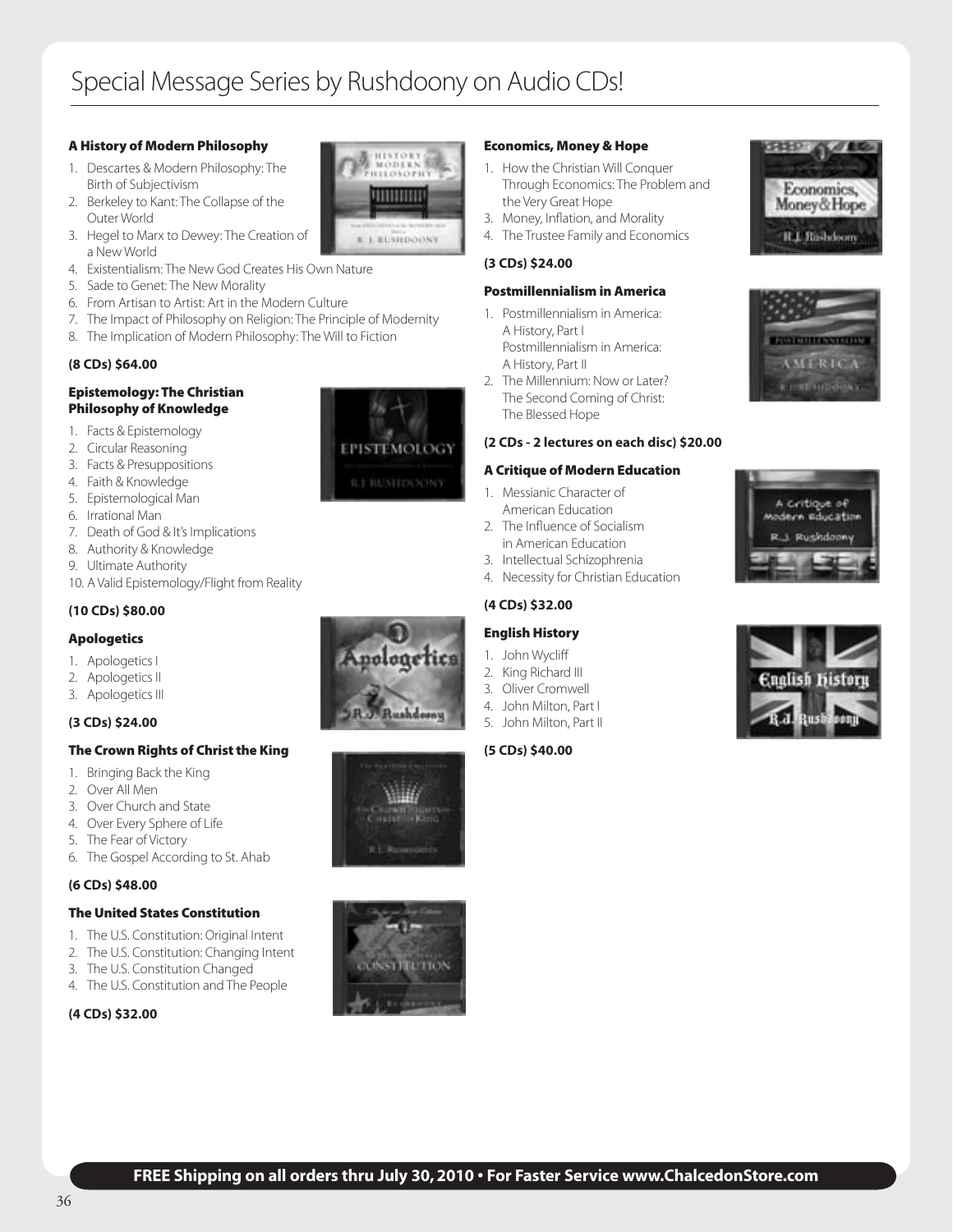# Special Message Series by Rushdoony on Audio CDs!

### A History of Modern Philosophy

1. Descartes & Modern Philosophy: The Birth of Subjectivism
2. Berkeley to Kant: The Collapse of the Outer World
3. Hegel to Marx to Dewey: The Creation of a New World
4. Existentialism: The New God Creates His Own Nature
5. Sade to Genet: The New Morality
6. From Artisan to Artist: Art in the Modern Culture
7. The Impact of Philosophy on Religion: The Principle of Modernity
8. The Implication of Modern Philosophy: The Will to Fiction

**(8 CDs) $64.00**

### Epistemology: The Christian Philosophy of Knowledge

1. Facts & Epistemology
2. Circular Reasoning
3. Facts & Presuppositions
4. Faith & Knowledge
5. Epistemological Man
6. Irrational Man
7. Death of God & It's Implications
8. Authority & Knowledge
9. Ultimate Authority
10. A Valid Epistemology/Flight from Reality

**(10 CDs) $80.00**

### Apologetics

1. Apologetics I
2. Apologetics II
3. Apologetics III

**(3 CDs) $24.00**

### The Crown Rights of Christ the King

1. Bringing Back the King
2. Over All Men
3. Over Church and State
4. Over Every Sphere of Life
5. The Fear of Victory
6. The Gospel According to St. Ahab

**(6 CDs) $48.00**

### The United States Constitution

1. The U.S. Constitution: Original Intent
2. The U.S. Constitution: Changing Intent
3. The U.S. Constitution Changed
4. The U.S. Constitution and The People

**(4 CDs) $32.00**

### Economics, Money & Hope

1. How the Christian Will Conquer Through Economics: The Problem and the Very Great Hope
3. Money, Inflation, and Morality
4. The Trustee Family and Economics

**(3 CDs) $24.00**

### Postmillennialism in America

1. Postmillennialism in America: A History, Part I
   Postmillennialism in America: A History, Part II
2. The Millennium: Now or Later?
   The Second Coming of Christ: The Blessed Hope

**(2 CDs - 2 lectures on each disc) $20.00**

### A Critique of Modern Education

1. Messianic Character of American Education
2. The Influence of Socialism in American Education
3. Intellectual Schizophrenia
4. Necessity for Christian Education

**(4 CDs) $32.00**

### English History

1. John Wycliff
2. King Richard III
3. Oliver Cromwell
4. John Milton, Part I
5. John Milton, Part II

**(5 CDs) $40.00**

**FREE Shipping on all orders thru July 30, 2010 • For Faster Service www.ChalcedonStore.com**